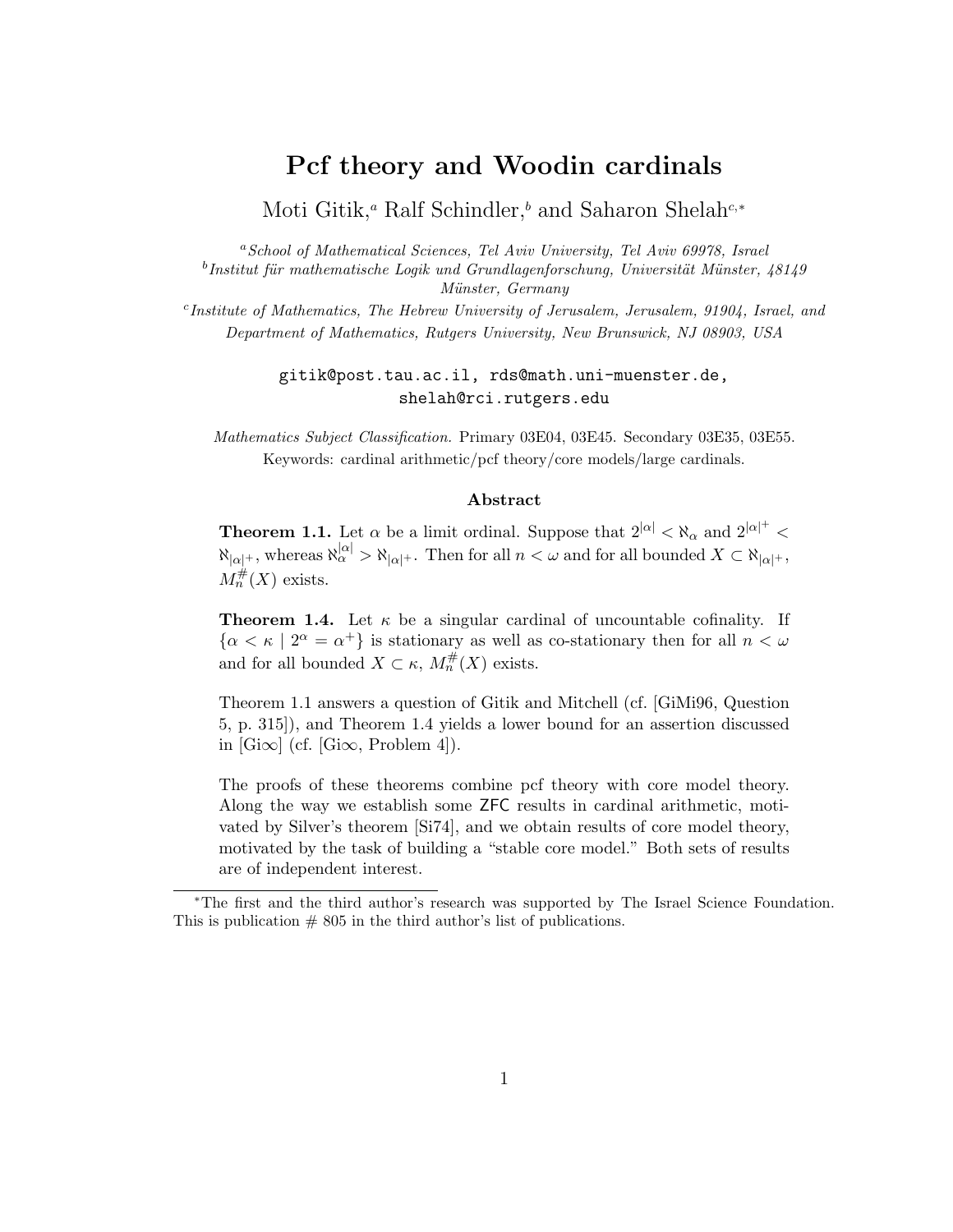# Pcf theory and Woodin cardinals

Moti Gitik,[a] Ralf Schindler,[b] and Saharon Shelah[c,*]

[a] *School of Mathematical Sciences, Tel Aviv University, Tel Aviv 69978, Israel*

[b] *Institut für mathematische Logik und Grundlagenforschung, Universität Münster, 48149 Münster, Germany*

[c] *Institute of Mathematics, The Hebrew University of Jerusalem, Jerusalem, 91904, Israel, and Department of Mathematics, Rutgers University, New Brunswick, NJ 08903, USA*

gitik@post.tau.ac.il, rds@math.uni-muenster.de, shelah@rci.rutgers.edu

*Mathematics Subject Classification.* Primary 03E04, 03E45. Secondary 03E35, 03E55.
Keywords: cardinal arithmetic/pcf theory/core models/large cardinals.

### Abstract

**Theorem 1.1.** Let $\alpha$ be a limit ordinal. Suppose that $2^{|\alpha|} < \aleph_\alpha$ and $2^{|\alpha|^+} < \aleph_{|\alpha|^+}$, whereas $\aleph_\alpha^{|\alpha|} > \aleph_{|\alpha|^+}$. Then for all $n < \omega$ and for all bounded $X \subset \aleph_{|\alpha|^+}$, $M_n^\#(X)$ exists.

**Theorem 1.4.** Let $\kappa$ be a singular cardinal of uncountable cofinality. If $\{\alpha < \kappa \mid 2^\alpha = \alpha^+\}$ is stationary as well as co-stationary then for all $n < \omega$ and for all bounded $X \subset \kappa$, $M_n^\#(X)$ exists.

Theorem 1.1 answers a question of Gitik and Mitchell (cf. [GiMi96, Question 5, p. 315]), and Theorem 1.4 yields a lower bound for an assertion discussed in [Gi$\infty$] (cf. [Gi$\infty$, Problem 4]).

The proofs of these theorems combine pcf theory with core model theory. Along the way we establish some ZFC results in cardinal arithmetic, motivated by Silver's theorem [Si74], and we obtain results of core model theory, motivated by the task of building a "stable core model." Both sets of results are of independent interest.

---

*The first and the third author's research was supported by The Israel Science Foundation. This is publication # 805 in the third author's list of publications.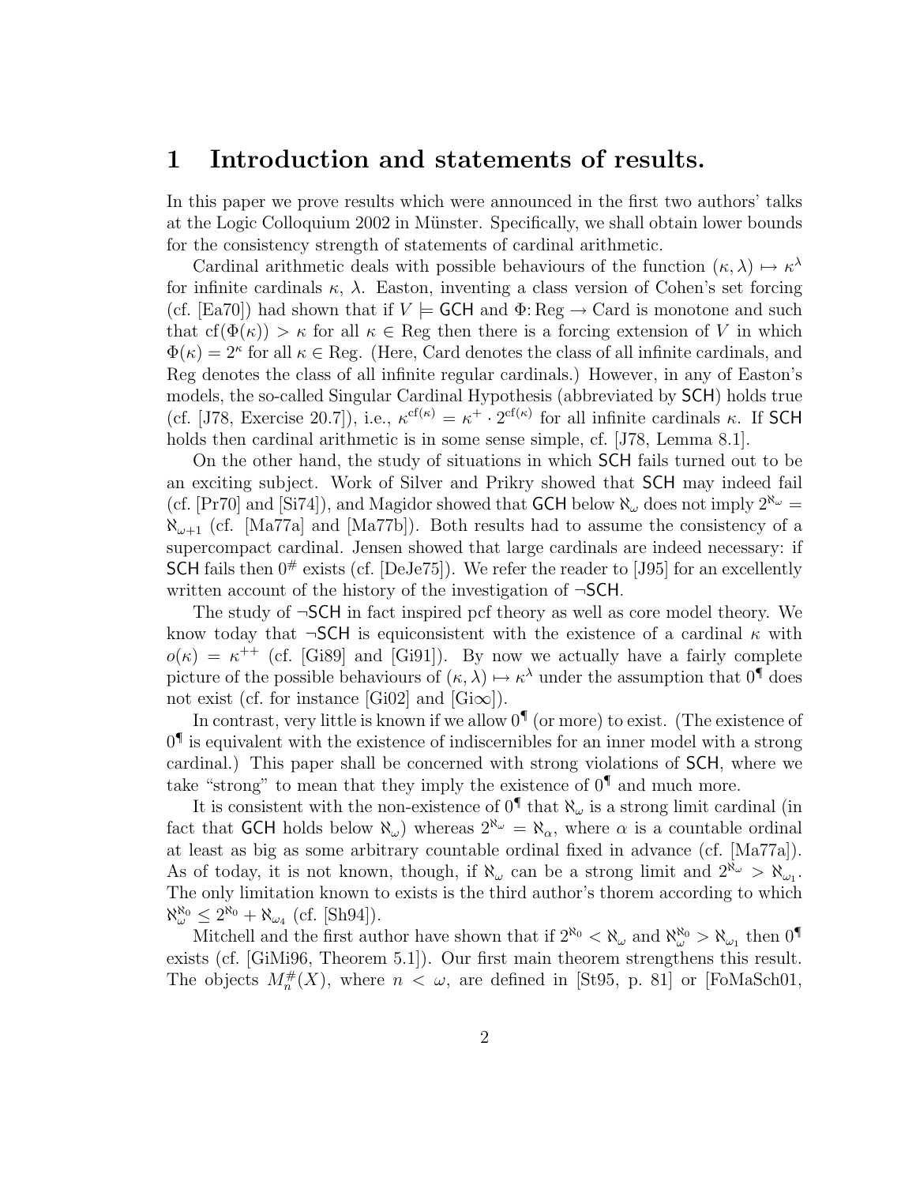# 1 Introduction and statements of results.

In this paper we prove results which were announced in the first two authors' talks at the Logic Colloquium 2002 in Münster. Specifically, we shall obtain lower bounds for the consistency strength of statements of cardinal arithmetic.

Cardinal arithmetic deals with possible behaviours of the function $(\kappa, \lambda) \mapsto \kappa^\lambda$ for infinite cardinals $\kappa$, $\lambda$. Easton, inventing a class version of Cohen's set forcing (cf. [Ea70]) had shown that if $V \models \mathsf{GCH}$ and $\Phi\colon \mathrm{Reg} \to \mathrm{Card}$ is monotone and such that $\mathrm{cf}(\Phi(\kappa)) > \kappa$ for all $\kappa \in \mathrm{Reg}$ then there is a forcing extension of $V$ in which $\Phi(\kappa) = 2^\kappa$ for all $\kappa \in \mathrm{Reg}$. (Here, Card denotes the class of all infinite cardinals, and Reg denotes the class of all infinite regular cardinals.) However, in any of Easton's models, the so-called Singular Cardinal Hypothesis (abbreviated by $\mathsf{SCH}$) holds true (cf. [J78, Exercise 20.7]), i.e., $\kappa^{\mathrm{cf}(\kappa)} = \kappa^+ \cdot 2^{\mathrm{cf}(\kappa)}$ for all infinite cardinals $\kappa$. If $\mathsf{SCH}$ holds then cardinal arithmetic is in some sense simple, cf. [J78, Lemma 8.1].

On the other hand, the study of situations in which $\mathsf{SCH}$ fails turned out to be an exciting subject. Work of Silver and Prikry showed that $\mathsf{SCH}$ may indeed fail (cf. [Pr70] and [Si74]), and Magidor showed that $\mathsf{GCH}$ below $\aleph_\omega$ does not imply $2^{\aleph_\omega} = \aleph_{\omega+1}$ (cf. [Ma77a] and [Ma77b]). Both results had to assume the consistency of a supercompact cardinal. Jensen showed that large cardinals are indeed necessary: if $\mathsf{SCH}$ fails then $0^\#$ exists (cf. [DeJe75]). We refer the reader to [J95] for an excellently written account of the history of the investigation of $\neg\mathsf{SCH}$.

The study of $\neg\mathsf{SCH}$ in fact inspired pcf theory as well as core model theory. We know today that $\neg\mathsf{SCH}$ is equiconsistent with the existence of a cardinal $\kappa$ with $o(\kappa) = \kappa^{++}$ (cf. [Gi89] and [Gi91]). By now we actually have a fairly complete picture of the possible behaviours of $(\kappa, \lambda) \mapsto \kappa^\lambda$ under the assumption that $0^\P$ does not exist (cf. for instance [Gi02] and [Gi$\infty$]).

In contrast, very little is known if we allow $0^\P$ (or more) to exist. (The existence of $0^\P$ is equivalent with the existence of indiscernibles for an inner model with a strong cardinal.) This paper shall be concerned with strong violations of $\mathsf{SCH}$, where we take "strong" to mean that they imply the existence of $0^\P$ and much more.

It is consistent with the non-existence of $0^\P$ that $\aleph_\omega$ is a strong limit cardinal (in fact that $\mathsf{GCH}$ holds below $\aleph_\omega$) whereas $2^{\aleph_\omega} = \aleph_\alpha$, where $\alpha$ is a countable ordinal at least as big as some arbitrary countable ordinal fixed in advance (cf. [Ma77a]). As of today, it is not known, though, if $\aleph_\omega$ can be a strong limit and $2^{\aleph_\omega} > \aleph_{\omega_1}$. The only limitation known to exists is the third author's thorem according to which $\aleph_\omega^{\aleph_0} \leq 2^{\aleph_0} + \aleph_{\omega_4}$ (cf. [Sh94]).

Mitchell and the first author have shown that if $2^{\aleph_0} < \aleph_\omega$ and $\aleph_\omega^{\aleph_0} > \aleph_{\omega_1}$ then $0^\P$ exists (cf. [GiMi96, Theorem 5.1]). Our first main theorem strengthens this result. The objects $M_n^\#(X)$, where $n < \omega$, are defined in [St95, p. 81] or [FoMaSch01,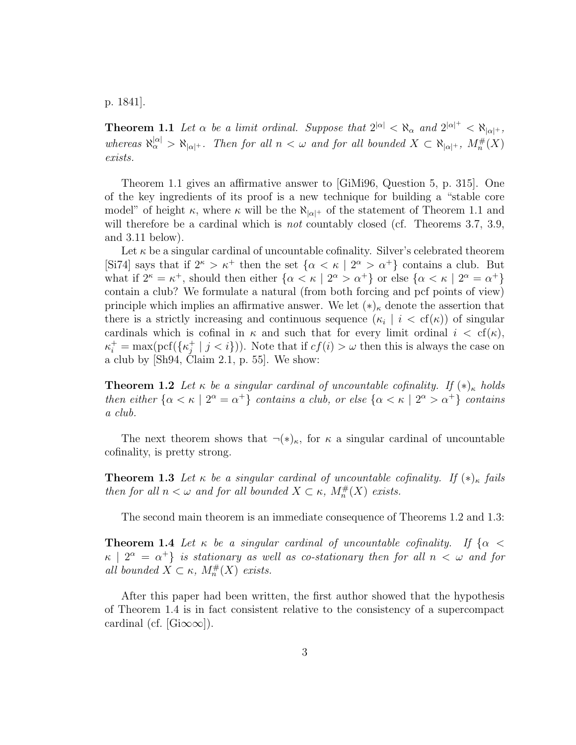p. 1841].

**Theorem 1.1** *Let $\alpha$ be a limit ordinal. Suppose that $2^{|\alpha|} < \aleph_\alpha$ and $2^{|\alpha|^+} < \aleph_{|\alpha|^+}$, whereas $\aleph_\alpha^{|\alpha|} > \aleph_{|\alpha|^+}$. Then for all $n < \omega$ and for all bounded $X \subset \aleph_{|\alpha|^+}$, $M_n^\#(X)$ exists.*

Theorem 1.1 gives an affirmative answer to [GiMi96, Question 5, p. 315]. One of the key ingredients of its proof is a new technique for building a "stable core model" of height $\kappa$, where $\kappa$ will be the $\aleph_{|\alpha|^+}$ of the statement of Theorem 1.1 and will therefore be a cardinal which is *not* countably closed (cf. Theorems 3.7, 3.9, and 3.11 below).

Let $\kappa$ be a singular cardinal of uncountable cofinality. Silver's celebrated theorem [Si74] says that if $2^\kappa > \kappa^+$ then the set $\{\alpha < \kappa \mid 2^\alpha > \alpha^+\}$ contains a club. But what if $2^\kappa = \kappa^+$, should then either $\{\alpha < \kappa \mid 2^\alpha > \alpha^+\}$ or else $\{\alpha < \kappa \mid 2^\alpha = \alpha^+\}$ contain a club? We formulate a natural (from both forcing and pcf points of view) principle which implies an affirmative answer. We let $(*)_\kappa$ denote the assertion that there is a strictly increasing and continuous sequence $(\kappa_i \mid i < \mathrm{cf}(\kappa))$ of singular cardinals which is cofinal in $\kappa$ and such that for every limit ordinal $i < \mathrm{cf}(\kappa)$, $\kappa_i^+ = \max(\mathrm{pcf}(\{\kappa_j^+ \mid j < i\}))$. Note that if $cf(i) > \omega$ then this is always the case on a club by [Sh94, Claim 2.1, p. 55]. We show:

**Theorem 1.2** *Let $\kappa$ be a singular cardinal of uncountable cofinality. If $(*)_\kappa$ holds then either $\{\alpha < \kappa \mid 2^\alpha = \alpha^+\}$ contains a club, or else $\{\alpha < \kappa \mid 2^\alpha > \alpha^+\}$ contains a club.*

The next theorem shows that $\neg(*)_\kappa$, for $\kappa$ a singular cardinal of uncountable cofinality, is pretty strong.

**Theorem 1.3** *Let $\kappa$ be a singular cardinal of uncountable cofinality. If $(*)_\kappa$ fails then for all $n < \omega$ and for all bounded $X \subset \kappa$, $M_n^\#(X)$ exists.*

The second main theorem is an immediate consequence of Theorems 1.2 and 1.3:

**Theorem 1.4** *Let $\kappa$ be a singular cardinal of uncountable cofinality. If $\{\alpha < \kappa \mid 2^\alpha = \alpha^+\}$ is stationary as well as co-stationary then for all $n < \omega$ and for all bounded $X \subset \kappa$, $M_n^\#(X)$ exists.*

After this paper had been written, the first author showed that the hypothesis of Theorem 1.4 is in fact consistent relative to the consistency of a supercompact cardinal (cf. [Gi$\infty\infty$]).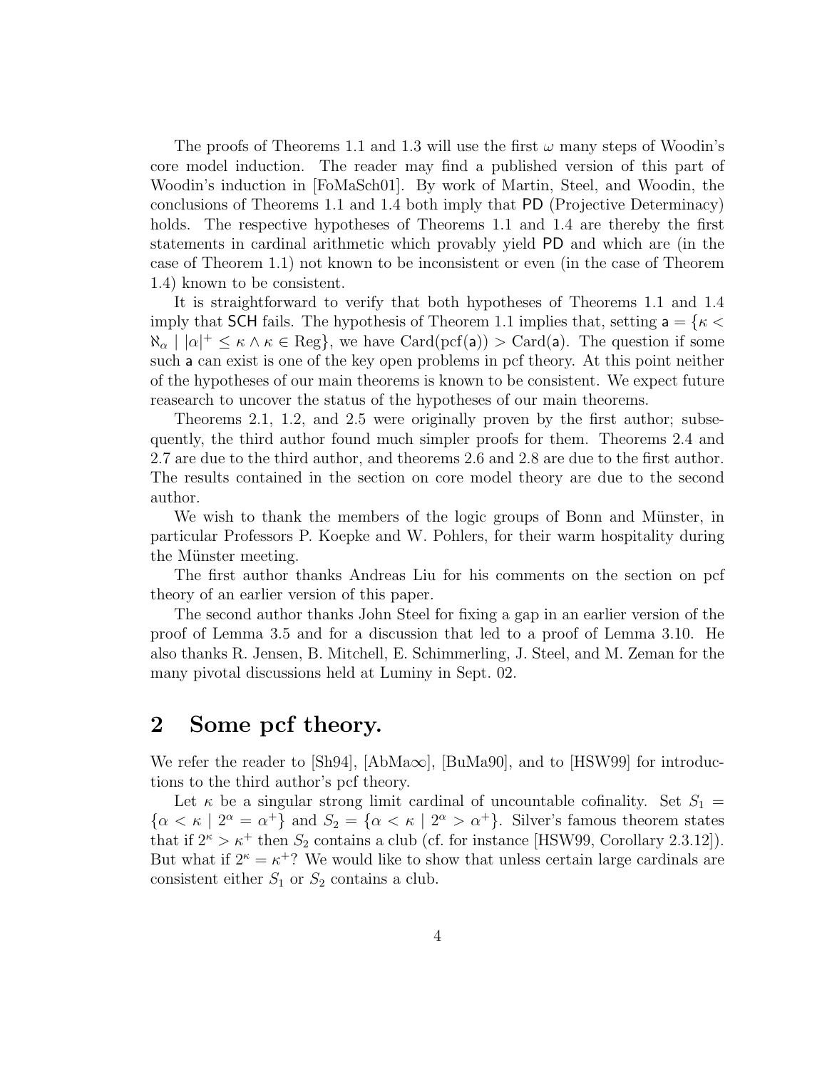The proofs of Theorems 1.1 and 1.3 will use the first $\omega$ many steps of Woodin's core model induction. The reader may find a published version of this part of Woodin's induction in [FoMaSch01]. By work of Martin, Steel, and Woodin, the conclusions of Theorems 1.1 and 1.4 both imply that PD (Projective Determinacy) holds. The respective hypotheses of Theorems 1.1 and 1.4 are thereby the first statements in cardinal arithmetic which provably yield PD and which are (in the case of Theorem 1.1) not known to be inconsistent or even (in the case of Theorem 1.4) known to be consistent.

It is straightforward to verify that both hypotheses of Theorems 1.1 and 1.4 imply that SCH fails. The hypothesis of Theorem 1.1 implies that, setting $\mathsf{a} = \{\kappa < \aleph_\alpha \mid |\alpha|^+ \leq \kappa \wedge \kappa \in \mathrm{Reg}\}$, we have $\mathrm{Card}(\mathrm{pcf}(\mathsf{a})) > \mathrm{Card}(\mathsf{a})$. The question if some such $\mathsf{a}$ can exist is one of the key open problems in pcf theory. At this point neither of the hypotheses of our main theorems is known to be consistent. We expect future reasearch to uncover the status of the hypotheses of our main theorems.

Theorems 2.1, 1.2, and 2.5 were originally proven by the first author; subsequently, the third author found much simpler proofs for them. Theorems 2.4 and 2.7 are due to the third author, and theorems 2.6 and 2.8 are due to the first author. The results contained in the section on core model theory are due to the second author.

We wish to thank the members of the logic groups of Bonn and Münster, in particular Professors P. Koepke and W. Pohlers, for their warm hospitality during the Münster meeting.

The first author thanks Andreas Liu for his comments on the section on pcf theory of an earlier version of this paper.

The second author thanks John Steel for fixing a gap in an earlier version of the proof of Lemma 3.5 and for a discussion that led to a proof of Lemma 3.10. He also thanks R. Jensen, B. Mitchell, E. Schimmerling, J. Steel, and M. Zeman for the many pivotal discussions held at Luminy in Sept. 02.

## 2 Some pcf theory.

We refer the reader to [Sh94], [AbMa∞], [BuMa90], and to [HSW99] for introductions to the third author's pcf theory.

Let $\kappa$ be a singular strong limit cardinal of uncountable cofinality. Set $S_1 = \{\alpha < \kappa \mid 2^\alpha = \alpha^+\}$ and $S_2 = \{\alpha < \kappa \mid 2^\alpha > \alpha^+\}$. Silver's famous theorem states that if $2^\kappa > \kappa^+$ then $S_2$ contains a club (cf. for instance [HSW99, Corollary 2.3.12]). But what if $2^\kappa = \kappa^+$? We would like to show that unless certain large cardinals are consistent either $S_1$ or $S_2$ contains a club.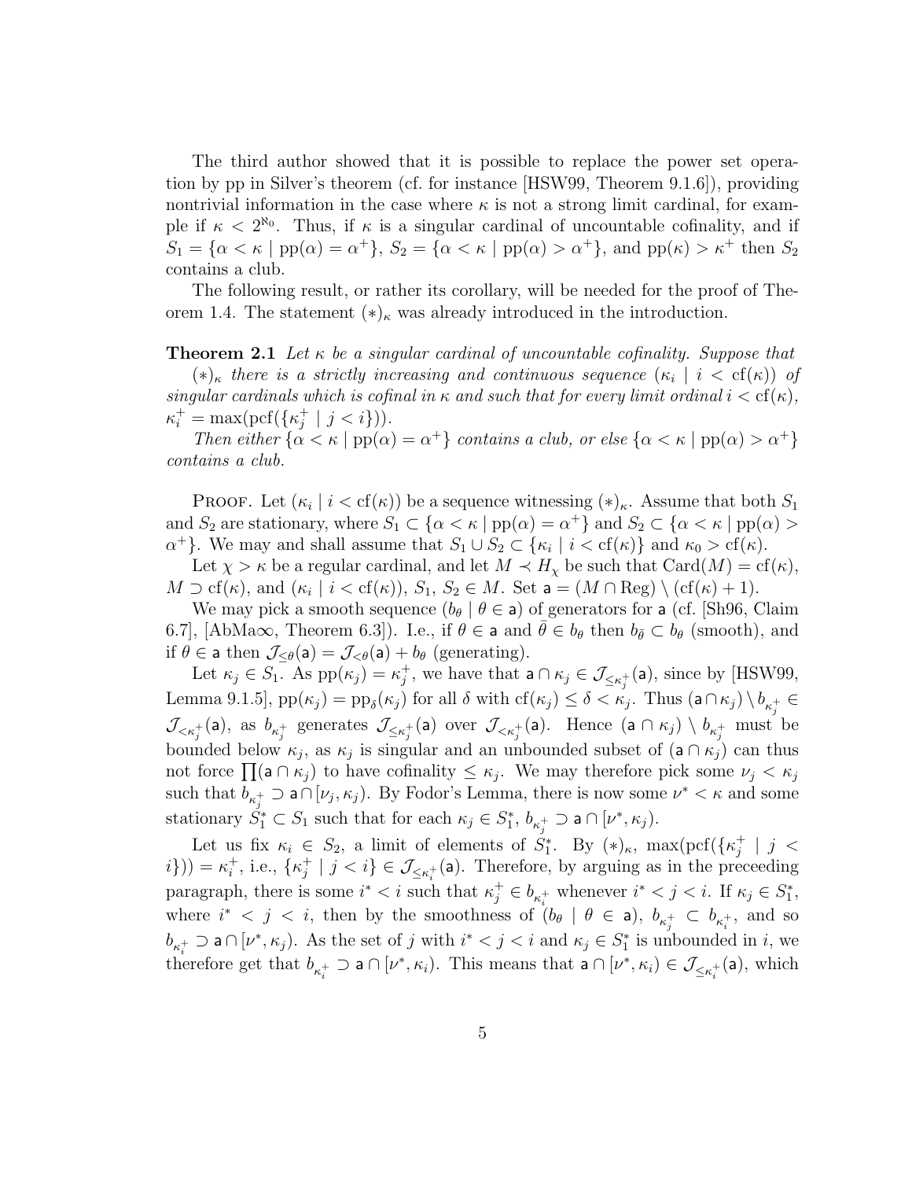The third author showed that it is possible to replace the power set operation by pp in Silver's theorem (cf. for instance [HSW99, Theorem 9.1.6]), providing nontrivial information in the case where $\kappa$ is not a strong limit cardinal, for example if $\kappa < 2^{\aleph_0}$. Thus, if $\kappa$ is a singular cardinal of uncountable cofinality, and if $S_1 = \{\alpha < \kappa \mid \mathrm{pp}(\alpha) = \alpha^+\}$, $S_2 = \{\alpha < \kappa \mid \mathrm{pp}(\alpha) > \alpha^+\}$, and $\mathrm{pp}(\kappa) > \kappa^+$ then $S_2$ contains a club.

The following result, or rather its corollary, will be needed for the proof of Theorem 1.4. The statement $(*)_\kappa$ was already introduced in the introduction.

**Theorem 2.1** *Let $\kappa$ be a singular cardinal of uncountable cofinality. Suppose that*

*$(*)_\kappa$ there is a strictly increasing and continuous sequence $(\kappa_i \mid i < \mathrm{cf}(\kappa))$ of singular cardinals which is cofinal in $\kappa$ and such that for every limit ordinal $i < \mathrm{cf}(\kappa)$, $\kappa_i^+ = \max(\mathrm{pcf}(\{\kappa_j^+ \mid j < i\}))$.*

*Then either $\{\alpha < \kappa \mid \mathrm{pp}(\alpha) = \alpha^+\}$ contains a club, or else $\{\alpha < \kappa \mid \mathrm{pp}(\alpha) > \alpha^+\}$ contains a club.*

Proof. Let $(\kappa_i \mid i < \mathrm{cf}(\kappa))$ be a sequence witnessing $(*)_\kappa$. Assume that both $S_1$ and $S_2$ are stationary, where $S_1 \subset \{\alpha < \kappa \mid \mathrm{pp}(\alpha) = \alpha^+\}$ and $S_2 \subset \{\alpha < \kappa \mid \mathrm{pp}(\alpha) > \alpha^+\}$. We may and shall assume that $S_1 \cup S_2 \subset \{\kappa_i \mid i < \mathrm{cf}(\kappa)\}$ and $\kappa_0 > \mathrm{cf}(\kappa)$.

Let $\chi > \kappa$ be a regular cardinal, and let $M \prec H_\chi$ be such that $\mathrm{Card}(M) = \mathrm{cf}(\kappa)$, $M \supset \mathrm{cf}(\kappa)$, and $(\kappa_i \mid i < \mathrm{cf}(\kappa))$, $S_1$, $S_2 \in M$. Set $\mathsf{a} = (M \cap \mathrm{Reg}) \setminus (\mathrm{cf}(\kappa) + 1)$.

We may pick a smooth sequence $(b_\theta \mid \theta \in \mathsf{a})$ of generators for $\mathsf{a}$ (cf. [Sh96, Claim 6.7], [AbMa∞, Theorem 6.3]). I.e., if $\theta \in \mathsf{a}$ and $\bar{\theta} \in b_\theta$ then $b_{\bar{\theta}} \subset b_\theta$ (smooth), and if $\theta \in \mathsf{a}$ then $\mathcal{J}_{\leq\theta}(\mathsf{a}) = \mathcal{J}_{<\theta}(\mathsf{a}) + b_\theta$ (generating).

Let $\kappa_j \in S_1$. As $\mathrm{pp}(\kappa_j) = \kappa_j^+$, we have that $\mathsf{a} \cap \kappa_j \in \mathcal{J}_{\leq \kappa_j^+}(\mathsf{a})$, since by [HSW99, Lemma 9.1.5], $\mathrm{pp}(\kappa_j) = \mathrm{pp}_\delta(\kappa_j)$ for all $\delta$ with $\mathrm{cf}(\kappa_j) \leq \delta < \kappa_j$. Thus $(\mathsf{a} \cap \kappa_j) \setminus b_{\kappa_j^+} \in \mathcal{J}_{<\kappa_j^+}(\mathsf{a})$, as $b_{\kappa_j^+}$ generates $\mathcal{J}_{\leq \kappa_j^+}(\mathsf{a})$ over $\mathcal{J}_{<\kappa_j^+}(\mathsf{a})$. Hence $(\mathsf{a} \cap \kappa_j) \setminus b_{\kappa_j^+}$ must be bounded below $\kappa_j$, as $\kappa_j$ is singular and an unbounded subset of $(\mathsf{a} \cap \kappa_j)$ can thus not force $\prod(\mathsf{a} \cap \kappa_j)$ to have cofinality $\leq \kappa_j$. We may therefore pick some $\nu_j < \kappa_j$ such that $b_{\kappa_j^+} \supset \mathsf{a} \cap [\nu_j, \kappa_j)$. By Fodor's Lemma, there is now some $\nu^* < \kappa$ and some stationary $S_1^* \subset S_1$ such that for each $\kappa_j \in S_1^*$, $b_{\kappa_j^+} \supset \mathsf{a} \cap [\nu^*, \kappa_j)$.

Let us fix $\kappa_i \in S_2$, a limit of elements of $S_1^*$. By $(*)_\kappa$, $\max(\mathrm{pcf}(\{\kappa_j^+ \mid j < i\})) = \kappa_i^+$, i.e., $\{\kappa_j^+ \mid j < i\} \in \mathcal{J}_{\leq \kappa_i^+}(\mathsf{a})$. Therefore, by arguing as in the preceeding paragraph, there is some $i^* < i$ such that $\kappa_j^+ \in b_{\kappa_i^+}$ whenever $i^* < j < i$. If $\kappa_j \in S_1^*$, where $i^* < j < i$, then by the smoothness of $(b_\theta \mid \theta \in \mathsf{a})$, $b_{\kappa_j^+} \subset b_{\kappa_i^+}$, and so $b_{\kappa_i^+} \supset \mathsf{a} \cap [\nu^*, \kappa_j)$. As the set of $j$ with $i^* < j < i$ and $\kappa_j \in S_1^*$ is unbounded in $i$, we therefore get that $b_{\kappa_i^+} \supset \mathsf{a} \cap [\nu^*, \kappa_i)$. This means that $\mathsf{a} \cap [\nu^*, \kappa_i) \in \mathcal{J}_{\leq \kappa_i^+}(\mathsf{a})$, which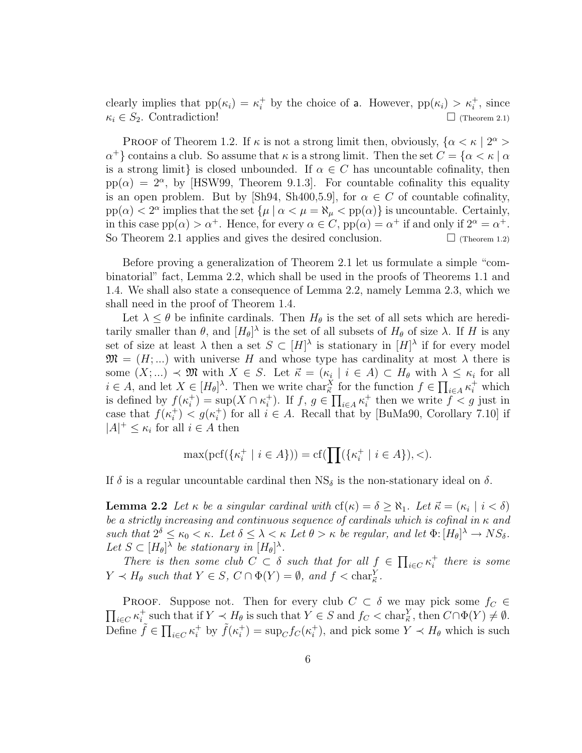clearly implies that $\mathrm{pp}(\kappa_i) = \kappa_i^+$ by the choice of $\mathsf{a}$. However, $\mathrm{pp}(\kappa_i) > \kappa_i^+$, since $\kappa_i \in S_2$. Contradiction! $\square$ (Theorem 2.1)

Proof of Theorem 1.2. If $\kappa$ is not a strong limit then, obviously, $\{\alpha < \kappa \mid 2^\alpha > \alpha^+\}$ contains a club. So assume that $\kappa$ is a strong limit. Then the set $C = \{\alpha < \kappa \mid \alpha$ is a strong limit$\}$ is closed unbounded. If $\alpha \in C$ has uncountable cofinality, then $\mathrm{pp}(\alpha) = 2^\alpha$, by [HSW99, Theorem 9.1.3]. For countable cofinality this equality is an open problem. But by [Sh94, Sh400,5.9], for $\alpha \in C$ of countable cofinality, $\mathrm{pp}(\alpha) < 2^\alpha$ implies that the set $\{\mu \mid \alpha < \mu = \aleph_\mu < \mathrm{pp}(\alpha)\}$ is uncountable. Certainly, in this case $\mathrm{pp}(\alpha) > \alpha^+$. Hence, for every $\alpha \in C$, $\mathrm{pp}(\alpha) = \alpha^+$ if and only if $2^\alpha = \alpha^+$. So Theorem 2.1 applies and gives the desired conclusion. $\square$ (Theorem 1.2)

Before proving a generalization of Theorem 2.1 let us formulate a simple "combinatorial" fact, Lemma 2.2, which shall be used in the proofs of Theorems 1.1 and 1.4. We shall also state a consequence of Lemma 2.2, namely Lemma 2.3, which we shall need in the proof of Theorem 1.4.

Let $\lambda \leq \theta$ be infinite cardinals. Then $H_\theta$ is the set of all sets which are hereditarily smaller than $\theta$, and $[H_\theta]^\lambda$ is the set of all subsets of $H_\theta$ of size $\lambda$. If $H$ is any set of size at least $\lambda$ then a set $S \subset [H]^\lambda$ is stationary in $[H]^\lambda$ if for every model $\mathfrak{M} = (H; ...)$ with universe $H$ and whose type has cardinality at most $\lambda$ there is some $(X; ...) \prec \mathfrak{M}$ with $X \in S$. Let $\vec{\kappa} = (\kappa_i \mid i \in A) \subset H_\theta$ with $\lambda \leq \kappa_i$ for all $i \in A$, and let $X \in [H_\theta]^\lambda$. Then we write $\mathrm{char}^X_{\vec{\kappa}}$ for the function $f \in \prod_{i\in A} \kappa_i^+$ which is defined by $f(\kappa_i^+) = \sup(X \cap \kappa_i^+)$. If $f$, $g \in \prod_{i\in A} \kappa_i^+$ then we write $f < g$ just in case that $f(\kappa_i^+) < g(\kappa_i^+)$ for all $i \in A$. Recall that by [BuMa90, Corollary 7.10] if $|A|^+ \leq \kappa_i$ for all $i \in A$ then

$$\max(\mathrm{pcf}(\{\kappa_i^+ \mid i \in A\})) = \mathrm{cf}(\prod(\{\kappa_i^+ \mid i \in A\}), <).$$

If $\delta$ is a regular uncountable cardinal then $\mathrm{NS}_\delta$ is the non-stationary ideal on $\delta$.

**Lemma 2.2** *Let $\kappa$ be a singular cardinal with $\mathrm{cf}(\kappa) = \delta \geq \aleph_1$. Let $\vec{\kappa} = (\kappa_i \mid i < \delta)$ be a strictly increasing and continuous sequence of cardinals which is cofinal in $\kappa$ and such that $2^\delta \leq \kappa_0 < \kappa$. Let $\delta \leq \lambda < \kappa$ Let $\theta > \kappa$ be regular, and let $\Phi\colon [H_\theta]^\lambda \to NS_\delta$. Let $S \subset [H_\theta]^\lambda$ be stationary in $[H_\theta]^\lambda$.*

*There is then some club $C \subset \delta$ such that for all $f \in \prod_{i\in C} \kappa_i^+$ there is some $Y \prec H_\theta$ such that $Y \in S$, $C \cap \Phi(Y) = \emptyset$, and $f < \mathrm{char}^Y_{\vec{\kappa}}$.*

Proof. Suppose not. Then for every club $C \subset \delta$ we may pick some $f_C \in \prod_{i\in C} \kappa_i^+$ such that if $Y \prec H_\theta$ is such that $Y \in S$ and $f_C < \mathrm{char}^Y_{\vec{\kappa}}$, then $C \cap \Phi(Y) \neq \emptyset$. Define $\tilde{f} \in \prod_{i\in C} \kappa_i^+$ by $\tilde{f}(\kappa_i^+) = \sup_C f_C(\kappa_i^+)$, and pick some $Y \prec H_\theta$ which is such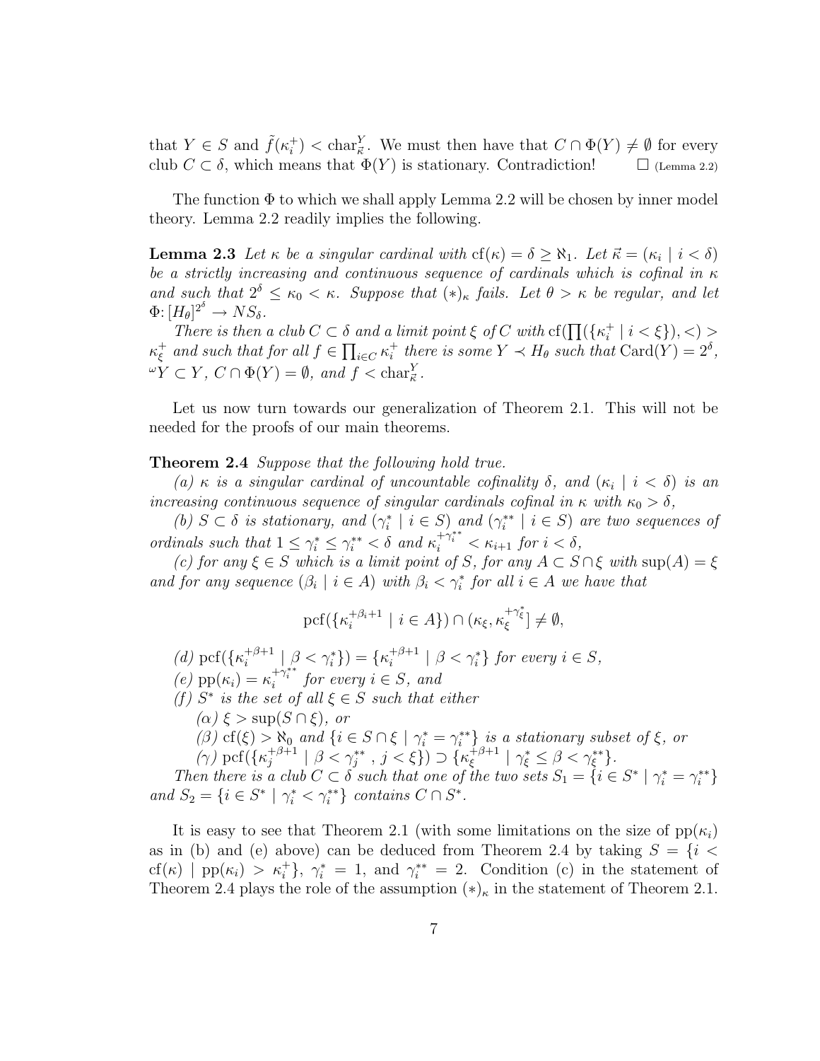that $Y \in S$ and $\tilde{f}(\kappa_i^+) < \mathrm{char}_{\vec{\kappa}}^Y$. We must then have that $C \cap \Phi(Y) \neq \emptyset$ for every club $C \subset \delta$, which means that $\Phi(Y)$ is stationary. Contradiction! $\square$ (Lemma 2.2)

The function $\Phi$ to which we shall apply Lemma 2.2 will be chosen by inner model theory. Lemma 2.2 readily implies the following.

**Lemma 2.3** *Let $\kappa$ be a singular cardinal with $\mathrm{cf}(\kappa) = \delta \geq \aleph_1$. Let $\vec{\kappa} = (\kappa_i \mid i < \delta)$ be a strictly increasing and continuous sequence of cardinals which is cofinal in $\kappa$ and such that $2^\delta \leq \kappa_0 < \kappa$. Suppose that $(*)_\kappa$ fails. Let $\theta > \kappa$ be regular, and let $\Phi \colon [H_\theta]^{2^\delta} \to NS_\delta$.*

*There is then a club $C \subset \delta$ and a limit point $\xi$ of $C$ with $\mathrm{cf}(\prod(\{\kappa_i^+ \mid i < \xi\}), <) > \kappa_\xi^+$ and such that for all $f \in \prod_{i \in C} \kappa_i^+$ there is some $Y \prec H_\theta$ such that $\mathrm{Card}(Y) = 2^\delta$, ${}^\omega Y \subset Y$, $C \cap \Phi(Y) = \emptyset$, and $f < \mathrm{char}_{\vec{\kappa}}^Y$.*

Let us now turn towards our generalization of Theorem 2.1. This will not be needed for the proofs of our main theorems.

**Theorem 2.4** *Suppose that the following hold true.*

*(a) $\kappa$ is a singular cardinal of uncountable cofinality $\delta$, and $(\kappa_i \mid i < \delta)$ is an increasing continuous sequence of singular cardinals cofinal in $\kappa$ with $\kappa_0 > \delta$,*

*(b) $S \subset \delta$ is stationary, and $(\gamma_i^* \mid i \in S)$ and $(\gamma_i^{**} \mid i \in S)$ are two sequences of ordinals such that $1 \leq \gamma_i^* \leq \gamma_i^{**} < \delta$ and $\kappa_i^{+\gamma_i^{**}} < \kappa_{i+1}$ for $i < \delta$,*

*(c) for any $\xi \in S$ which is a limit point of $S$, for any $A \subset S \cap \xi$ with $\sup(A) = \xi$ and for any sequence $(\beta_i \mid i \in A)$ with $\beta_i < \gamma_i^*$ for all $i \in A$ we have that*

$$\mathrm{pcf}(\{\kappa_i^{+\beta_i+1} \mid i \in A\}) \cap (\kappa_\xi, \kappa_\xi^{+\gamma_\xi^*}] \neq \emptyset,$$

*(d) $\mathrm{pcf}(\{\kappa_i^{+\beta+1} \mid \beta < \gamma_i^*\}) = \{\kappa_i^{+\beta+1} \mid \beta < \gamma_i^*\}$ for every $i \in S$,*

*(e) $\mathrm{pp}(\kappa_i) = \kappa_i^{+\gamma_i^{**}}$ for every $i \in S$, and*

*(f) $S^*$ is the set of all $\xi \in S$ such that either*

*($\alpha$) $\xi > \sup(S \cap \xi)$, or*

*($\beta$) $\mathrm{cf}(\xi) > \aleph_0$ and $\{i \in S \cap \xi \mid \gamma_i^* = \gamma_i^{**}\}$ is a stationary subset of $\xi$, or*

*($\gamma$) $\mathrm{pcf}(\{\kappa_j^{+\beta+1} \mid \beta < \gamma_j^{**}, j < \xi\}) \supset \{\kappa_\xi^{+\beta+1} \mid \gamma_\xi^* \leq \beta < \gamma_\xi^{**}\}$.*

*Then there is a club $C \subset \delta$ such that one of the two sets $S_1 = \{i \in S^* \mid \gamma_i^* = \gamma_i^{**}\}$ and $S_2 = \{i \in S^* \mid \gamma_i^* < \gamma_i^{**}\}$ contains $C \cap S^*$.*

It is easy to see that Theorem 2.1 (with some limitations on the size of $\mathrm{pp}(\kappa_i)$ as in (b) and (e) above) can be deduced from Theorem 2.4 by taking $S = \{i < \mathrm{cf}(\kappa) \mid \mathrm{pp}(\kappa_i) > \kappa_i^+\}$, $\gamma_i^* = 1$, and $\gamma_i^{**} = 2$. Condition (c) in the statement of Theorem 2.4 plays the role of the assumption $(*)_\kappa$ in the statement of Theorem 2.1.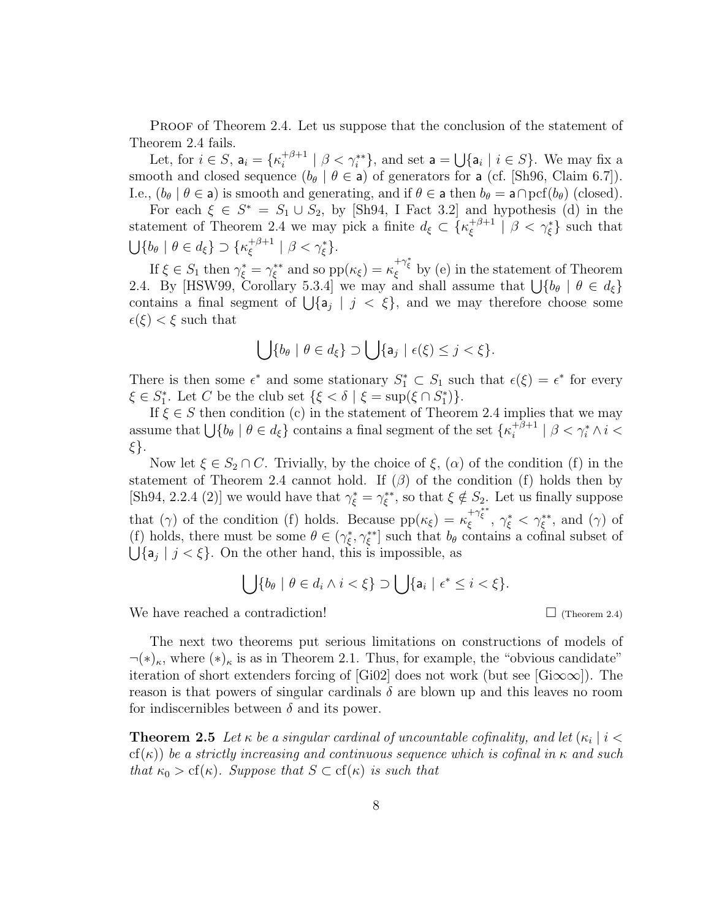Proof of Theorem 2.4. Let us suppose that the conclusion of the statement of Theorem 2.4 fails.

Let, for $i \in S$, $\mathsf{a}_i = \{\kappa_i^{+\beta+1} \mid \beta < \gamma_i^{**}\}$, and set $\mathsf{a} = \bigcup\{\mathsf{a}_i \mid i \in S\}$. We may fix a smooth and closed sequence $(b_\theta \mid \theta \in \mathsf{a})$ of generators for $\mathsf{a}$ (cf. [Sh96, Claim 6.7]). I.e., $(b_\theta \mid \theta \in \mathsf{a})$ is smooth and generating, and if $\theta \in \mathsf{a}$ then $b_\theta = \mathsf{a} \cap \mathrm{pcf}(b_\theta)$ (closed).

For each $\xi \in S^* = S_1 \cup S_2$, by [Sh94, I Fact 3.2] and hypothesis (d) in the statement of Theorem 2.4 we may pick a finite $d_\xi \subset \{\kappa_\xi^{+\beta+1} \mid \beta < \gamma_\xi^*\}$ such that $\bigcup\{b_\theta \mid \theta \in d_\xi\} \supset \{\kappa_\xi^{+\beta+1} \mid \beta < \gamma_\xi^*\}$.

If $\xi \in S_1$ then $\gamma_\xi^* = \gamma_\xi^{**}$ and so $\mathrm{pp}(\kappa_\xi) = \kappa_\xi^{+\gamma_\xi^*}$ by (e) in the statement of Theorem 2.4. By [HSW99, Corollary 5.3.4] we may and shall assume that $\bigcup\{b_\theta \mid \theta \in d_\xi\}$ contains a final segment of $\bigcup\{\mathsf{a}_j \mid j < \xi\}$, and we may therefore choose some $\epsilon(\xi) < \xi$ such that

$$\bigcup\{b_\theta \mid \theta \in d_\xi\} \supset \bigcup\{\mathsf{a}_j \mid \epsilon(\xi) \leq j < \xi\}.$$

There is then some $\epsilon^*$ and some stationary $S_1^* \subset S_1$ such that $\epsilon(\xi) = \epsilon^*$ for every $\xi \in S_1^*$. Let $C$ be the club set $\{\xi < \delta \mid \xi = \sup(\xi \cap S_1^*)\}$.

If $\xi \in S$ then condition (c) in the statement of Theorem 2.4 implies that we may assume that $\bigcup\{b_\theta \mid \theta \in d_\xi\}$ contains a final segment of the set $\{\kappa_i^{+\beta+1} \mid \beta < \gamma_i^* \wedge i < \xi\}$.

Now let $\xi \in S_2 \cap C$. Trivially, by the choice of $\xi$, $(\alpha)$ of the condition (f) in the statement of Theorem 2.4 cannot hold. If $(\beta)$ of the condition (f) holds then by [Sh94, 2.2.4 (2)] we would have that $\gamma_\xi^* = \gamma_\xi^{**}$, so that $\xi \notin S_2$. Let us finally suppose that $(\gamma)$ of the condition (f) holds. Because $\mathrm{pp}(\kappa_\xi) = \kappa_\xi^{+\gamma_\xi^{**}}$, $\gamma_\xi^* < \gamma_\xi^{**}$, and $(\gamma)$ of (f) holds, there must be some $\theta \in (\gamma_\xi^*, \gamma_\xi^{**}]$ such that $b_\theta$ contains a cofinal subset of $\bigcup\{\mathsf{a}_j \mid j < \xi\}$. On the other hand, this is impossible, as

$$\bigcup\{b_\theta \mid \theta \in d_i \wedge i < \xi\} \supset \bigcup\{\mathsf{a}_i \mid \epsilon^* \leq i < \xi\}.$$

We have reached a contradiction! $\square$ (Theorem 2.4)

The next two theorems put serious limitations on constructions of models of $\neg(*)_\kappa$, where $(*)_\kappa$ is as in Theorem 2.1. Thus, for example, the "obvious candidate" iteration of short extenders forcing of [Gi02] does not work (but see [Gi$\infty\infty$]). The reason is that powers of singular cardinals $\delta$ are blown up and this leaves no room for indiscernibles between $\delta$ and its power.

**Theorem 2.5** *Let $\kappa$ be a singular cardinal of uncountable cofinality, and let $(\kappa_i \mid i < \mathrm{cf}(\kappa))$ be a strictly increasing and continuous sequence which is cofinal in $\kappa$ and such that $\kappa_0 > \mathrm{cf}(\kappa)$. Suppose that $S \subset \mathrm{cf}(\kappa)$ is such that*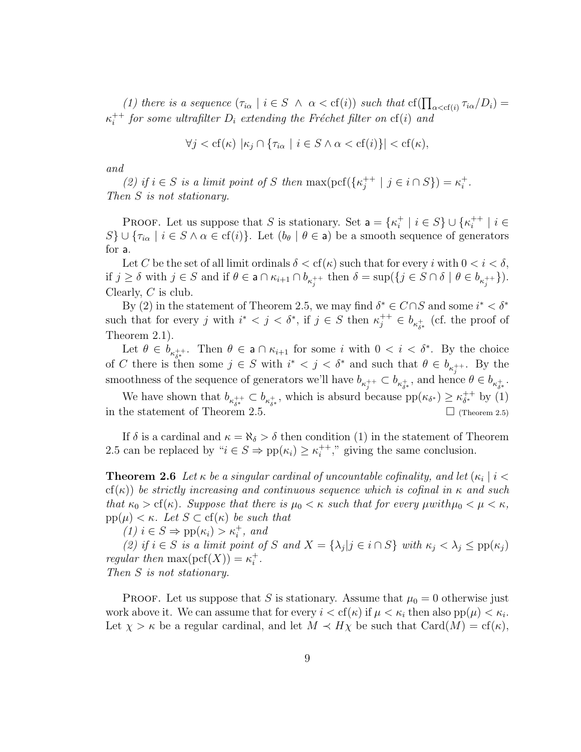*(1) there is a sequence $(\tau_{i\alpha} \mid i \in S \wedge \alpha < \mathrm{cf}(i))$ such that $\mathrm{cf}(\prod_{\alpha<\mathrm{cf}(i)} \tau_{i\alpha}/D_i) = \kappa_i^{++}$ for some ultrafilter $D_i$ extending the Fréchet filter on $\mathrm{cf}(i)$ and*

$$\forall j < \mathrm{cf}(\kappa)\ |\kappa_j \cap \{\tau_{i\alpha} \mid i \in S \wedge \alpha < \mathrm{cf}(i)\}| < \mathrm{cf}(\kappa),$$

*and*

*(2) if $i \in S$ is a limit point of $S$ then $\max(\mathrm{pcf}(\{\kappa_j^{++} \mid j \in i \cap S\}) = \kappa_i^+$.*
*Then $S$ is not stationary.*

Proof. Let us suppose that $S$ is stationary. Set $\mathsf{a} = \{\kappa_i^+ \mid i \in S\} \cup \{\kappa_i^{++} \mid i \in S\} \cup \{\tau_{i\alpha} \mid i \in S \wedge \alpha \in \mathrm{cf}(i)\}$. Let $(b_\theta \mid \theta \in \mathsf{a})$ be a smooth sequence of generators for $\mathsf{a}$.

Let $C$ be the set of all limit ordinals $\delta < \mathrm{cf}(\kappa)$ such that for every $i$ with $0 < i < \delta$, if $j \geq \delta$ with $j \in S$ and if $\theta \in \mathsf{a} \cap \kappa_{i+1} \cap b_{\kappa_j^{++}}$ then $\delta = \sup(\{j \in S \cap \delta \mid \theta \in b_{\kappa_j^{++}}\})$. Clearly, $C$ is club.

By (2) in the statement of Theorem 2.5, we may find $\delta^* \in C \cap S$ and some $i^* < \delta^*$ such that for every $j$ with $i^* < j < \delta^*$, if $j \in S$ then $\kappa_j^{++} \in b_{\kappa_{\delta^*}^+}$ (cf. the proof of Theorem 2.1).

Let $\theta \in b_{\kappa_{\delta^*}^{++}}$. Then $\theta \in \mathsf{a} \cap \kappa_{i+1}$ for some $i$ with $0 < i < \delta^*$. By the choice of $C$ there is then some $j \in S$ with $i^* < j < \delta^*$ and such that $\theta \in b_{\kappa_j^{++}}$. By the smoothness of the sequence of generators we'll have $b_{\kappa_j^{++}} \subset b_{\kappa_{\delta^*}^+}$, and hence $\theta \in b_{\kappa_{\delta^*}^+}$.

We have shown that $b_{\kappa_{\delta^*}^{++}} \subset b_{\kappa_{\delta^*}^+}$, which is absurd because $\mathrm{pp}(\kappa_{\delta^*}) \geq \kappa_{\delta^*}^{++}$ by (1) in the statement of Theorem 2.5. $\square$ (Theorem 2.5)

If $\delta$ is a cardinal and $\kappa = \aleph_\delta > \delta$ then condition (1) in the statement of Theorem 2.5 can be replaced by "$i \in S \Rightarrow \mathrm{pp}(\kappa_i) \geq \kappa_i^{++}$," giving the same conclusion.

**Theorem 2.6** *Let $\kappa$ be a singular cardinal of uncountable cofinality, and let $(\kappa_i \mid i < \mathrm{cf}(\kappa))$ be strictly increasing and continuous sequence which is cofinal in $\kappa$ and such that $\kappa_0 > \mathrm{cf}(\kappa)$. Suppose that there is $\mu_0 < \kappa$ such that for every $\mu with \mu_0 < \mu < \kappa$, $\mathrm{pp}(\mu) < \kappa$. Let $S \subset \mathrm{cf}(\kappa)$ be such that*

*(1) $i \in S \Rightarrow \mathrm{pp}(\kappa_i) > \kappa_i^+$, and*

*(2) if $i \in S$ is a limit point of $S$ and $X = \{\lambda_j | j \in i \cap S\}$ with $\kappa_j < \lambda_j \leq \mathrm{pp}(\kappa_j)$ regular then $\max(\mathrm{pcf}(X)) = \kappa_i^+$.*
*Then $S$ is not stationary.*

Proof. Let us suppose that $S$ is stationary. Assume that $\mu_0 = 0$ otherwise just work above it. We can assume that for every $i < \mathrm{cf}(\kappa)$ if $\mu < \kappa_i$ then also $\mathrm{pp}(\mu) < \kappa_i$. Let $\chi > \kappa$ be a regular cardinal, and let $M \prec H\chi$ be such that $\mathrm{Card}(M) = \mathrm{cf}(\kappa)$,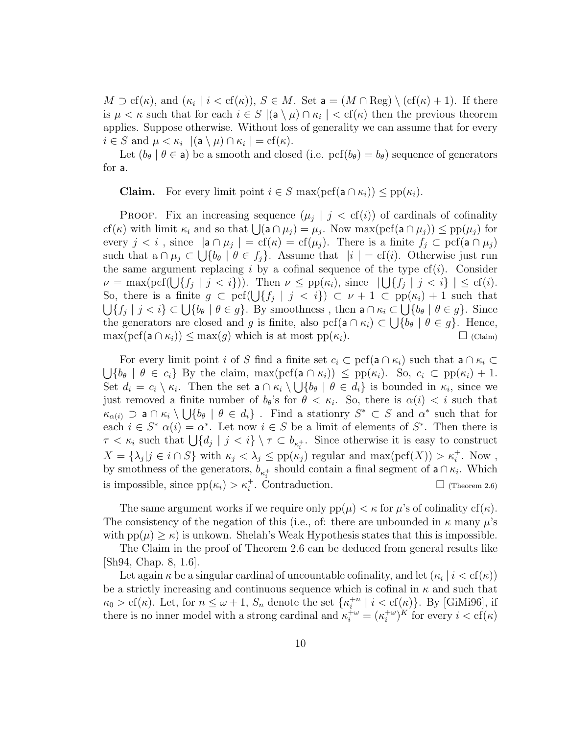$M \supset \mathrm{cf}(\kappa)$, and $(\kappa_i \mid i < \mathrm{cf}(\kappa))$, $S \in M$. Set $\mathsf{a} = (M \cap \mathrm{Reg}) \setminus (\mathrm{cf}(\kappa)+1)$. If there is $\mu < \kappa$ such that for each $i \in S$ $|(\mathsf{a} \setminus \mu) \cap \kappa_i| < \mathrm{cf}(\kappa)$ then the previous theorem applies. Suppose otherwise. Without loss of generality we can assume that for every $i \in S$ and $\mu < \kappa_i$ $|(\mathsf{a} \setminus \mu) \cap \kappa_i| = \mathrm{cf}(\kappa)$.

Let $(b_\theta \mid \theta \in \mathsf{a})$ be a smooth and closed (i.e. $\mathrm{pcf}(b_\theta) = b_\theta$) sequence of generators for $\mathsf{a}$.

**Claim.** For every limit point $i \in S$ $\max(\mathrm{pcf}(\mathsf{a} \cap \kappa_i)) \leq \mathrm{pp}(\kappa_i)$.

Proof. Fix an increasing sequence $(\mu_j \mid j < \mathrm{cf}(i))$ of cardinals of cofinality $\mathrm{cf}(\kappa)$ with limit $\kappa_i$ and so that $\bigcup(\mathsf{a} \cap \mu_j) = \mu_j$. Now $\max(\mathrm{pcf}(\mathsf{a} \cap \mu_j)) \leq \mathrm{pp}(\mu_j)$ for every $j < i$ , since $|\mathsf{a} \cap \mu_j| = \mathrm{cf}(\kappa) = \mathrm{cf}(\mu_j)$. There is a finite $f_j \subset \mathrm{pcf}(\mathsf{a} \cap \mu_j)$ such that $\mathrm{a} \cap \mu_j \subset \bigcup\{b_\theta \mid \theta \in f_j\}$. Assume that $|i| = \mathrm{cf}(i)$. Otherwise just run the same argument replacing $i$ by a cofinal sequence of the type $\mathrm{cf}(i)$. Consider $\nu = \max(\mathrm{pcf}(\bigcup\{f_j \mid j < i\}))$. Then $\nu \leq \mathrm{pp}(\kappa_i)$, since $|\bigcup\{f_j \mid j < i\}| \leq \mathrm{cf}(i)$. So, there is a finite $g \subset \mathrm{pcf}(\bigcup\{f_j \mid j < i\}) \subset \nu + 1 \subset \mathrm{pp}(\kappa_i) + 1$ such that $\bigcup\{f_j \mid j < i\} \subset \bigcup\{b_\theta \mid \theta \in g\}$. By smoothness , then $\mathsf{a} \cap \kappa_i \subset \bigcup\{b_\theta \mid \theta \in g\}$. Since the generators are closed and $g$ is finite, also $\mathrm{pcf}(\mathsf{a} \cap \kappa_i) \subset \bigcup\{b_\theta \mid \theta \in g\}$. Hence, $\max(\mathrm{pcf}(\mathsf{a} \cap \kappa_i)) \leq \max(g)$ which is at most $\mathrm{pp}(\kappa_i)$. $\square$ (Claim)

For every limit point $i$ of $S$ find a finite set $c_i \subset \mathrm{pcf}(\mathsf{a} \cap \kappa_i)$ such that $\mathsf{a} \cap \kappa_i \subset \bigcup\{b_\theta \mid \theta \in c_i\}$ By the claim, $\max(\mathrm{pcf}(\mathsf{a} \cap \kappa_i)) \leq \mathrm{pp}(\kappa_i)$. So, $c_i \subset \mathrm{pp}(\kappa_i) + 1$. Set $d_i = c_i \setminus \kappa_i$. Then the set $\mathsf{a} \cap \kappa_i \setminus \bigcup\{b_\theta \mid \theta \in d_i\}$ is bounded in $\kappa_i$, since we just removed a finite number of $b_\theta$'s for $\theta < \kappa_i$. So, there is $\alpha(i) < i$ such that $\kappa_{\alpha(i)} \supset \mathsf{a} \cap \kappa_i \setminus \bigcup\{b_\theta \mid \theta \in d_i\}$ . Find a stationry $S^* \subset S$ and $\alpha^*$ such that for each $i \in S^*$ $\alpha(i) = \alpha^*$. Let now $i \in S$ be a limit of elements of $S^*$. Then there is $\tau < \kappa_i$ such that $\bigcup\{d_j \mid j < i\} \setminus \tau \subset b_{\kappa_i^+}$. Since otherwise it is easy to construct $X = \{\lambda_j | j \in i \cap S\}$ with $\kappa_j < \lambda_j \leq \mathrm{pp}(\kappa_j)$ regular and $\max(\mathrm{pcf}(X)) > \kappa_i^+$. Now , by smothness of the generators, $b_{\kappa_i^+}$ should contain a final segment of $\mathsf{a} \cap \kappa_i$. Which is impossible, since $\mathrm{pp}(\kappa_i) > \kappa_i^+$. Contraduction. $\square$ (Theorem 2.6)

The same argument works if we require only $\mathrm{pp}(\mu) < \kappa$ for $\mu$'s of cofinality $\mathrm{cf}(\kappa)$. The consistency of the negation of this (i.e., of: there are unbounded in $\kappa$ many $\mu$'s with $\mathrm{pp}(\mu) \geq \kappa$) is unkown. Shelah's Weak Hypothesis states that this is impossible.

The Claim in the proof of Theorem 2.6 can be deduced from general results like [Sh94, Chap. 8, 1.6].

Let again $\kappa$ be a singular cardinal of uncountable cofinality, and let $(\kappa_i \mid i < \mathrm{cf}(\kappa))$ be a strictly increasing and continuous sequence which is cofinal in $\kappa$ and such that $\kappa_0 > \mathrm{cf}(\kappa)$. Let, for $n \leq \omega + 1$, $S_n$ denote the set $\{\kappa_i^{+n} \mid i < \mathrm{cf}(\kappa)\}$. By [GiMi96], if there is no inner model with a strong cardinal and $\kappa_i^{+\omega} = (\kappa_i^{+\omega})^K$ for every $i < \mathrm{cf}(\kappa)$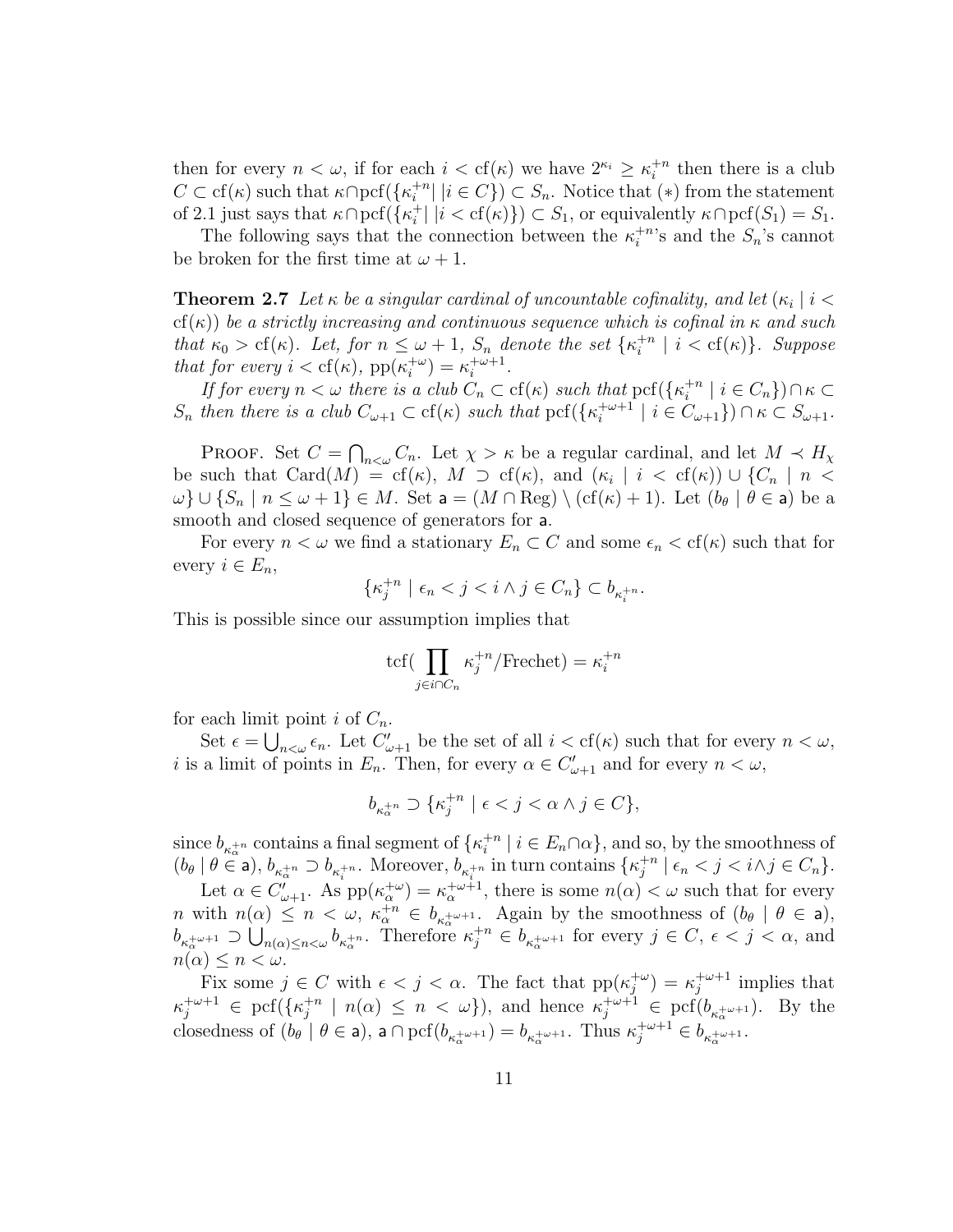then for every $n < \omega$, if for each $i < \mathrm{cf}(\kappa)$ we have $2^{\kappa_i} \geq \kappa_i^{+n}$ then there is a club $C \subset \mathrm{cf}(\kappa)$ such that $\kappa \cap \mathrm{pcf}(\{\kappa_i^{+n} | \, |i \in C\}) \subset S_n$. Notice that $(*)$ from the statement of 2.1 just says that $\kappa \cap \mathrm{pcf}(\{\kappa_i^{+} | \, |i < \mathrm{cf}(\kappa)\}) \subset S_1$, or equivalently $\kappa \cap \mathrm{pcf}(S_1) = S_1$.

The following says that the connection between the $\kappa_i^{+n}$'s and the $S_n$'s cannot be broken for the first time at $\omega + 1$.

**Theorem 2.7** *Let $\kappa$ be a singular cardinal of uncountable cofinality, and let $(\kappa_i \mid i < \mathrm{cf}(\kappa))$ be a strictly increasing and continuous sequence which is cofinal in $\kappa$ and such that $\kappa_0 > \mathrm{cf}(\kappa)$. Let, for $n \leq \omega + 1$, $S_n$ denote the set $\{\kappa_i^{+n} \mid i < \mathrm{cf}(\kappa)\}$. Suppose that for every $i < \mathrm{cf}(\kappa)$, $\mathrm{pp}(\kappa_i^{+\omega}) = \kappa_i^{+\omega+1}$.*

*If for every $n < \omega$ there is a club $C_n \subset \mathrm{cf}(\kappa)$ such that $\mathrm{pcf}(\{\kappa_i^{+n} \mid i \in C_n\}) \cap \kappa \subset S_n$ then there is a club $C_{\omega+1} \subset \mathrm{cf}(\kappa)$ such that $\mathrm{pcf}(\{\kappa_i^{+\omega+1} \mid i \in C_{\omega+1}\}) \cap \kappa \subset S_{\omega+1}$.*

Proof. Set $C = \bigcap_{n<\omega} C_n$. Let $\chi > \kappa$ be a regular cardinal, and let $M \prec H_\chi$ be such that $\mathrm{Card}(M) = \mathrm{cf}(\kappa)$, $M \supset \mathrm{cf}(\kappa)$, and $(\kappa_i \mid i < \mathrm{cf}(\kappa)) \cup \{C_n \mid n < \omega\} \cup \{S_n \mid n \leq \omega + 1\} \in M$. Set $\mathsf{a} = (M \cap \mathrm{Reg}) \setminus (\mathrm{cf}(\kappa) + 1)$. Let $(b_\theta \mid \theta \in \mathsf{a})$ be a smooth and closed sequence of generators for $\mathsf{a}$.

For every $n < \omega$ we find a stationary $E_n \subset C$ and some $\epsilon_n < \mathrm{cf}(\kappa)$ such that for every $i \in E_n$,

$$\{\kappa_j^{+n} \mid \epsilon_n < j < i \wedge j \in C_n\} \subset b_{\kappa_i^{+n}}.$$

This is possible since our assumption implies that

$$\mathrm{tcf}(\prod_{j \in i \cap C_n} \kappa_j^{+n} / \mathrm{Frechet}) = \kappa_i^{+n}$$

for each limit point $i$ of $C_n$.

Set $\epsilon = \bigcup_{n<\omega} \epsilon_n$. Let $C'_{\omega+1}$ be the set of all $i < \mathrm{cf}(\kappa)$ such that for every $n < \omega$, $i$ is a limit of points in $E_n$. Then, for every $\alpha \in C'_{\omega+1}$ and for every $n < \omega$,

$$b_{\kappa_\alpha^{+n}} \supset \{\kappa_j^{+n} \mid \epsilon < j < \alpha \wedge j \in C\},$$

since $b_{\kappa_\alpha^{+n}}$ contains a final segment of $\{\kappa_i^{+n} \mid i \in E_n \cap \alpha\}$, and so, by the smoothness of $(b_\theta \mid \theta \in \mathsf{a})$, $b_{\kappa_\alpha^{+n}} \supset b_{\kappa_i^{+n}}$. Moreover, $b_{\kappa_i^{+n}}$ in turn contains $\{\kappa_j^{+n} \mid \epsilon_n < j < i \wedge j \in C_n\}$.

Let $\alpha \in C'_{\omega+1}$. As $\mathrm{pp}(\kappa_\alpha^{+\omega}) = \kappa_\alpha^{+\omega+1}$, there is some $n(\alpha) < \omega$ such that for every $n$ with $n(\alpha) \leq n < \omega$, $\kappa_\alpha^{+n} \in b_{\kappa_\alpha^{+\omega+1}}$. Again by the smoothness of $(b_\theta \mid \theta \in \mathsf{a})$, $b_{\kappa_\alpha^{+\omega+1}} \supset \bigcup_{n(\alpha) \leq n < \omega} b_{\kappa_\alpha^{+n}}$. Therefore $\kappa_j^{+n} \in b_{\kappa_\alpha^{+\omega+1}}$ for every $j \in C$, $\epsilon < j < \alpha$, and $n(\alpha) \leq n < \omega$.

Fix some $j \in C$ with $\epsilon < j < \alpha$. The fact that $\mathrm{pp}(\kappa_j^{+\omega}) = \kappa_j^{+\omega+1}$ implies that $\kappa_j^{+\omega+1} \in \mathrm{pcf}(\{\kappa_j^{+n} \mid n(\alpha) \leq n < \omega\})$, and hence $\kappa_j^{+\omega+1} \in \mathrm{pcf}(b_{\kappa_\alpha^{+\omega+1}})$. By the closedness of $(b_\theta \mid \theta \in \mathsf{a})$, $\mathsf{a} \cap \mathrm{pcf}(b_{\kappa_\alpha^{+\omega+1}}) = b_{\kappa_\alpha^{+\omega+1}}$. Thus $\kappa_j^{+\omega+1} \in b_{\kappa_\alpha^{+\omega+1}}$.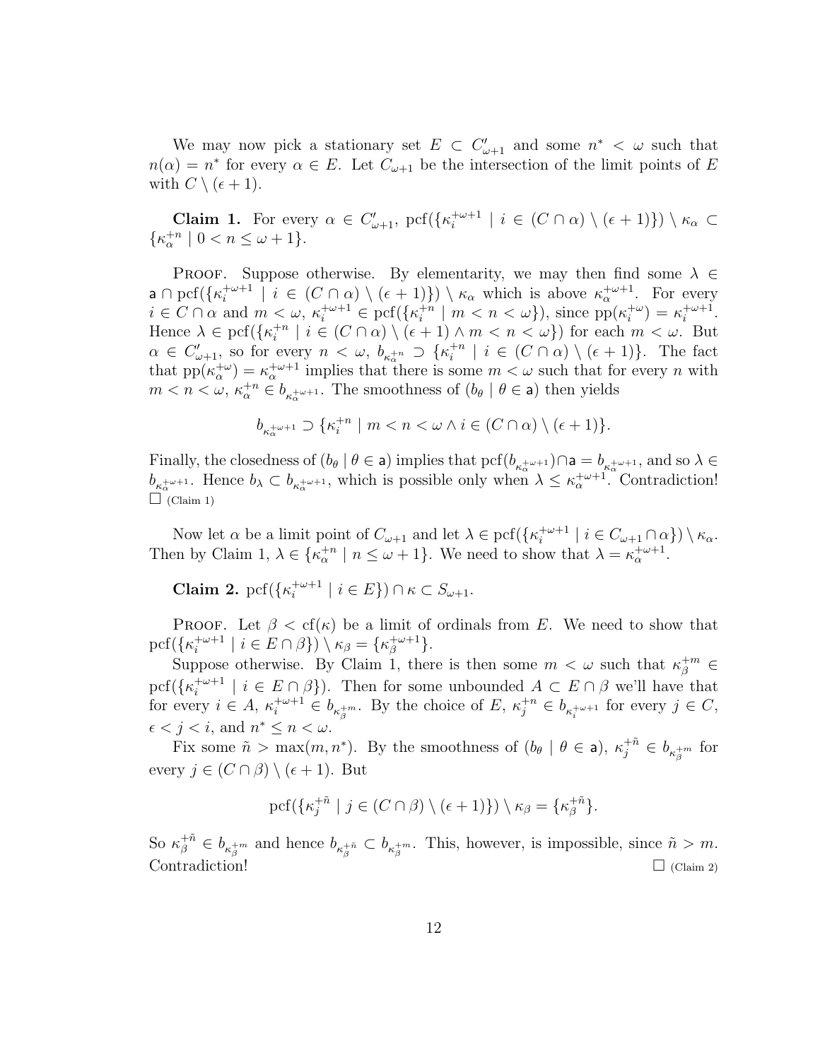We may now pick a stationary set $E \subset C'_{\omega+1}$ and some $n^* < \omega$ such that $n(\alpha) = n^*$ for every $\alpha \in E$. Let $C_{\omega+1}$ be the intersection of the limit points of $E$ with $C \setminus (\epsilon + 1)$.

**Claim 1.** For every $\alpha \in C'_{\omega+1}$, $\mathrm{pcf}(\{\kappa_i^{+\omega+1} \mid i \in (C \cap \alpha) \setminus (\epsilon+1)\}) \setminus \kappa_\alpha \subset \{\kappa_\alpha^{+n} \mid 0 < n \leq \omega + 1\}$.

Proof. Suppose otherwise. By elementarity, we may then find some $\lambda \in \mathsf{a} \cap \mathrm{pcf}(\{\kappa_i^{+\omega+1} \mid i \in (C \cap \alpha) \setminus (\epsilon+1)\}) \setminus \kappa_\alpha$ which is above $\kappa_\alpha^{+\omega+1}$. For every $i \in C \cap \alpha$ and $m < \omega$, $\kappa_i^{+\omega+1} \in \mathrm{pcf}(\{\kappa_i^{+n} \mid m < n < \omega\})$, since $\mathrm{pp}(\kappa_i^{+\omega}) = \kappa_i^{+\omega+1}$. Hence $\lambda \in \mathrm{pcf}(\{\kappa_i^{+n} \mid i \in (C \cap \alpha) \setminus (\epsilon+1) \wedge m < n < \omega\})$ for each $m < \omega$. But $\alpha \in C'_{\omega+1}$, so for every $n < \omega$, $b_{\kappa_\alpha^{+n}} \supset \{\kappa_i^{+n} \mid i \in (C \cap \alpha) \setminus (\epsilon+1)\}$. The fact that $\mathrm{pp}(\kappa_\alpha^{+\omega}) = \kappa_\alpha^{+\omega+1}$ implies that there is some $m < \omega$ such that for every $n$ with $m < n < \omega$, $\kappa_\alpha^{+n} \in b_{\kappa_\alpha^{+\omega+1}}$. The smoothness of $(b_\theta \mid \theta \in \mathsf{a})$ then yields

$$b_{\kappa_\alpha^{+\omega+1}} \supset \{\kappa_i^{+n} \mid m < n < \omega \wedge i \in (C \cap \alpha) \setminus (\epsilon+1)\}.$$

Finally, the closedness of $(b_\theta \mid \theta \in \mathsf{a})$ implies that $\mathrm{pcf}(b_{\kappa_\alpha^{+\omega+1}}) \cap \mathsf{a} = b_{\kappa_\alpha^{+\omega+1}}$, and so $\lambda \in b_{\kappa_\alpha^{+\omega+1}}$. Hence $b_\lambda \subset b_{\kappa_\alpha^{+\omega+1}}$, which is possible only when $\lambda \leq \kappa_\alpha^{+\omega+1}$. Contradiction! $\square$ (Claim 1)

Now let $\alpha$ be a limit point of $C_{\omega+1}$ and let $\lambda \in \mathrm{pcf}(\{\kappa_i^{+\omega+1} \mid i \in C_{\omega+1} \cap \alpha\}) \setminus \kappa_\alpha$. Then by Claim 1, $\lambda \in \{\kappa_\alpha^{+n} \mid n \leq \omega+1\}$. We need to show that $\lambda = \kappa_\alpha^{+\omega+1}$.

**Claim 2.** $\mathrm{pcf}(\{\kappa_i^{+\omega+1} \mid i \in E\}) \cap \kappa \subset S_{\omega+1}$.

Proof. Let $\beta < \mathrm{cf}(\kappa)$ be a limit of ordinals from $E$. We need to show that $\mathrm{pcf}(\{\kappa_i^{+\omega+1} \mid i \in E \cap \beta\}) \setminus \kappa_\beta = \{\kappa_\beta^{+\omega+1}\}$.

Suppose otherwise. By Claim 1, there is then some $m < \omega$ such that $\kappa_\beta^{+m} \in \mathrm{pcf}(\{\kappa_i^{+\omega+1} \mid i \in E \cap \beta\})$. Then for some unbounded $A \subset E \cap \beta$ we'll have that for every $i \in A$, $\kappa_i^{+\omega+1} \in b_{\kappa_\beta^{+m}}$. By the choice of $E$, $\kappa_j^{+n} \in b_{\kappa_i^{+\omega+1}}$ for every $j \in C$, $\epsilon < j < i$, and $n^* \leq n < \omega$.

Fix some $\tilde{n} > \max(m, n^*)$. By the smoothness of $(b_\theta \mid \theta \in \mathsf{a})$, $\kappa_j^{+\tilde{n}} \in b_{\kappa_\beta^{+m}}$ for every $j \in (C \cap \beta) \setminus (\epsilon+1)$. But

$$\mathrm{pcf}(\{\kappa_j^{+\tilde{n}} \mid j \in (C \cap \beta) \setminus (\epsilon+1)\}) \setminus \kappa_\beta = \{\kappa_\beta^{+\tilde{n}}\}.$$

So $\kappa_\beta^{+\tilde{n}} \in b_{\kappa_\beta^{+m}}$ and hence $b_{\kappa_\beta^{+\tilde{n}}} \subset b_{\kappa_\beta^{+m}}$. This, however, is impossible, since $\tilde{n} > m$. Contradiction! $\square$ (Claim 2)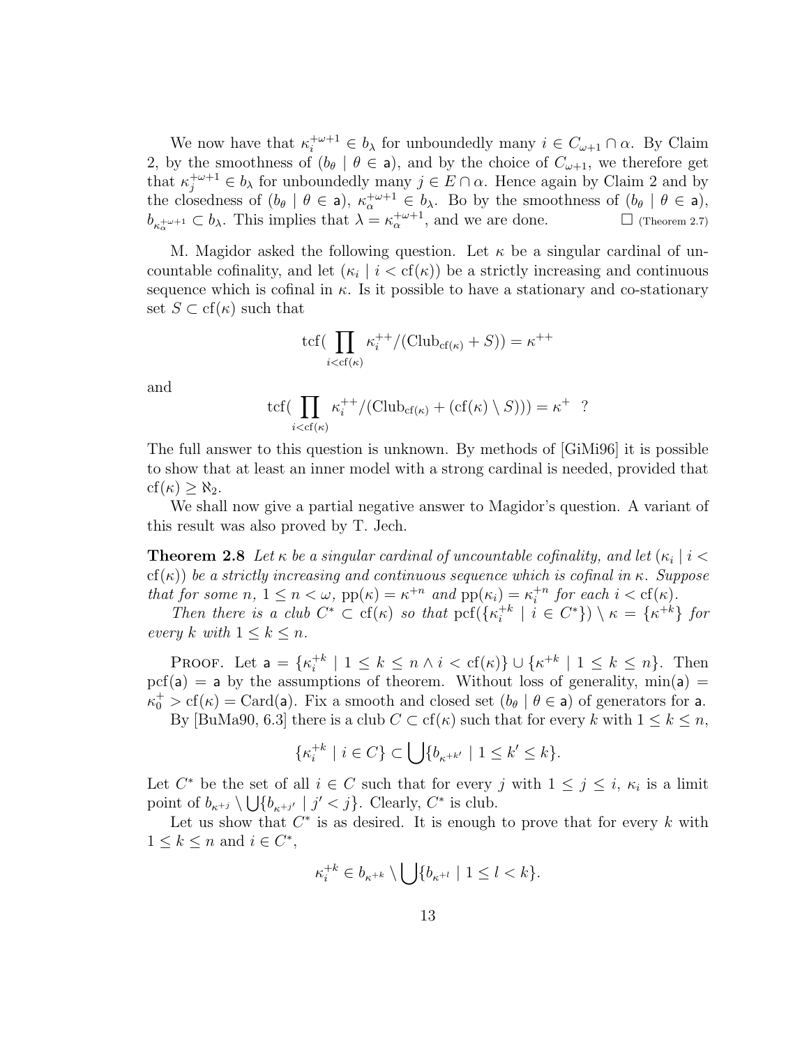We now have that $\kappa_i^{+\omega+1} \in b_\lambda$ for unboundedly many $i \in C_{\omega+1} \cap \alpha$. By Claim 2, by the smoothness of $(b_\theta \mid \theta \in \mathsf{a})$, and by the choice of $C_{\omega+1}$, we therefore get that $\kappa_j^{+\omega+1} \in b_\lambda$ for unboundedly many $j \in E \cap \alpha$. Hence again by Claim 2 and by the closedness of $(b_\theta \mid \theta \in \mathsf{a})$, $\kappa_\alpha^{+\omega+1} \in b_\lambda$. Bo by the smoothness of $(b_\theta \mid \theta \in \mathsf{a})$, $b_{\kappa_\alpha^{+\omega+1}} \subset b_\lambda$. This implies that $\lambda = \kappa_\alpha^{+\omega+1}$, and we are done. $\square$ (Theorem 2.7)

M. Magidor asked the following question. Let $\kappa$ be a singular cardinal of uncountable cofinality, and let $(\kappa_i \mid i < \mathrm{cf}(\kappa))$ be a strictly increasing and continuous sequence which is cofinal in $\kappa$. Is it possible to have a stationary and co-stationary set $S \subset \mathrm{cf}(\kappa)$ such that

$$\mathrm{tcf}(\prod_{i<\mathrm{cf}(\kappa)} \kappa_i^{++}/(\mathrm{Club}_{\mathrm{cf}(\kappa)} + S)) = \kappa^{++}$$

and

$$\mathrm{tcf}(\prod_{i<\mathrm{cf}(\kappa)} \kappa_i^{++}/(\mathrm{Club}_{\mathrm{cf}(\kappa)} + (\mathrm{cf}(\kappa) \setminus S))) = \kappa^{+} \quad ?$$

The full answer to this question is unknown. By methods of [GiMi96] it is possible to show that at least an inner model with a strong cardinal is needed, provided that $\mathrm{cf}(\kappa) \geq \aleph_2$.

We shall now give a partial negative answer to Magidor's question. A variant of this result was also proved by T. Jech.

**Theorem 2.8** *Let $\kappa$ be a singular cardinal of uncountable cofinality, and let $(\kappa_i \mid i < \mathrm{cf}(\kappa))$ be a strictly increasing and continuous sequence which is cofinal in $\kappa$. Suppose that for some $n$, $1 \leq n < \omega$, $\mathrm{pp}(\kappa) = \kappa^{+n}$ and $\mathrm{pp}(\kappa_i) = \kappa_i^{+n}$ for each $i < \mathrm{cf}(\kappa)$.*

*Then there is a club $C^* \subset \mathrm{cf}(\kappa)$ so that $\mathrm{pcf}(\{\kappa_i^{+k} \mid i \in C^*\}) \setminus \kappa = \{\kappa^{+k}\}$ for every $k$ with $1 \leq k \leq n$.*

Proof. Let $\mathsf{a} = \{\kappa_i^{+k} \mid 1 \leq k \leq n \wedge i < \mathrm{cf}(\kappa)\} \cup \{\kappa^{+k} \mid 1 \leq k \leq n\}$. Then $\mathrm{pcf}(\mathsf{a}) = \mathsf{a}$ by the assumptions of theorem. Without loss of generality, $\min(\mathsf{a}) = \kappa_0^+ > \mathrm{cf}(\kappa) = \mathrm{Card}(\mathsf{a})$. Fix a smooth and closed set $(b_\theta \mid \theta \in \mathsf{a})$ of generators for $\mathsf{a}$.

By [BuMa90, 6.3] there is a club $C \subset \mathrm{cf}(\kappa)$ such that for every $k$ with $1 \leq k \leq n$,

$$\{\kappa_i^{+k} \mid i \in C\} \subset \bigcup\{b_{\kappa^{+k'}} \mid 1 \leq k' \leq k\}.$$

Let $C^*$ be the set of all $i \in C$ such that for every $j$ with $1 \leq j \leq i$, $\kappa_i$ is a limit point of $b_{\kappa^{+j}} \setminus \bigcup\{b_{\kappa^{+j'}} \mid j' < j\}$. Clearly, $C^*$ is club.

Let us show that $C^*$ is as desired. It is enough to prove that for every $k$ with $1 \leq k \leq n$ and $i \in C^*$,

$$\kappa_i^{+k} \in b_{\kappa^{+k}} \setminus \bigcup\{b_{\kappa^{+l}} \mid 1 \leq l < k\}.$$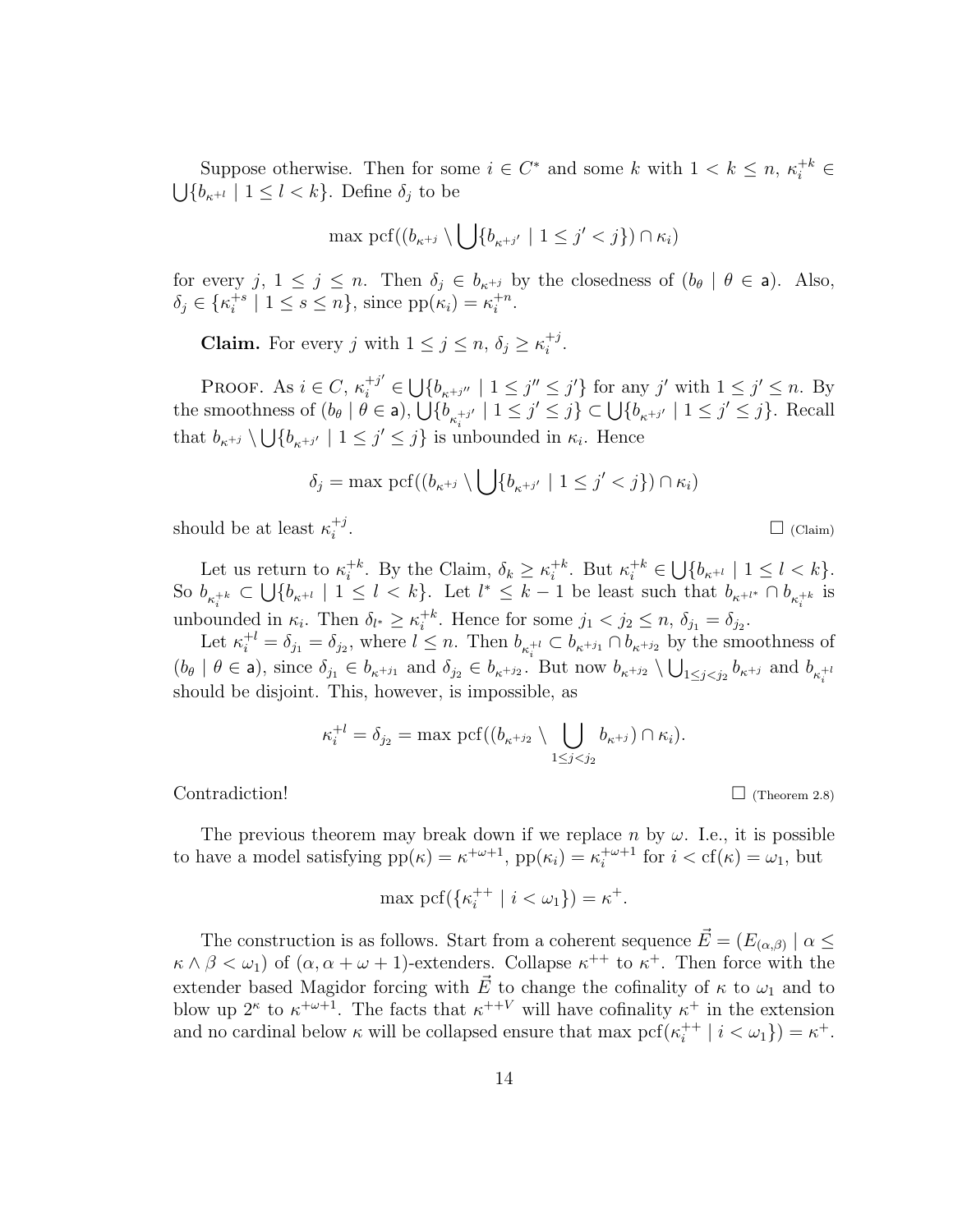Suppose otherwise. Then for some $i \in C^*$ and some $k$ with $1 < k \leq n$, $\kappa_i^{+k} \in \bigcup\{b_{\kappa^{+l}} \mid 1 \leq l < k\}$. Define $\delta_j$ to be

$$\max \mathrm{pcf}((b_{\kappa^{+j}} \setminus \bigcup\{b_{\kappa^{+j'}} \mid 1 \leq j' < j\}) \cap \kappa_i)$$

for every $j$, $1 \leq j \leq n$. Then $\delta_j \in b_{\kappa^{+j}}$ by the closedness of $(b_\theta \mid \theta \in \mathsf{a})$. Also, $\delta_j \in \{\kappa_i^{+s} \mid 1 \leq s \leq n\}$, since $\mathrm{pp}(\kappa_i) = \kappa_i^{+n}$.

**Claim.** For every $j$ with $1 \leq j \leq n$, $\delta_j \geq \kappa_i^{+j}$.

Proof. As $i \in C$, $\kappa_i^{+j'} \in \bigcup\{b_{\kappa^{+j''}} \mid 1 \leq j'' \leq j'\}$ for any $j'$ with $1 \leq j' \leq n$. By the smoothness of $(b_\theta \mid \theta \in \mathsf{a})$, $\bigcup\{b_{\kappa_i^{+j'}} \mid 1 \leq j' \leq j\} \subset \bigcup\{b_{\kappa^{+j'}} \mid 1 \leq j' \leq j\}$. Recall that $b_{\kappa^{+j}} \setminus \bigcup\{b_{\kappa^{+j'}} \mid 1 \leq j' \leq j\}$ is unbounded in $\kappa_i$. Hence

$$\delta_j = \max \mathrm{pcf}((b_{\kappa^{+j}} \setminus \bigcup\{b_{\kappa^{+j'}} \mid 1 \leq j' < j\}) \cap \kappa_i)$$

should be at least $\kappa_i^{+j}$. □ (Claim)

Let us return to $\kappa_i^{+k}$. By the Claim, $\delta_k \geq \kappa_i^{+k}$. But $\kappa_i^{+k} \in \bigcup\{b_{\kappa^{+l}} \mid 1 \leq l < k\}$. So $b_{\kappa_i^{+k}} \subset \bigcup\{b_{\kappa^{+l}} \mid 1 \leq l < k\}$. Let $l^* \leq k-1$ be least such that $b_{\kappa^{+l^*}} \cap b_{\kappa_i^{+k}}$ is unbounded in $\kappa_i$. Then $\delta_{l^*} \geq \kappa_i^{+k}$. Hence for some $j_1 < j_2 \leq n$, $\delta_{j_1} = \delta_{j_2}$.

Let $\kappa_i^{+l} = \delta_{j_1} = \delta_{j_2}$, where $l \leq n$. Then $b_{\kappa_i^{+l}} \subset b_{\kappa^{+j_1}} \cap b_{\kappa^{+j_2}}$ by the smoothness of $(b_\theta \mid \theta \in \mathsf{a})$, since $\delta_{j_1} \in b_{\kappa^{+j_1}}$ and $\delta_{j_2} \in b_{\kappa^{+j_2}}$. But now $b_{\kappa^{+j_2}} \setminus \bigcup_{1 \leq j < j_2} b_{\kappa^{+j}}$ and $b_{\kappa_i^{+l}}$ should be disjoint. This, however, is impossible, as

$$\kappa_i^{+l} = \delta_{j_2} = \max \mathrm{pcf}((b_{\kappa^{+j_2}} \setminus \bigcup_{1 \leq j < j_2} b_{\kappa^{+j}}) \cap \kappa_i).$$

Contradiction! □ (Theorem 2.8)

The previous theorem may break down if we replace $n$ by $\omega$. I.e., it is possible to have a model satisfying $\mathrm{pp}(\kappa) = \kappa^{+\omega+1}$, $\mathrm{pp}(\kappa_i) = \kappa_i^{+\omega+1}$ for $i < \mathrm{cf}(\kappa) = \omega_1$, but

$$\max \mathrm{pcf}(\{\kappa_i^{++} \mid i < \omega_1\}) = \kappa^+.$$

The construction is as follows. Start from a coherent sequence $\vec{E} = (E_{(\alpha,\beta)} \mid \alpha \leq \kappa \wedge \beta < \omega_1)$ of $(\alpha, \alpha + \omega + 1)$-extenders. Collapse $\kappa^{++}$ to $\kappa^+$. Then force with the extender based Magidor forcing with $\vec{E}$ to change the cofinality of $\kappa$ to $\omega_1$ and to blow up $2^\kappa$ to $\kappa^{+\omega+1}$. The facts that $\kappa^{++V}$ will have cofinality $\kappa^+$ in the extension and no cardinal below $\kappa$ will be collapsed ensure that $\max \mathrm{pcf}(\kappa_i^{++} \mid i < \omega_1\}) = \kappa^+$.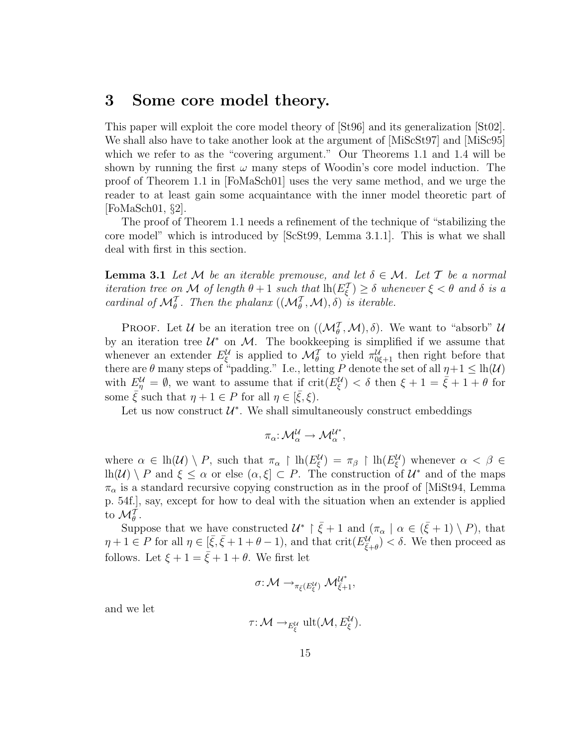## 3 Some core model theory.

This paper will exploit the core model theory of [St96] and its generalization [St02]. We shall also have to take another look at the argument of [MiScSt97] and [MiSc95] which we refer to as the "covering argument." Our Theorems 1.1 and 1.4 will be shown by running the first $\omega$ many steps of Woodin's core model induction. The proof of Theorem 1.1 in [FoMaSch01] uses the very same method, and we urge the reader to at least gain some acquaintance with the inner model theoretic part of [FoMaSch01, §2].

The proof of Theorem 1.1 needs a refinement of the technique of "stabilizing the core model" which is introduced by [ScSt99, Lemma 3.1.1]. This is what we shall deal with first in this section.

**Lemma 3.1** *Let $\mathcal{M}$ be an iterable premouse, and let $\delta \in \mathcal{M}$. Let $\mathcal{T}$ be a normal iteration tree on $\mathcal{M}$ of length $\theta+1$ such that $\mathrm{lh}(E_\xi^\mathcal{T}) \geq \delta$ whenever $\xi < \theta$ and $\delta$ is a cardinal of $\mathcal{M}_\theta^\mathcal{T}$. Then the phalanx $((\mathcal{M}_\theta^\mathcal{T}, \mathcal{M}), \delta)$ is iterable.*

Proof. Let $\mathcal{U}$ be an iteration tree on $((\mathcal{M}_\theta^\mathcal{T}, \mathcal{M}), \delta)$. We want to "absorb" $\mathcal{U}$ by an iteration tree $\mathcal{U}^*$ on $\mathcal{M}$. The bookkeeping is simplified if we assume that whenever an extender $E_\xi^\mathcal{U}$ is applied to $\mathcal{M}_\theta^\mathcal{T}$ to yield $\pi_{0\xi+1}^\mathcal{U}$ then right before that there are $\theta$ many steps of "padding." I.e., letting $P$ denote the set of all $\eta+1 \leq \mathrm{lh}(\mathcal{U})$ with $E_\eta^\mathcal{U} = \emptyset$, we want to assume that if $\mathrm{crit}(E_\xi^\mathcal{U}) < \delta$ then $\xi + 1 = \bar{\xi} + 1 + \theta$ for some $\bar{\xi}$ such that $\eta + 1 \in P$ for all $\eta \in [\bar{\xi}, \xi)$.

Let us now construct $\mathcal{U}^*$. We shall simultaneously construct embeddings

$$\pi_\alpha \colon \mathcal{M}_\alpha^\mathcal{U} \to \mathcal{M}_\alpha^{\mathcal{U}^*},$$

where $\alpha \in \mathrm{lh}(\mathcal{U}) \setminus P$, such that $\pi_\alpha \restriction \mathrm{lh}(E_\xi^\mathcal{U}) = \pi_\beta \restriction \mathrm{lh}(E_\xi^\mathcal{U})$ whenever $\alpha < \beta \in \mathrm{lh}(\mathcal{U}) \setminus P$ and $\xi \leq \alpha$ or else $(\alpha, \xi] \subset P$. The construction of $\mathcal{U}^*$ and of the maps $\pi_\alpha$ is a standard recursive copying construction as in the proof of [MiSt94, Lemma p. 54f.], say, except for how to deal with the situation when an extender is applied to $\mathcal{M}_\theta^\mathcal{T}$.

Suppose that we have constructed $\mathcal{U}^* \restriction \bar{\xi}+1$ and $(\pi_\alpha \mid \alpha \in (\bar{\xi}+1) \setminus P)$, that $\eta + 1 \in P$ for all $\eta \in [\bar{\xi}, \bar{\xi}+1+\theta-1)$, and that $\mathrm{crit}(E_{\bar{\xi}+\theta}^\mathcal{U}) < \delta$. We then proceed as follows. Let $\xi + 1 = \bar{\xi} + 1 + \theta$. We first let

$$\sigma \colon \mathcal{M} \to_{\pi_{\bar{\xi}}(E_\xi^\mathcal{U})} \mathcal{M}_{\bar{\xi}+1}^{\mathcal{U}^*},$$

and we let

$$\tau \colon \mathcal{M} \to_{E_\xi^\mathcal{U}} \mathrm{ult}(\mathcal{M}, E_\xi^\mathcal{U}).$$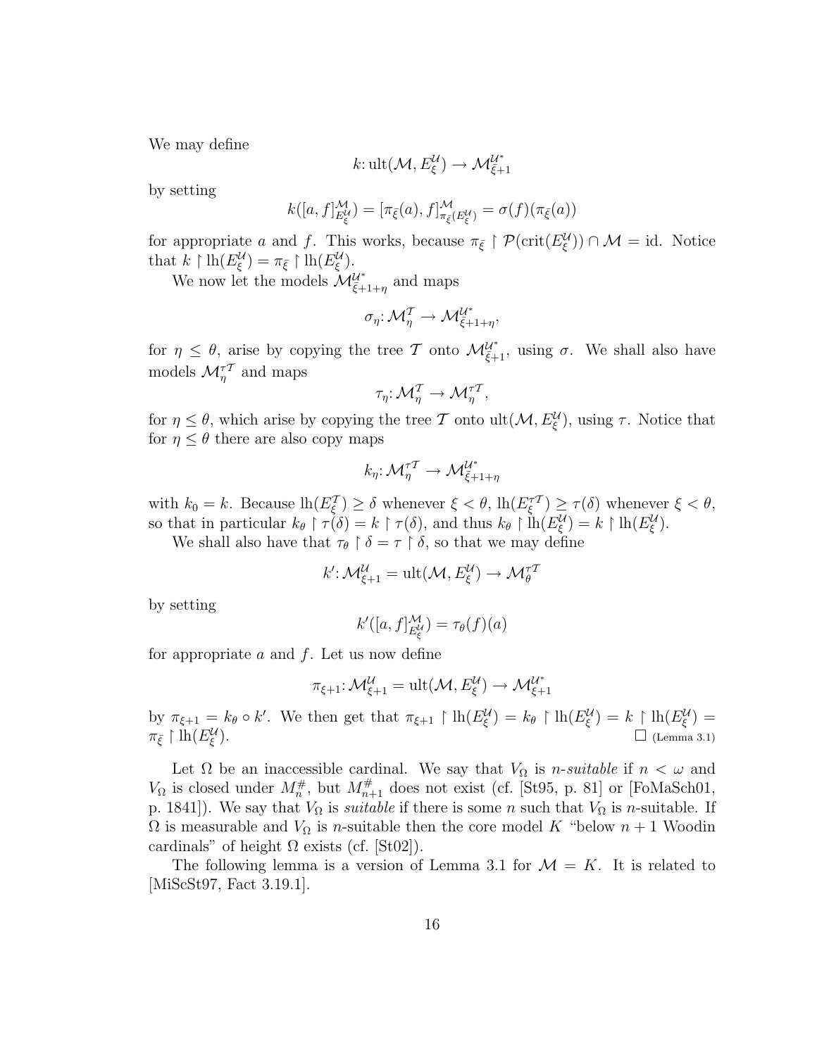We may define

$$k: \mathrm{ult}(\mathcal{M}, E^{\mathcal{U}}_\xi) \to \mathcal{M}^{\mathcal{U}^*}_{\bar{\xi}+1}$$

by setting

$$k([a,f]^{\mathcal{M}}_{E^{\mathcal{U}}_\xi}) = [\pi_{\bar{\xi}}(a), f]^{\mathcal{M}}_{\pi_{\bar{\xi}}(E^{\mathcal{U}}_\xi)} = \sigma(f)(\pi_{\bar{\xi}}(a))$$

for appropriate $a$ and $f$. This works, because $\pi_{\bar{\xi}} \upharpoonright \mathcal{P}(\mathrm{crit}(E^{\mathcal{U}}_\xi)) \cap \mathcal{M} = \mathrm{id}$. Notice that $k \upharpoonright \mathrm{lh}(E^{\mathcal{U}}_\xi) = \pi_{\bar{\xi}} \upharpoonright \mathrm{lh}(E^{\mathcal{U}}_\xi)$.

We now let the models $\mathcal{M}^{\mathcal{U}^*}_{\bar{\xi}+1+\eta}$ and maps

$$\sigma_\eta: \mathcal{M}^{\mathcal{T}}_\eta \to \mathcal{M}^{\mathcal{U}^*}_{\bar{\xi}+1+\eta},$$

for $\eta \leq \theta$, arise by copying the tree $\mathcal{T}$ onto $\mathcal{M}^{\mathcal{U}^*}_{\bar{\xi}+1}$, using $\sigma$. We shall also have models $\mathcal{M}^{\tau\mathcal{T}}_\eta$ and maps

$$\tau_\eta: \mathcal{M}^{\mathcal{T}}_\eta \to \mathcal{M}^{\tau\mathcal{T}}_\eta,$$

for $\eta \leq \theta$, which arise by copying the tree $\mathcal{T}$ onto $\mathrm{ult}(\mathcal{M}, E^{\mathcal{U}}_\xi)$, using $\tau$. Notice that for $\eta \leq \theta$ there are also copy maps

$$k_\eta: \mathcal{M}^{\tau\mathcal{T}}_\eta \to \mathcal{M}^{\mathcal{U}^*}_{\bar{\xi}+1+\eta}$$

with $k_0 = k$. Because $\mathrm{lh}(E^{\mathcal{T}}_\xi) \geq \delta$ whenever $\xi < \theta$, $\mathrm{lh}(E^{\tau\mathcal{T}}_\xi) \geq \tau(\delta)$ whenever $\xi < \theta$, so that in particular $k_\theta \upharpoonright \tau(\delta) = k \upharpoonright \tau(\delta)$, and thus $k_\theta \upharpoonright \mathrm{lh}(E^{\mathcal{U}}_\xi) = k \upharpoonright \mathrm{lh}(E^{\mathcal{U}}_\xi)$.

We shall also have that $\tau_\theta \upharpoonright \delta = \tau \upharpoonright \delta$, so that we may define

$$k': \mathcal{M}^{\mathcal{U}}_{\xi+1} = \mathrm{ult}(\mathcal{M}, E^{\mathcal{U}}_\xi) \to \mathcal{M}^{\tau\mathcal{T}}_\theta$$

by setting

$$k'([a,f]^{\mathcal{M}}_{E^{\mathcal{U}}_\xi}) = \tau_\theta(f)(a)$$

for appropriate $a$ and $f$. Let us now define

$$\pi_{\xi+1}: \mathcal{M}^{\mathcal{U}}_{\xi+1} = \mathrm{ult}(\mathcal{M}, E^{\mathcal{U}}_\xi) \to \mathcal{M}^{\mathcal{U}^*}_{\bar{\xi}+1}$$

by $\pi_{\xi+1} = k_\theta \circ k'$. We then get that $\pi_{\xi+1} \upharpoonright \mathrm{lh}(E^{\mathcal{U}}_\xi) = k_\theta \upharpoonright \mathrm{lh}(E^{\mathcal{U}}_\xi) = k \upharpoonright \mathrm{lh}(E^{\mathcal{U}}_\xi) = \pi_{\bar{\xi}} \upharpoonright \mathrm{lh}(E^{\mathcal{U}}_\xi)$. □ (Lemma 3.1)

Let $\Omega$ be an inaccessible cardinal. We say that $V_\Omega$ is *n-suitable* if $n < \omega$ and $V_\Omega$ is closed under $M^\#_n$, but $M^\#_{n+1}$ does not exist (cf. [St95, p. 81] or [FoMaSch01, p. 1841]). We say that $V_\Omega$ is *suitable* if there is some $n$ such that $V_\Omega$ is $n$-suitable. If $\Omega$ is measurable and $V_\Omega$ is $n$-suitable then the core model $K$ "below $n+1$ Woodin cardinals" of height $\Omega$ exists (cf. [St02]).

The following lemma is a version of Lemma 3.1 for $\mathcal{M} = K$. It is related to [MiScSt97, Fact 3.19.1].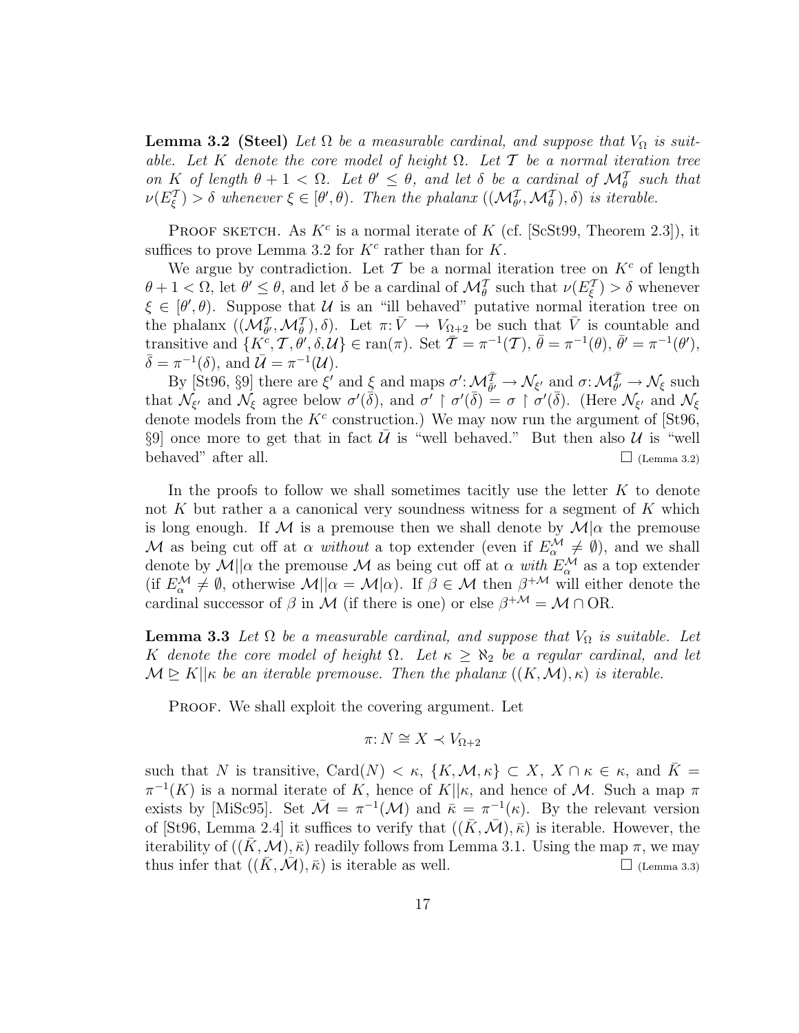**Lemma 3.2 (Steel)** *Let $\Omega$ be a measurable cardinal, and suppose that $V_\Omega$ is suitable. Let $K$ denote the core model of height $\Omega$. Let $\mathcal{T}$ be a normal iteration tree on $K$ of length $\theta + 1 < \Omega$. Let $\theta' \leq \theta$, and let $\delta$ be a cardinal of $\mathcal{M}_\theta^\mathcal{T}$ such that $\nu(E_\xi^\mathcal{T}) > \delta$ whenever $\xi \in [\theta', \theta)$. Then the phalanx $((\mathcal{M}_{\theta'}^\mathcal{T}, \mathcal{M}_\theta^\mathcal{T}), \delta)$ is iterable.*

Proof sketch. As $K^c$ is a normal iterate of $K$ (cf. [ScSt99, Theorem 2.3]), it suffices to prove Lemma 3.2 for $K^c$ rather than for $K$.

We argue by contradiction. Let $\mathcal{T}$ be a normal iteration tree on $K^c$ of length $\theta + 1 < \Omega$, let $\theta' \leq \theta$, and let $\delta$ be a cardinal of $\mathcal{M}_\theta^\mathcal{T}$ such that $\nu(E_\xi^\mathcal{T}) > \delta$ whenever $\xi \in [\theta', \theta)$. Suppose that $\mathcal{U}$ is an "ill behaved" putative normal iteration tree on the phalanx $((\mathcal{M}_{\theta'}^\mathcal{T}, \mathcal{M}_\theta^\mathcal{T}), \delta)$. Let $\pi : \bar{V} \to V_{\Omega+2}$ be such that $\bar{V}$ is countable and transitive and $\{K^c, \mathcal{T}, \theta', \delta, \mathcal{U}\} \in \mathrm{ran}(\pi)$. Set $\bar{\mathcal{T}} = \pi^{-1}(\mathcal{T})$, $\bar{\theta} = \pi^{-1}(\theta)$, $\bar{\theta}' = \pi^{-1}(\theta')$, $\bar{\delta} = \pi^{-1}(\delta)$, and $\bar{\mathcal{U}} = \pi^{-1}(\mathcal{U})$.

By [St96, §9] there are $\xi'$ and $\xi$ and maps $\sigma' : \mathcal{M}_{\bar{\theta}'}^{\bar{\mathcal{T}}} \to \mathcal{N}_{\xi'}$ and $\sigma : \mathcal{M}_{\bar{\theta}'}^{\bar{\mathcal{T}}} \to \mathcal{N}_\xi$ such that $\mathcal{N}_{\xi'}$ and $\mathcal{N}_\xi$ agree below $\sigma'(\bar{\delta})$, and $\sigma' \upharpoonright \sigma'(\bar{\delta}) = \sigma \upharpoonright \sigma'(\bar{\delta})$. (Here $\mathcal{N}_{\xi'}$ and $\mathcal{N}_\xi$ denote models from the $K^c$ construction.) We may now run the argument of [St96, §9] once more to get that in fact $\bar{\mathcal{U}}$ is "well behaved." But then also $\mathcal{U}$ is "well behaved" after all. $\square$ (Lemma 3.2)

In the proofs to follow we shall sometimes tacitly use the letter $K$ to denote not $K$ but rather a a canonical very soundness witness for a segment of $K$ which is long enough. If $\mathcal{M}$ is a premouse then we shall denote by $\mathcal{M}|\alpha$ the premouse $\mathcal{M}$ as being cut off at $\alpha$ *without* a top extender (even if $E_\alpha^\mathcal{M} \neq \emptyset$), and we shall denote by $\mathcal{M}||\alpha$ the premouse $\mathcal{M}$ as being cut off at $\alpha$ *with* $E_\alpha^\mathcal{M}$ as a top extender (if $E_\alpha^\mathcal{M} \neq \emptyset$, otherwise $\mathcal{M}||\alpha = \mathcal{M}|\alpha$). If $\beta \in \mathcal{M}$ then $\beta^{+\mathcal{M}}$ will either denote the cardinal successor of $\beta$ in $\mathcal{M}$ (if there is one) or else $\beta^{+\mathcal{M}} = \mathcal{M} \cap \mathrm{OR}$.

**Lemma 3.3** *Let $\Omega$ be a measurable cardinal, and suppose that $V_\Omega$ is suitable. Let $K$ denote the core model of height $\Omega$. Let $\kappa \geq \aleph_2$ be a regular cardinal, and let $\mathcal{M} \trianglerighteq K||\kappa$ be an iterable premouse. Then the phalanx $((K, \mathcal{M}), \kappa)$ is iterable.*

Proof. We shall exploit the covering argument. Let

$$\pi : N \cong X \prec V_{\Omega+2}$$

such that $N$ is transitive, $\mathrm{Card}(N) < \kappa$, $\{K, \mathcal{M}, \kappa\} \subset X$, $X \cap \kappa \in \kappa$, and $\bar{K} = \pi^{-1}(K)$ is a normal iterate of $K$, hence of $K||\kappa$, and hence of $\mathcal{M}$. Such a map $\pi$ exists by [MiSc95]. Set $\bar{\mathcal{M}} = \pi^{-1}(\mathcal{M})$ and $\bar{\kappa} = \pi^{-1}(\kappa)$. By the relevant version of [St96, Lemma 2.4] it suffices to verify that $((\bar{K}, \bar{\mathcal{M}}), \bar{\kappa})$ is iterable. However, the iterability of $((\bar{K}, \mathcal{M}), \bar{\kappa})$ readily follows from Lemma 3.1. Using the map $\pi$, we may thus infer that $((\bar{K}, \bar{\mathcal{M}}), \bar{\kappa})$ is iterable as well. $\square$ (Lemma 3.3)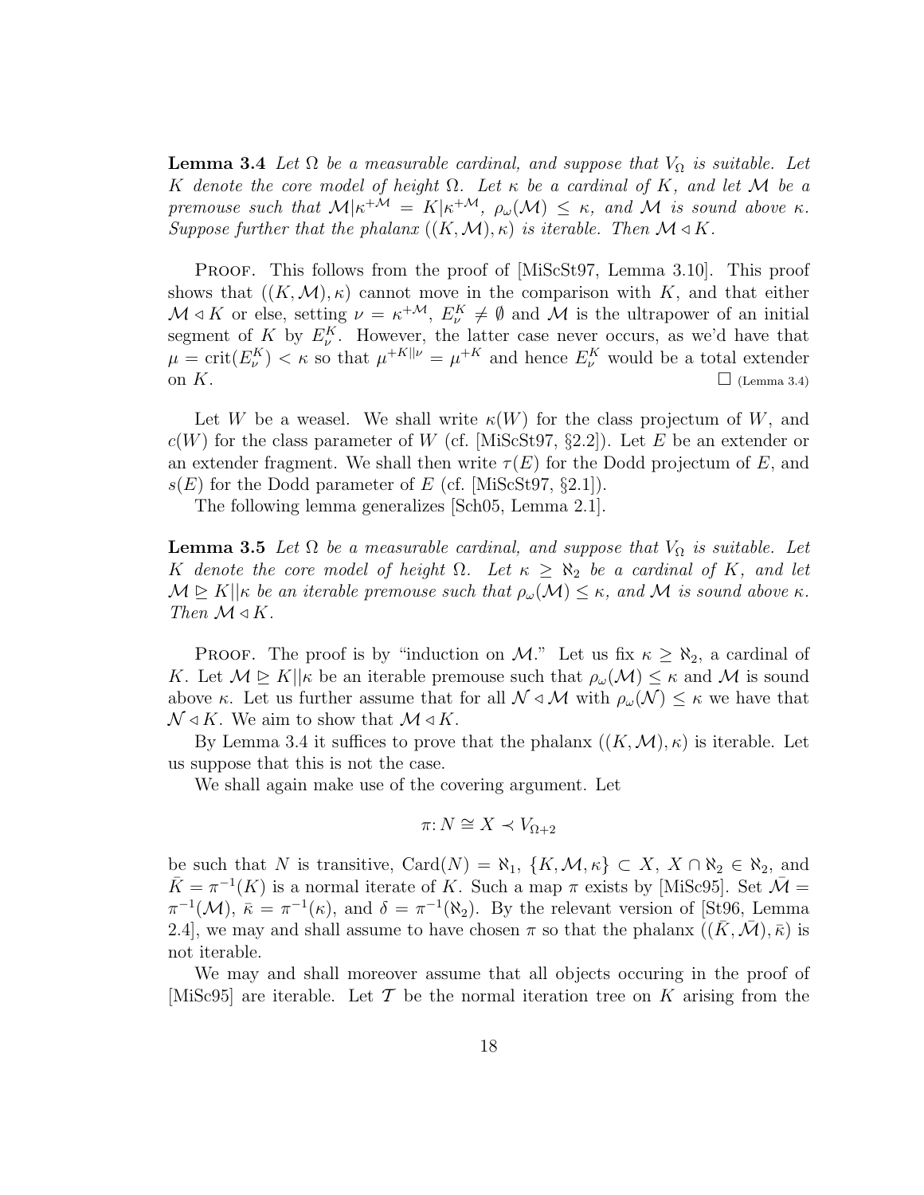**Lemma 3.4** *Let $\Omega$ be a measurable cardinal, and suppose that $V_\Omega$ is suitable. Let $K$ denote the core model of height $\Omega$. Let $\kappa$ be a cardinal of $K$, and let $\mathcal{M}$ be a premouse such that $\mathcal{M}|\kappa^{+\mathcal{M}} = K|\kappa^{+\mathcal{M}}$, $\rho_\omega(\mathcal{M}) \leq \kappa$, and $\mathcal{M}$ is sound above $\kappa$. Suppose further that the phalanx $((K, \mathcal{M}), \kappa)$ is iterable. Then $\mathcal{M} \triangleleft K$.*

PROOF. This follows from the proof of [MiScSt97, Lemma 3.10]. This proof shows that $((K, \mathcal{M}), \kappa)$ cannot move in the comparison with $K$, and that either $\mathcal{M} \triangleleft K$ or else, setting $\nu = \kappa^{+\mathcal{M}}$, $E^K_\nu \neq \emptyset$ and $\mathcal{M}$ is the ultrapower of an initial segment of $K$ by $E^K_\nu$. However, the latter case never occurs, as we'd have that $\mu = \text{crit}(E^K_\nu) < \kappa$ so that $\mu^{+K||\nu} = \mu^{+K}$ and hence $E^K_\nu$ would be a total extender on $K$. □ (Lemma 3.4)

Let $W$ be a weasel. We shall write $\kappa(W)$ for the class projectum of $W$, and $c(W)$ for the class parameter of $W$ (cf. [MiScSt97, §2.2]). Let $E$ be an extender or an extender fragment. We shall then write $\tau(E)$ for the Dodd projectum of $E$, and $s(E)$ for the Dodd parameter of $E$ (cf. [MiScSt97, §2.1]).

The following lemma generalizes [Sch05, Lemma 2.1].

**Lemma 3.5** *Let $\Omega$ be a measurable cardinal, and suppose that $V_\Omega$ is suitable. Let $K$ denote the core model of height $\Omega$. Let $\kappa \geq \aleph_2$ be a cardinal of $K$, and let $\mathcal{M} \trianglerighteq K||\kappa$ be an iterable premouse such that $\rho_\omega(\mathcal{M}) \leq \kappa$, and $\mathcal{M}$ is sound above $\kappa$. Then $\mathcal{M} \triangleleft K$.*

PROOF. The proof is by "induction on $\mathcal{M}$." Let us fix $\kappa \geq \aleph_2$, a cardinal of $K$. Let $\mathcal{M} \trianglerighteq K||\kappa$ be an iterable premouse such that $\rho_\omega(\mathcal{M}) \leq \kappa$ and $\mathcal{M}$ is sound above $\kappa$. Let us further assume that for all $\mathcal{N} \triangleleft \mathcal{M}$ with $\rho_\omega(\mathcal{N}) \leq \kappa$ we have that $\mathcal{N} \triangleleft K$. We aim to show that $\mathcal{M} \triangleleft K$.

By Lemma 3.4 it suffices to prove that the phalanx $((K, \mathcal{M}), \kappa)$ is iterable. Let us suppose that this is not the case.

We shall again make use of the covering argument. Let

$$\pi\colon N \cong X \prec V_{\Omega+2}$$

be such that $N$ is transitive, $\text{Card}(N) = \aleph_1$, $\{K, \mathcal{M}, \kappa\} \subset X$, $X \cap \aleph_2 \in \aleph_2$, and $\bar{K} = \pi^{-1}(K)$ is a normal iterate of $K$. Such a map $\pi$ exists by [MiSc95]. Set $\bar{\mathcal{M}} = \pi^{-1}(\mathcal{M})$, $\bar{\kappa} = \pi^{-1}(\kappa)$, and $\delta = \pi^{-1}(\aleph_2)$. By the relevant version of [St96, Lemma 2.4], we may and shall assume to have chosen $\pi$ so that the phalanx $((\bar{K}, \bar{\mathcal{M}}), \bar{\kappa})$ is not iterable.

We may and shall moreover assume that all objects occuring in the proof of [MiSc95] are iterable. Let $\mathcal{T}$ be the normal iteration tree on $K$ arising from the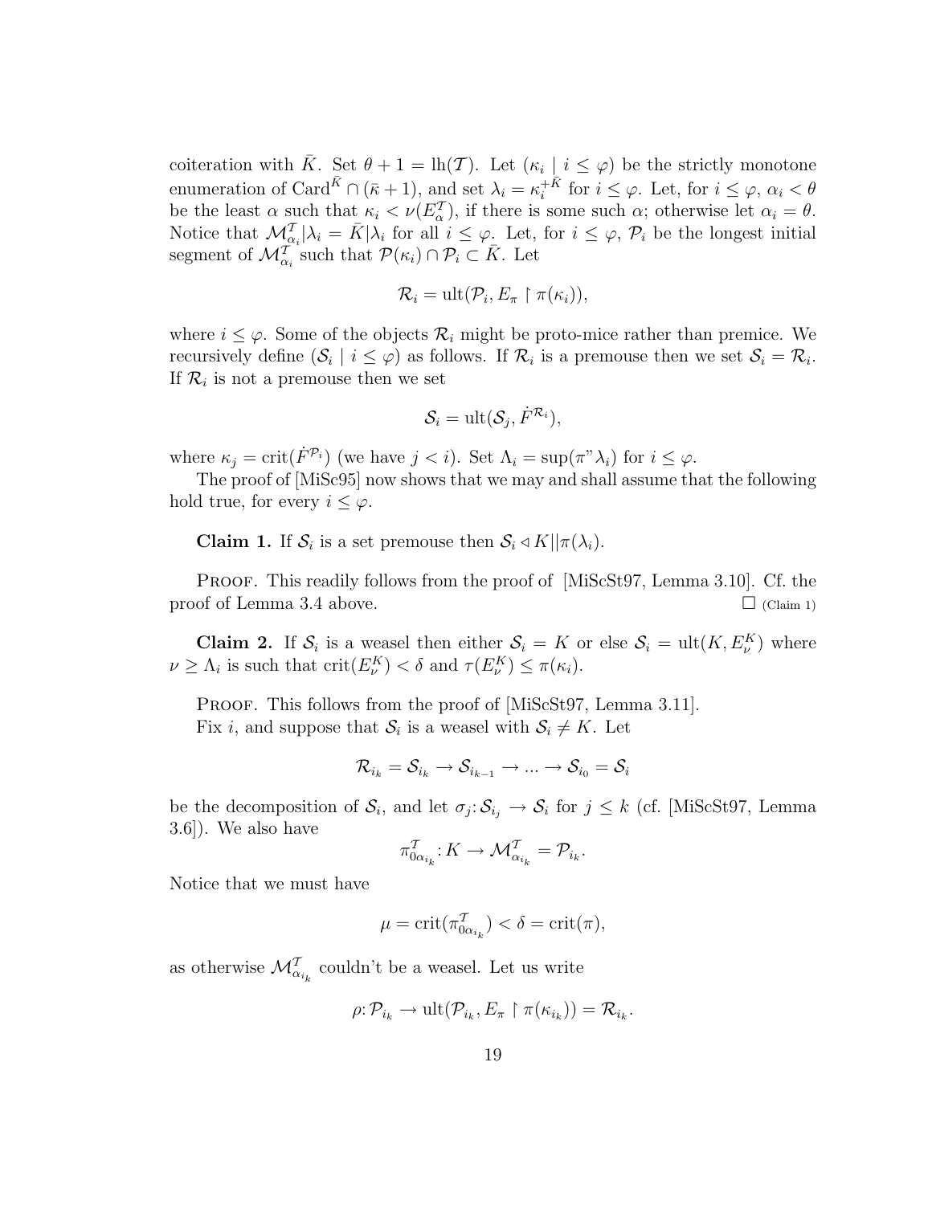coiteration with $\bar{K}$. Set $\theta + 1 = \text{lh}(\mathcal{T})$. Let $(\kappa_i \mid i \leq \varphi)$ be the strictly monotone enumeration of $\text{Card}^{\bar{K}} \cap (\bar{\kappa} + 1)$, and set $\lambda_i = \kappa_i^{+\bar{K}}$ for $i \leq \varphi$. Let, for $i \leq \varphi$, $\alpha_i < \theta$ be the least $\alpha$ such that $\kappa_i < \nu(E_\alpha^{\mathcal{T}})$, if there is some such $\alpha$; otherwise let $\alpha_i = \theta$. Notice that $\mathcal{M}_{\alpha_i}^{\mathcal{T}} | \lambda_i = \bar{K} | \lambda_i$ for all $i \leq \varphi$. Let, for $i \leq \varphi$, $\mathcal{P}_i$ be the longest initial segment of $\mathcal{M}_{\alpha_i}^{\mathcal{T}}$ such that $\mathcal{P}(\kappa_i) \cap \mathcal{P}_i \subset \bar{K}$. Let

$$\mathcal{R}_i = \text{ult}(\mathcal{P}_i, E_\pi \restriction \pi(\kappa_i)),$$

where $i \leq \varphi$. Some of the objects $\mathcal{R}_i$ might be proto-mice rather than premice. We recursively define $(\mathcal{S}_i \mid i \leq \varphi)$ as follows. If $\mathcal{R}_i$ is a premouse then we set $\mathcal{S}_i = \mathcal{R}_i$. If $\mathcal{R}_i$ is not a premouse then we set

$$\mathcal{S}_i = \text{ult}(\mathcal{S}_j, \dot{F}^{\mathcal{R}_i}),$$

where $\kappa_j = \text{crit}(\dot{F}^{\mathcal{P}_i})$ (we have $j < i$). Set $\Lambda_i = \sup(\pi"\lambda_i)$ for $i \leq \varphi$.

The proof of [MiSc95] now shows that we may and shall assume that the following hold true, for every $i \leq \varphi$.

**Claim 1.** If $\mathcal{S}_i$ is a set premouse then $\mathcal{S}_i \triangleleft K || \pi(\lambda_i)$.

Proof. This readily follows from the proof of [MiScSt97, Lemma 3.10]. Cf. the proof of Lemma 3.4 above. $\square$ (Claim 1)

**Claim 2.** If $\mathcal{S}_i$ is a weasel then either $\mathcal{S}_i = K$ or else $\mathcal{S}_i = \text{ult}(K, E_\nu^K)$ where $\nu \geq \Lambda_i$ is such that $\text{crit}(E_\nu^K) < \delta$ and $\tau(E_\nu^K) \leq \pi(\kappa_i)$.

Proof. This follows from the proof of [MiScSt97, Lemma 3.11].

Fix $i$, and suppose that $\mathcal{S}_i$ is a weasel with $\mathcal{S}_i \neq K$. Let

$$\mathcal{R}_{i_k} = \mathcal{S}_{i_k} \to \mathcal{S}_{i_{k-1}} \to ... \to \mathcal{S}_{i_0} = \mathcal{S}_i$$

be the decomposition of $\mathcal{S}_i$, and let $\sigma_j : \mathcal{S}_{i_j} \to \mathcal{S}_i$ for $j \leq k$ (cf. [MiScSt97, Lemma 3.6]). We also have

$$\pi_{0\alpha_{i_k}}^{\mathcal{T}} : K \to \mathcal{M}_{\alpha_{i_k}}^{\mathcal{T}} = \mathcal{P}_{i_k}.$$

Notice that we must have

$$\mu = \text{crit}(\pi_{0\alpha_{i_k}}^{\mathcal{T}}) < \delta = \text{crit}(\pi),$$

as otherwise $\mathcal{M}_{\alpha_{i_k}}^{\mathcal{T}}$ couldn't be a weasel. Let us write

$$\rho : \mathcal{P}_{i_k} \to \text{ult}(\mathcal{P}_{i_k}, E_\pi \restriction \pi(\kappa_{i_k})) = \mathcal{R}_{i_k}.$$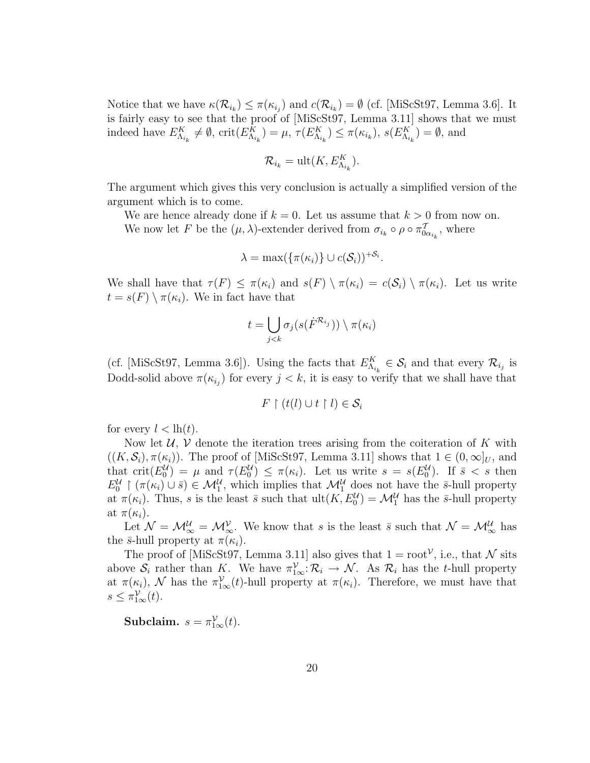Notice that we have $\kappa(\mathcal{R}_{i_k}) \leq \pi(\kappa_{i_j})$ and $c(\mathcal{R}_{i_k}) = \emptyset$ (cf. [MiScSt97, Lemma 3.6]. It is fairly easy to see that the proof of [MiScSt97, Lemma 3.11] shows that we must indeed have $E^K_{\Lambda_{i_k}} \neq \emptyset$, $\mathrm{crit}(E^K_{\Lambda_{i_k}}) = \mu$, $\tau(E^K_{\Lambda_{i_k}}) \leq \pi(\kappa_{i_k})$, $s(E^K_{\Lambda_{i_k}}) = \emptyset$, and

$$\mathcal{R}_{i_k} = \mathrm{ult}(K, E^K_{\Lambda_{i_k}}).$$

The argument which gives this very conclusion is actually a simplified version of the argument which is to come.

We are hence already done if $k = 0$. Let us assume that $k > 0$ from now on.

We now let $F$ be the $(\mu, \lambda)$-extender derived from $\sigma_{i_k} \circ \rho \circ \pi^{\mathcal{T}}_{0\alpha_{i_k}}$, where

$$\lambda = \max(\{\pi(\kappa_i)\} \cup c(\mathcal{S}_i))^{+\mathcal{S}_i}.$$

We shall have that $\tau(F) \leq \pi(\kappa_i)$ and $s(F) \setminus \pi(\kappa_i) = c(\mathcal{S}_i) \setminus \pi(\kappa_i)$. Let us write $t = s(F) \setminus \pi(\kappa_i)$. We in fact have that

$$t = \bigcup_{j<k} \sigma_j(s(\dot{F}^{\mathcal{R}_{i_j}})) \setminus \pi(\kappa_i)$$

(cf. [MiScSt97, Lemma 3.6]). Using the facts that $E^K_{\Lambda_{i_k}} \in \mathcal{S}_i$ and that every $\mathcal{R}_{i_j}$ is Dodd-solid above $\pi(\kappa_{i_j})$ for every $j < k$, it is easy to verify that we shall have that

$$F \restriction (t(l) \cup t \restriction l) \in \mathcal{S}_i$$

for every $l < \mathrm{lh}(t)$.

Now let $\mathcal{U}$, $\mathcal{V}$ denote the iteration trees arising from the coiteration of $K$ with $((K, \mathcal{S}_i), \pi(\kappa_i))$. The proof of [MiScSt97, Lemma 3.11] shows that $1 \in (0, \infty]_U$, and that $\mathrm{crit}(E^{\mathcal{U}}_0) = \mu$ and $\tau(E^{\mathcal{U}}_0) \leq \pi(\kappa_i)$. Let us write $s = s(E^{\mathcal{U}}_0)$. If $\bar{s} < s$ then $E^{\mathcal{U}}_0 \restriction (\pi(\kappa_i) \cup \bar{s}) \in \mathcal{M}^{\mathcal{U}}_1$, which implies that $\mathcal{M}^{\mathcal{U}}_1$ does not have the $\bar{s}$-hull property at $\pi(\kappa_i)$. Thus, $s$ is the least $\bar{s}$ such that $\mathrm{ult}(K, E^{\mathcal{U}}_0) = \mathcal{M}^{\mathcal{U}}_1$ has the $\bar{s}$-hull property at $\pi(\kappa_i)$.

Let $\mathcal{N} = \mathcal{M}^{\mathcal{U}}_\infty = \mathcal{M}^{\mathcal{V}}_\infty$. We know that $s$ is the least $\bar{s}$ such that $\mathcal{N} = \mathcal{M}^{\mathcal{U}}_\infty$ has the $\bar{s}$-hull property at $\pi(\kappa_i)$.

The proof of [MiScSt97, Lemma 3.11] also gives that $1 = \mathrm{root}^{\mathcal{V}}$, i.e., that $\mathcal{N}$ sits above $\mathcal{S}_i$ rather than $K$. We have $\pi^{\mathcal{V}}_{1\infty}\colon \mathcal{R}_i \to \mathcal{N}$. As $\mathcal{R}_i$ has the $t$-hull property at $\pi(\kappa_i)$, $\mathcal{N}$ has the $\pi^{\mathcal{V}}_{1\infty}(t)$-hull property at $\pi(\kappa_i)$. Therefore, we must have that $s \leq \pi^{\mathcal{V}}_{1\infty}(t)$.

**Subclaim.** $s = \pi^{\mathcal{V}}_{1\infty}(t)$.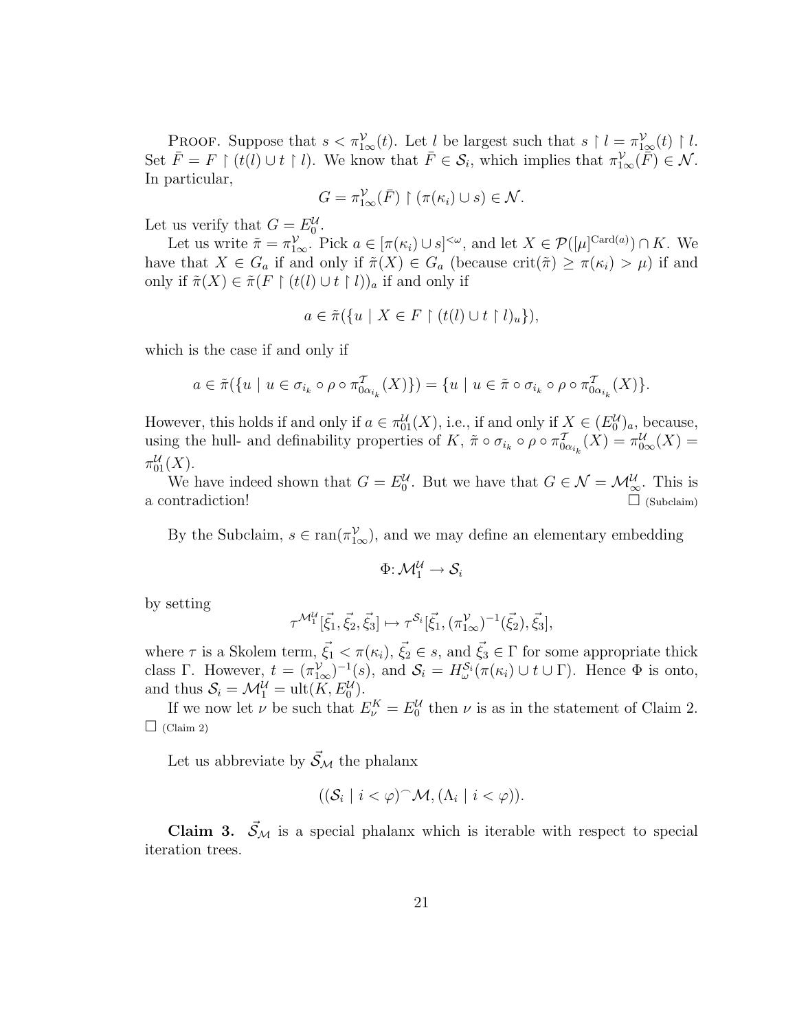PROOF. Suppose that $s < \pi^{\mathcal{V}}_{1\infty}(t)$. Let $l$ be largest such that $s \upharpoonright l = \pi^{\mathcal{V}}_{1\infty}(t) \upharpoonright l$. Set $\bar{F} = F \upharpoonright (t(l) \cup t \upharpoonright l)$. We know that $\bar{F} \in \mathcal{S}_i$, which implies that $\pi^{\mathcal{V}}_{1\infty}(\bar{F}) \in \mathcal{N}$. In particular,

$$G = \pi^{\mathcal{V}}_{1\infty}(\bar{F}) \upharpoonright (\pi(\kappa_i) \cup s) \in \mathcal{N}.$$

Let us verify that $G = E^{\mathcal{U}}_0$.

Let us write $\tilde{\pi} = \pi^{\mathcal{V}}_{1\infty}$. Pick $a \in [\pi(\kappa_i) \cup s]^{<\omega}$, and let $X \in \mathcal{P}([\mu]^{\mathrm{Card}(a)}) \cap K$. We have that $X \in G_a$ if and only if $\tilde{\pi}(X) \in G_a$ (because $\mathrm{crit}(\tilde{\pi}) \geq \pi(\kappa_i) > \mu$) if and only if $\tilde{\pi}(X) \in \tilde{\pi}(F \upharpoonright (t(l) \cup t \upharpoonright l))_a$ if and only if

$$a \in \tilde{\pi}(\{u \mid X \in F \upharpoonright (t(l) \cup t \upharpoonright l)_u\}),$$

which is the case if and only if

$$a \in \tilde{\pi}(\{u \mid u \in \sigma_{i_k} \circ \rho \circ \pi^{\mathcal{T}}_{0\alpha_{i_k}}(X)\}) = \{u \mid u \in \tilde{\pi} \circ \sigma_{i_k} \circ \rho \circ \pi^{\mathcal{T}}_{0\alpha_{i_k}}(X)\}.$$

However, this holds if and only if $a \in \pi^{\mathcal{U}}_{01}(X)$, i.e., if and only if $X \in (E^{\mathcal{U}}_0)_a$, because, using the hull- and definability properties of $K$, $\tilde{\pi} \circ \sigma_{i_k} \circ \rho \circ \pi^{\mathcal{T}}_{0\alpha_{i_k}}(X) = \pi^{\mathcal{U}}_{0\infty}(X) = \pi^{\mathcal{U}}_{01}(X)$.

We have indeed shown that $G = E^{\mathcal{U}}_0$. But we have that $G \in \mathcal{N} = \mathcal{M}^{\mathcal{U}}_\infty$. This is a contradiction! □ (Subclaim)

By the Subclaim, $s \in \mathrm{ran}(\pi^{\mathcal{V}}_{1\infty})$, and we may define an elementary embedding

$$\Phi\colon \mathcal{M}^{\mathcal{U}}_1 \to \mathcal{S}_i$$

by setting

$$\tau^{\mathcal{M}^{\mathcal{U}}_1}[\vec{\xi}_1, \vec{\xi}_2, \vec{\xi}_3] \mapsto \tau^{\mathcal{S}_i}[\vec{\xi}_1, (\pi^{\mathcal{V}}_{1\infty})^{-1}(\vec{\xi}_2), \vec{\xi}_3],$$

where $\tau$ is a Skolem term, $\vec{\xi}_1 < \pi(\kappa_i)$, $\vec{\xi}_2 \in s$, and $\vec{\xi}_3 \in \Gamma$ for some appropriate thick class $\Gamma$. However, $t = (\pi^{\mathcal{V}}_{1\infty})^{-1}(s)$, and $\mathcal{S}_i = H^{\mathcal{S}_i}_\omega(\pi(\kappa_i) \cup t \cup \Gamma)$. Hence $\Phi$ is onto, and thus $\mathcal{S}_i = \mathcal{M}^{\mathcal{U}}_1 = \mathrm{ult}(K, E^{\mathcal{U}}_0)$.

If we now let $\nu$ be such that $E^K_\nu = E^{\mathcal{U}}_0$ then $\nu$ is as in the statement of Claim 2. □ (Claim 2)

Let us abbreviate by $\vec{\mathcal{S}}_{\mathcal{M}}$ the phalanx

$$((\mathcal{S}_i \mid i < \varphi)^\frown \mathcal{M}, (\Lambda_i \mid i < \varphi)).$$

**Claim 3.** $\vec{\mathcal{S}}_{\mathcal{M}}$ is a special phalanx which is iterable with respect to special iteration trees.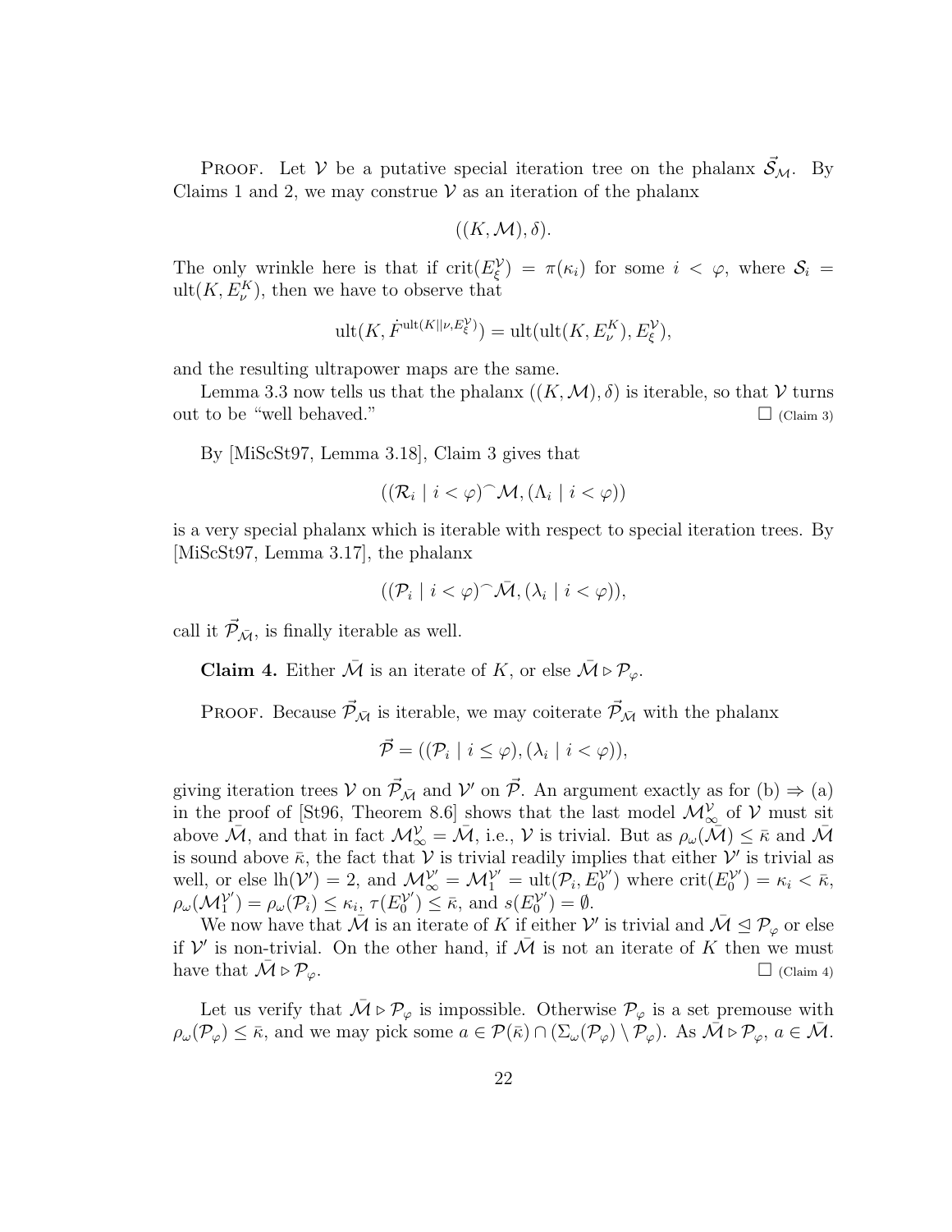Proof. Let $\mathcal{V}$ be a putative special iteration tree on the phalanx $\vec{\mathcal{S}}_{\mathcal{M}}$. By Claims 1 and 2, we may construe $\mathcal{V}$ as an iteration of the phalanx

$$((K, \mathcal{M}), \delta).$$

The only wrinkle here is that if $\text{crit}(E_\xi^{\mathcal{V}}) = \pi(\kappa_i)$ for some $i < \varphi$, where $\mathcal{S}_i = \text{ult}(K, E_\nu^K)$, then we have to observe that

$$\text{ult}(K, \dot{F}^{\text{ult}(K||\nu, E_\xi^{\mathcal{V}})}) = \text{ult}(\text{ult}(K, E_\nu^K), E_\xi^{\mathcal{V}}),$$

and the resulting ultrapower maps are the same.

Lemma 3.3 now tells us that the phalanx $((K, \mathcal{M}), \delta)$ is iterable, so that $\mathcal{V}$ turns out to be "well behaved." □ (Claim 3)

By [MiScSt97, Lemma 3.18], Claim 3 gives that

$$((\mathcal{R}_i \mid i < \varphi)^\frown \mathcal{M}, (\Lambda_i \mid i < \varphi))$$

is a very special phalanx which is iterable with respect to special iteration trees. By [MiScSt97, Lemma 3.17], the phalanx

$$((\mathcal{P}_i \mid i < \varphi)^\frown \bar{\mathcal{M}}, (\lambda_i \mid i < \varphi)),$$

call it $\vec{\mathcal{P}}_{\bar{\mathcal{M}}}$, is finally iterable as well.

**Claim 4.** Either $\bar{\mathcal{M}}$ is an iterate of $K$, or else $\bar{\mathcal{M}} \rhd \mathcal{P}_\varphi$.

Proof. Because $\vec{\mathcal{P}}_{\bar{\mathcal{M}}}$ is iterable, we may coiterate $\vec{\mathcal{P}}_{\bar{\mathcal{M}}}$ with the phalanx

$$\vec{\mathcal{P}} = ((\mathcal{P}_i \mid i \leq \varphi), (\lambda_i \mid i < \varphi)),$$

giving iteration trees $\mathcal{V}$ on $\vec{\mathcal{P}}_{\bar{\mathcal{M}}}$ and $\mathcal{V}'$ on $\vec{\mathcal{P}}$. An argument exactly as for (b) $\Rightarrow$ (a) in the proof of [St96, Theorem 8.6] shows that the last model $\mathcal{M}_\infty^{\mathcal{V}}$ of $\mathcal{V}$ must sit above $\bar{\mathcal{M}}$, and that in fact $\mathcal{M}_\infty^{\mathcal{V}} = \bar{\mathcal{M}}$, i.e., $\mathcal{V}$ is trivial. But as $\rho_\omega(\bar{\mathcal{M}}) \leq \bar{\kappa}$ and $\bar{\mathcal{M}}$ is sound above $\bar{\kappa}$, the fact that $\mathcal{V}$ is trivial readily implies that either $\mathcal{V}'$ is trivial as well, or else $\text{lh}(\mathcal{V}') = 2$, and $\mathcal{M}_\infty^{\mathcal{V}'} = \mathcal{M}_1^{\mathcal{V}'} = \text{ult}(\mathcal{P}_i, E_0^{\mathcal{V}'})$ where $\text{crit}(E_0^{\mathcal{V}'}) = \kappa_i < \bar{\kappa}$, $\rho_\omega(\mathcal{M}_1^{\mathcal{V}'}) = \rho_\omega(\mathcal{P}_i) \leq \kappa_i$, $\tau(E_0^{\mathcal{V}'}) \leq \bar{\kappa}$, and $s(E_0^{\mathcal{V}'}) = \emptyset$.

We now have that $\bar{\mathcal{M}}$ is an iterate of $K$ if either $\mathcal{V}'$ is trivial and $\bar{\mathcal{M}} \unlhd \mathcal{P}_\varphi$ or else if $\mathcal{V}'$ is non-trivial. On the other hand, if $\bar{\mathcal{M}}$ is not an iterate of $K$ then we must have that $\bar{\mathcal{M}} \rhd \mathcal{P}_\varphi$. □ (Claim 4)

Let us verify that $\bar{\mathcal{M}} \rhd \mathcal{P}_\varphi$ is impossible. Otherwise $\mathcal{P}_\varphi$ is a set premouse with $\rho_\omega(\mathcal{P}_\varphi) \leq \bar{\kappa}$, and we may pick some $a \in \mathcal{P}(\bar{\kappa}) \cap (\Sigma_\omega(\mathcal{P}_\varphi) \setminus \mathcal{P}_\varphi)$. As $\bar{\mathcal{M}} \rhd \mathcal{P}_\varphi$, $a \in \bar{\mathcal{M}}$.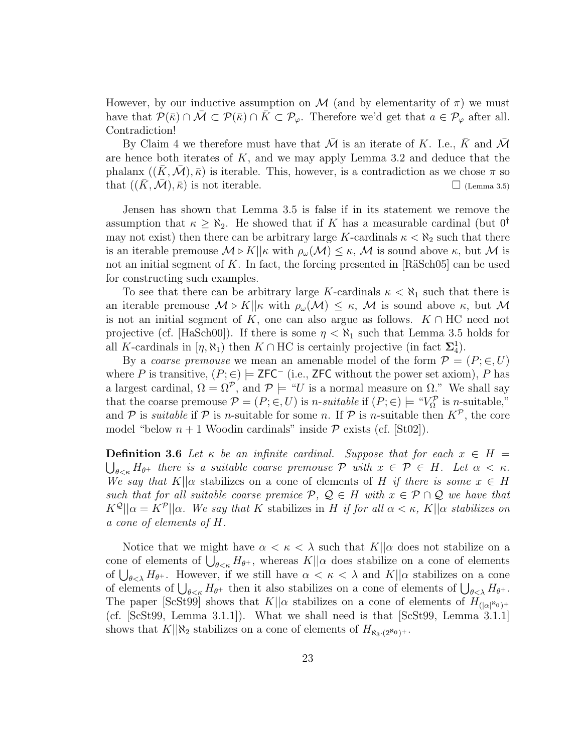However, by our inductive assumption on $\mathcal{M}$ (and by elementarity of $\pi$) we must have that $\mathcal{P}(\bar{\kappa}) \cap \bar{\mathcal{M}} \subset \mathcal{P}(\bar{\kappa}) \cap \bar{K} \subset \mathcal{P}_\varphi$. Therefore we'd get that $a \in \mathcal{P}_\varphi$ after all. Contradiction!

By Claim 4 we therefore must have that $\bar{\mathcal{M}}$ is an iterate of $K$. I.e., $\bar{K}$ and $\bar{\mathcal{M}}$ are hence both iterates of $K$, and we may apply Lemma 3.2 and deduce that the phalanx $((\bar{K}, \bar{\mathcal{M}}), \bar{\kappa})$ is iterable. This, however, is a contradiction as we chose $\pi$ so that $((\bar{K}, \bar{\mathcal{M}}), \bar{\kappa})$ is not iterable. $\square$ (Lemma 3.5)

Jensen has shown that Lemma 3.5 is false if in its statement we remove the assumption that $\kappa \geq \aleph_2$. He showed that if $K$ has a measurable cardinal (but $0^\dagger$ may not exist) then there can be arbitrary large $K$-cardinals $\kappa < \aleph_2$ such that there is an iterable premouse $\mathcal{M} \triangleright K||\kappa$ with $\rho_\omega(\mathcal{M}) \leq \kappa$, $\mathcal{M}$ is sound above $\kappa$, but $\mathcal{M}$ is not an initial segment of $K$. In fact, the forcing presented in [RäSch05] can be used for constructing such examples.

To see that there can be arbitrary large $K$-cardinals $\kappa < \aleph_1$ such that there is an iterable premouse $\mathcal{M} \triangleright K||\kappa$ with $\rho_\omega(\mathcal{M}) \leq \kappa$, $\mathcal{M}$ is sound above $\kappa$, but $\mathcal{M}$ is not an initial segment of $K$, one can also argue as follows. $K \cap \mathrm{HC}$ need not projective (cf. [HaSch00]). If there is some $\eta < \aleph_1$ such that Lemma 3.5 holds for all $K$-cardinals in $[\eta, \aleph_1)$ then $K \cap \mathrm{HC}$ is certainly projective (in fact $\mathbf{\Sigma}^1_4$).

By a *coarse premouse* we mean an amenable model of the form $\mathcal{P} = (P; \in, U)$ where $P$ is transitive, $(P; \in) \models \mathsf{ZFC}^-$ (i.e., $\mathsf{ZFC}$ without the power set axiom), $P$ has a largest cardinal, $\Omega = \Omega^{\mathcal{P}}$, and $\mathcal{P} \models$ "$U$ is a normal measure on $\Omega$." We shall say that the coarse premouse $\mathcal{P} = (P; \in, U)$ is *n-suitable* if $(P; \in) \models$ "$V^{\mathcal{P}}_\Omega$ is $n$-suitable," and $\mathcal{P}$ is *suitable* if $\mathcal{P}$ is $n$-suitable for some $n$. If $\mathcal{P}$ is $n$-suitable then $K^{\mathcal{P}}$, the core model "below $n+1$ Woodin cardinals" inside $\mathcal{P}$ exists (cf. [St02]).

**Definition 3.6** *Let $\kappa$ be an infinite cardinal. Suppose that for each $x \in H = \bigcup_{\theta<\kappa} H_{\theta^+}$ there is a suitable coarse premouse $\mathcal{P}$ with $x \in \mathcal{P} \in H$. Let $\alpha < \kappa$. We say that $K||\alpha$* stabilizes on a cone of elements of $H$ *if there is some $x \in H$ such that for all suitable coarse premice $\mathcal{P}$, $\mathcal{Q} \in H$ with $x \in \mathcal{P} \cap \mathcal{Q}$ we have that $K^{\mathcal{Q}}||\alpha = K^{\mathcal{P}}||\alpha$. We say that $K$* stabilizes in $H$ *if for all $\alpha < \kappa$, $K||\alpha$ stabilizes on a cone of elements of $H$.*

Notice that we might have $\alpha < \kappa < \lambda$ such that $K||\alpha$ does not stabilize on a cone of elements of $\bigcup_{\theta<\kappa} H_{\theta^+}$, whereas $K||\alpha$ does stabilize on a cone of elements of $\bigcup_{\theta<\lambda} H_{\theta^+}$. However, if we still have $\alpha < \kappa < \lambda$ and $K||\alpha$ stabilizes on a cone of elements of $\bigcup_{\theta<\kappa} H_{\theta^+}$ then it also stabilizes on a cone of elements of $\bigcup_{\theta<\lambda} H_{\theta^+}$. The paper [ScSt99] shows that $K||\alpha$ stabilizes on a cone of elements of $H_{(|\alpha|^{\aleph_0})^+}$ (cf. [ScSt99, Lemma 3.1.1]). What we shall need is that [ScSt99, Lemma 3.1.1] shows that $K||\aleph_2$ stabilizes on a cone of elements of $H_{\aleph_3 \cdot (2^{\aleph_0})^+}$.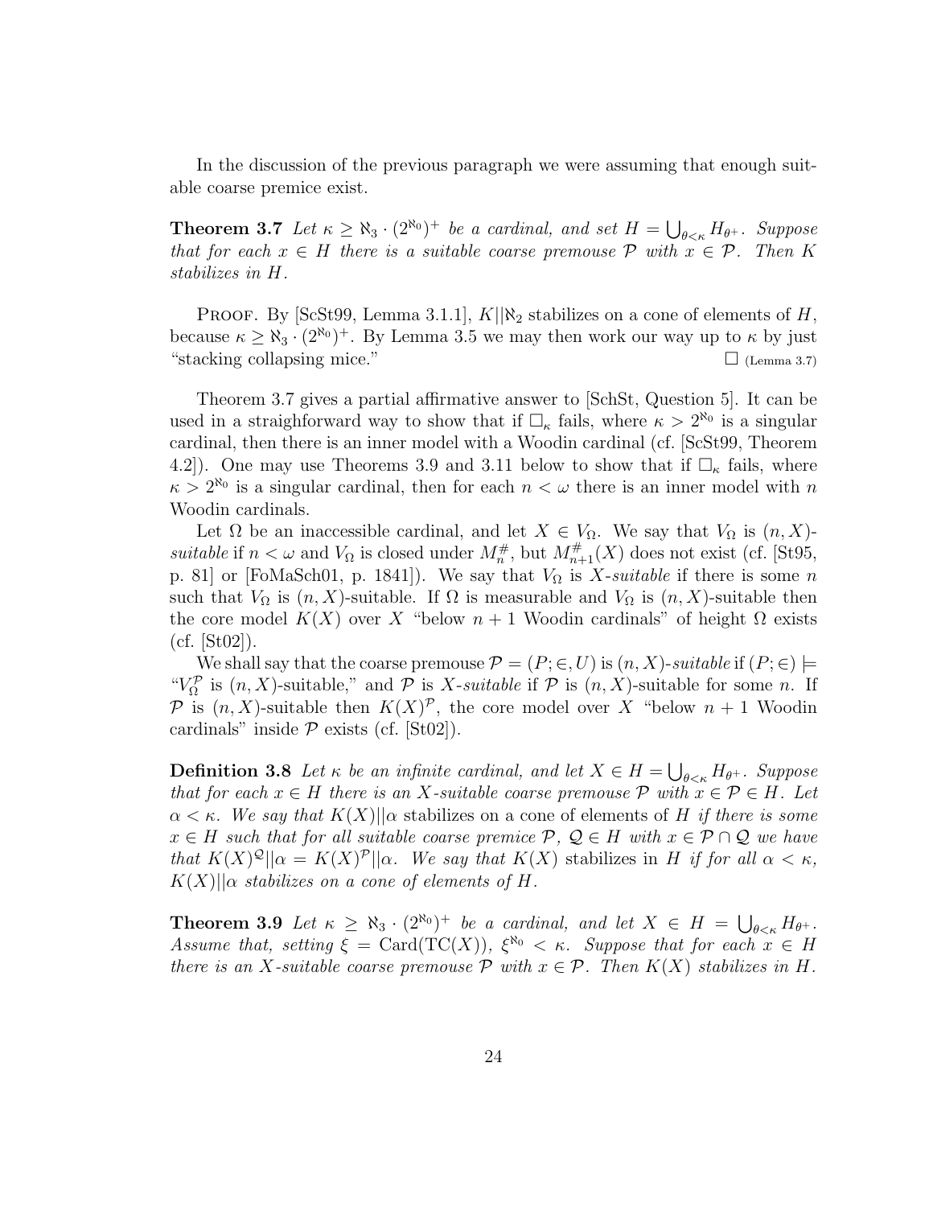In the discussion of the previous paragraph we were assuming that enough suitable coarse premice exist.

**Theorem 3.7** *Let $\kappa \geq \aleph_3 \cdot (2^{\aleph_0})^+$ be a cardinal, and set $H = \bigcup_{\theta<\kappa} H_{\theta^+}$. Suppose that for each $x \in H$ there is a suitable coarse premouse $\mathcal{P}$ with $x \in \mathcal{P}$. Then $K$ stabilizes in $H$.*

Proof. By [ScSt99, Lemma 3.1.1], $K||\aleph_2$ stabilizes on a cone of elements of $H$, because $\kappa \geq \aleph_3 \cdot (2^{\aleph_0})^+$. By Lemma 3.5 we may then work our way up to $\kappa$ by just "stacking collapsing mice." $\square$ (Lemma 3.7)

Theorem 3.7 gives a partial affirmative answer to [SchSt, Question 5]. It can be used in a straighforward way to show that if $\square_\kappa$ fails, where $\kappa > 2^{\aleph_0}$ is a singular cardinal, then there is an inner model with a Woodin cardinal (cf. [ScSt99, Theorem 4.2]). One may use Theorems 3.9 and 3.11 below to show that if $\square_\kappa$ fails, where $\kappa > 2^{\aleph_0}$ is a singular cardinal, then for each $n < \omega$ there is an inner model with $n$ Woodin cardinals.

Let $\Omega$ be an inaccessible cardinal, and let $X \in V_\Omega$. We say that $V_\Omega$ is $(n, X)$-*suitable* if $n < \omega$ and $V_\Omega$ is closed under $M_n^\#$, but $M_{n+1}^\#(X)$ does not exist (cf. [St95, p. 81] or [FoMaSch01, p. 1841]). We say that $V_\Omega$ is $X$-*suitable* if there is some $n$ such that $V_\Omega$ is $(n, X)$-suitable. If $\Omega$ is measurable and $V_\Omega$ is $(n, X)$-suitable then the core model $K(X)$ over $X$ "below $n + 1$ Woodin cardinals" of height $\Omega$ exists (cf. [St02]).

We shall say that the coarse premouse $\mathcal{P} = (P; \in, U)$ is $(n, X)$-*suitable* if $(P; \in) \models$ "$V_\Omega^\mathcal{P}$ is $(n, X)$-suitable," and $\mathcal{P}$ is $X$-*suitable* if $\mathcal{P}$ is $(n, X)$-suitable for some $n$. If $\mathcal{P}$ is $(n, X)$-suitable then $K(X)^\mathcal{P}$, the core model over $X$ "below $n + 1$ Woodin cardinals" inside $\mathcal{P}$ exists (cf. [St02]).

**Definition 3.8** *Let $\kappa$ be an infinite cardinal, and let $X \in H = \bigcup_{\theta<\kappa} H_{\theta^+}$. Suppose that for each $x \in H$ there is an $X$-suitable coarse premouse $\mathcal{P}$ with $x \in \mathcal{P} \in H$. Let $\alpha < \kappa$. We say that* $K(X)||\alpha$ stabilizes on a cone of elements of $H$ *if there is some $x \in H$ such that for all suitable coarse premice $\mathcal{P}$, $\mathcal{Q} \in H$ with $x \in \mathcal{P} \cap \mathcal{Q}$ we have that $K(X)^\mathcal{Q}||\alpha = K(X)^\mathcal{P}||\alpha$. We say that* $K(X)$ stabilizes in $H$ *if for all $\alpha < \kappa$, $K(X)||\alpha$ stabilizes on a cone of elements of $H$.*

**Theorem 3.9** *Let $\kappa \geq \aleph_3 \cdot (2^{\aleph_0})^+$ be a cardinal, and let $X \in H = \bigcup_{\theta<\kappa} H_{\theta^+}$. Assume that, setting $\xi = \text{Card}(\text{TC}(X))$, $\xi^{\aleph_0} < \kappa$. Suppose that for each $x \in H$ there is an $X$-suitable coarse premouse $\mathcal{P}$ with $x \in \mathcal{P}$. Then $K(X)$ stabilizes in $H$.*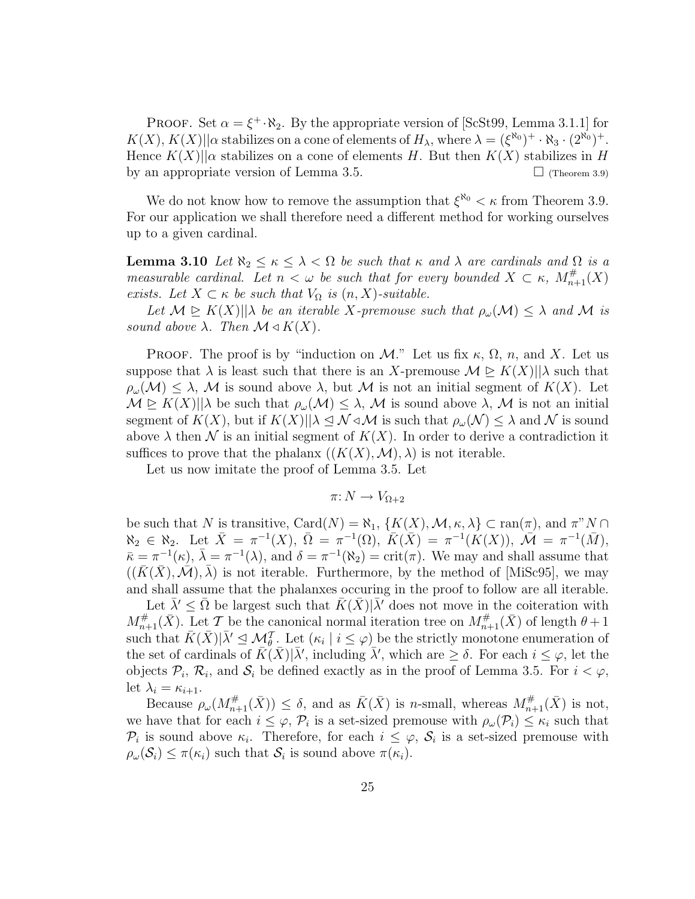PROOF. Set $\alpha = \xi^+ \cdot \aleph_2$. By the appropriate version of [ScSt99, Lemma 3.1.1] for $K(X)$, $K(X)||\alpha$ stabilizes on a cone of elements of $H_\lambda$, where $\lambda = (\xi^{\aleph_0})^+ \cdot \aleph_3 \cdot (2^{\aleph_0})^+$. Hence $K(X)||\alpha$ stabilizes on a cone of elements $H$. But then $K(X)$ stabilizes in $H$ by an appropriate version of Lemma 3.5. □ (Theorem 3.9)

We do not know how to remove the assumption that $\xi^{\aleph_0} < \kappa$ from Theorem 3.9. For our application we shall therefore need a different method for working ourselves up to a given cardinal.

**Lemma 3.10** *Let $\aleph_2 \leq \kappa \leq \lambda < \Omega$ be such that $\kappa$ and $\lambda$ are cardinals and $\Omega$ is a measurable cardinal. Let $n < \omega$ be such that for every bounded $X \subset \kappa$, $M^{\#}_{n+1}(X)$ exists. Let $X \subset \kappa$ be such that $V_\Omega$ is $(n, X)$-suitable.*

*Let $\mathcal{M} \trianglerighteq K(X)||\lambda$ be an iterable $X$-premouse such that $\rho_\omega(\mathcal{M}) \leq \lambda$ and $\mathcal{M}$ is sound above $\lambda$. Then $\mathcal{M} \triangleleft K(X)$.*

PROOF. The proof is by "induction on $\mathcal{M}$." Let us fix $\kappa$, $\Omega$, $n$, and $X$. Let us suppose that $\lambda$ is least such that there is an $X$-premouse $\mathcal{M} \trianglerighteq K(X)||\lambda$ such that $\rho_\omega(\mathcal{M}) \leq \lambda$, $\mathcal{M}$ is sound above $\lambda$, but $\mathcal{M}$ is not an initial segment of $K(X)$. Let $\mathcal{M} \trianglerighteq K(X)||\lambda$ be such that $\rho_\omega(\mathcal{M}) \leq \lambda$, $\mathcal{M}$ is sound above $\lambda$, $\mathcal{M}$ is not an initial segment of $K(X)$, but if $K(X)||\lambda \trianglelefteq \mathcal{N} \triangleleft \mathcal{M}$ is such that $\rho_\omega(\mathcal{N}) \leq \lambda$ and $\mathcal{N}$ is sound above $\lambda$ then $\mathcal{N}$ is an initial segment of $K(X)$. In order to derive a contradiction it suffices to prove that the phalanx $((K(X), \mathcal{M}), \lambda)$ is not iterable.

Let us now imitate the proof of Lemma 3.5. Let

$$\pi \colon N \to V_{\Omega+2}$$

be such that $N$ is transitive, $\text{Card}(N) = \aleph_1$, $\{K(X), \mathcal{M}, \kappa, \lambda\} \subset \text{ran}(\pi)$, and $\pi"N \cap \aleph_2 \in \aleph_2$. Let $\bar{X} = \pi^{-1}(X)$, $\bar{\Omega} = \pi^{-1}(\Omega)$, $\bar{K}(\bar{X}) = \pi^{-1}(K(X))$, $\bar{\mathcal{M}} = \pi^{-1}(\bar{M})$, $\bar{\kappa} = \pi^{-1}(\kappa)$, $\bar{\lambda} = \pi^{-1}(\lambda)$, and $\delta = \pi^{-1}(\aleph_2) = \text{crit}(\pi)$. We may and shall assume that $((\bar{K}(\bar{X}), \bar{\mathcal{M}}), \bar{\lambda})$ is not iterable. Furthermore, by the method of [MiSc95], we may and shall assume that the phalanxes occuring in the proof to follow are all iterable.

Let $\bar{\lambda}' \leq \bar{\Omega}$ be largest such that $\bar{K}(\bar{X})|\bar{\lambda}'$ does not move in the coiteration with $M^{\#}_{n+1}(\bar{X})$. Let $\mathcal{T}$ be the canonical normal iteration tree on $M^{\#}_{n+1}(\bar{X})$ of length $\theta + 1$ such that $\bar{K}(\bar{X})|\bar{\lambda}' \trianglelefteq \mathcal{M}^{\mathcal{T}}_\theta$. Let $(\kappa_i \mid i \leq \varphi)$ be the strictly monotone enumeration of the set of cardinals of $\bar{K}(\bar{X})|\bar{\lambda}'$, including $\bar{\lambda}'$, which are $\geq \delta$. For each $i \leq \varphi$, let the objects $\mathcal{P}_i$, $\mathcal{R}_i$, and $\mathcal{S}_i$ be defined exactly as in the proof of Lemma 3.5. For $i < \varphi$, let $\lambda_i = \kappa_{i+1}$.

Because $\rho_\omega(M^{\#}_{n+1}(\bar{X})) \leq \delta$, and as $\bar{K}(\bar{X})$ is $n$-small, whereas $M^{\#}_{n+1}(\bar{X})$ is not, we have that for each $i \leq \varphi$, $\mathcal{P}_i$ is a set-sized premouse with $\rho_\omega(\mathcal{P}_i) \leq \kappa_i$ such that $\mathcal{P}_i$ is sound above $\kappa_i$. Therefore, for each $i \leq \varphi$, $\mathcal{S}_i$ is a set-sized premouse with $\rho_\omega(\mathcal{S}_i) \leq \pi(\kappa_i)$ such that $\mathcal{S}_i$ is sound above $\pi(\kappa_i)$.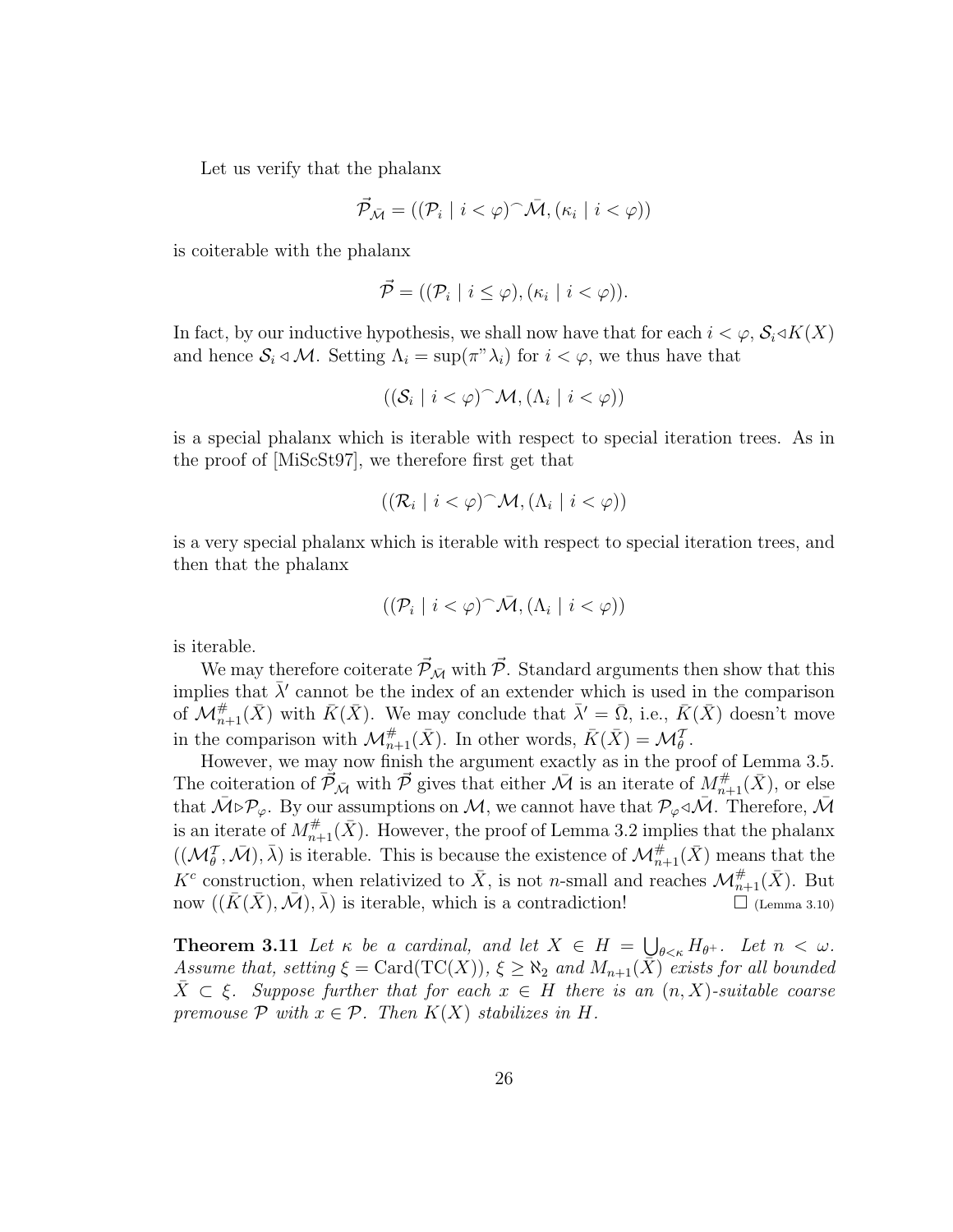Let us verify that the phalanx

$$\vec{\mathcal{P}}_{\bar{\mathcal{M}}} = ((\mathcal{P}_i \mid i < \varphi)^\frown \bar{\mathcal{M}}, (\kappa_i \mid i < \varphi))$$

is coiterable with the phalanx

$$\vec{\mathcal{P}} = ((\mathcal{P}_i \mid i \leq \varphi), (\kappa_i \mid i < \varphi)).$$

In fact, by our inductive hypothesis, we shall now have that for each $i < \varphi$, $\mathcal{S}_i \triangleleft K(X)$ and hence $\mathcal{S}_i \triangleleft \mathcal{M}$. Setting $\Lambda_i = \sup(\pi"\lambda_i)$ for $i < \varphi$, we thus have that

$$((\mathcal{S}_i \mid i < \varphi)^\frown \mathcal{M}, (\Lambda_i \mid i < \varphi))$$

is a special phalanx which is iterable with respect to special iteration trees. As in the proof of [MiScSt97], we therefore first get that

$$((\mathcal{R}_i \mid i < \varphi)^\frown \mathcal{M}, (\Lambda_i \mid i < \varphi))$$

is a very special phalanx which is iterable with respect to special iteration trees, and then that the phalanx

$$((\mathcal{P}_i \mid i < \varphi)^\frown \bar{\mathcal{M}}, (\Lambda_i \mid i < \varphi))$$

is iterable.

We may therefore coiterate $\vec{\mathcal{P}}_{\bar{\mathcal{M}}}$ with $\vec{\mathcal{P}}$. Standard arguments then show that this implies that $\bar{\lambda}'$ cannot be the index of an extender which is used in the comparison of $\mathcal{M}^{\#}_{n+1}(\bar{X})$ with $\bar{K}(\bar{X})$. We may conclude that $\bar{\lambda}' = \bar{\Omega}$, i.e., $\bar{K}(\bar{X})$ doesn't move in the comparison with $\mathcal{M}^{\#}_{n+1}(\bar{X})$. In other words, $\bar{K}(\bar{X}) = \mathcal{M}^{\mathcal{T}}_{\theta}$.

However, we may now finish the argument exactly as in the proof of Lemma 3.5. The coiteration of $\vec{\mathcal{P}}_{\bar{\mathcal{M}}}$ with $\vec{\mathcal{P}}$ gives that either $\bar{\mathcal{M}}$ is an iterate of $M^{\#}_{n+1}(\bar{X})$, or else that $\bar{\mathcal{M}} \triangleright \mathcal{P}_{\varphi}$. By our assumptions on $\mathcal{M}$, we cannot have that $\mathcal{P}_{\varphi} \triangleleft \bar{\mathcal{M}}$. Therefore, $\bar{\mathcal{M}}$ is an iterate of $M^{\#}_{n+1}(\bar{X})$. However, the proof of Lemma 3.2 implies that the phalanx $((\mathcal{M}^{\mathcal{T}}_{\theta}, \bar{\mathcal{M}}), \bar{\lambda})$ is iterable. This is because the existence of $\mathcal{M}^{\#}_{n+1}(\bar{X})$ means that the $K^c$ construction, when relativized to $\bar{X}$, is not $n$-small and reaches $\mathcal{M}^{\#}_{n+1}(\bar{X})$. But now $((\bar{K}(\bar{X}), \bar{\mathcal{M}}), \bar{\lambda})$ is iterable, which is a contradiction! $\square$ (Lemma 3.10)

**Theorem 3.11** *Let $\kappa$ be a cardinal, and let $X \in H = \bigcup_{\theta < \kappa} H_{\theta^+}$. Let $n < \omega$. Assume that, setting $\xi = \mathrm{Card}(\mathrm{TC}(X))$, $\xi \geq \aleph_2$ and $M_{n+1}(\bar{X})$ exists for all bounded $\bar{X} \subset \xi$. Suppose further that for each $x \in H$ there is an $(n, X)$-suitable coarse premouse $\mathcal{P}$ with $x \in \mathcal{P}$. Then $K(X)$ stabilizes in $H$.*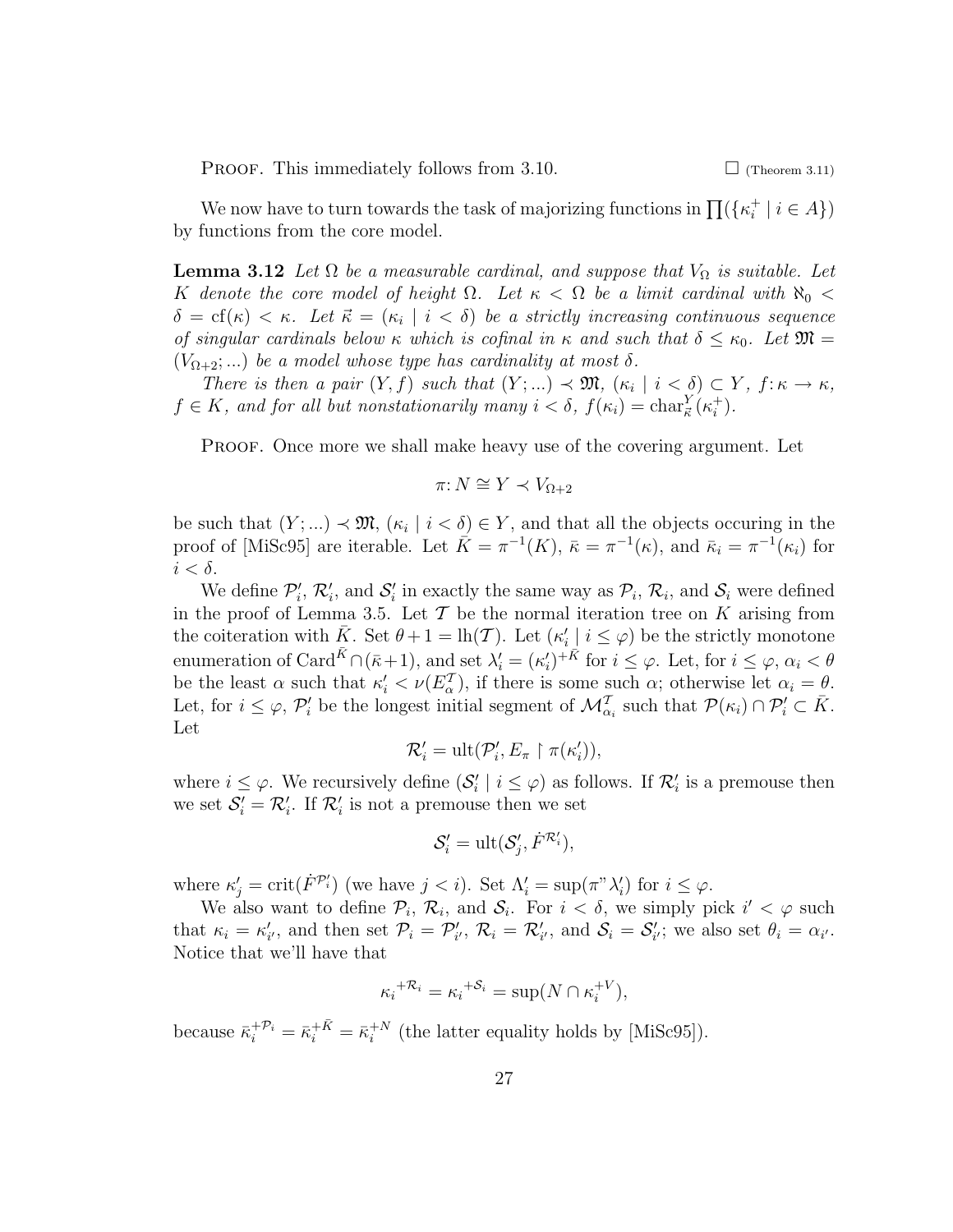Proof. This immediately follows from 3.10. $\square$ (Theorem 3.11)

We now have to turn towards the task of majorizing functions in $\prod(\{\kappa_i^+ \mid i \in A\})$ by functions from the core model.

**Lemma 3.12** *Let $\Omega$ be a measurable cardinal, and suppose that $V_\Omega$ is suitable. Let $K$ denote the core model of height $\Omega$. Let $\kappa < \Omega$ be a limit cardinal with $\aleph_0 < \delta = \mathrm{cf}(\kappa) < \kappa$. Let $\vec{\kappa} = (\kappa_i \mid i < \delta)$ be a strictly increasing continuous sequence of singular cardinals below $\kappa$ which is cofinal in $\kappa$ and such that $\delta \leq \kappa_0$. Let $\mathfrak{M} = (V_{\Omega+2}; ...)$ be a model whose type has cardinality at most $\delta$.*

*There is then a pair $(Y, f)$ such that $(Y; ...) \prec \mathfrak{M}$, $(\kappa_i \mid i < \delta) \subset Y$, $f \colon \kappa \to \kappa$, $f \in K$, and for all but nonstationarily many $i < \delta$, $f(\kappa_i) = \mathrm{char}^Y_{\vec{\kappa}}(\kappa_i^+)$.*

Proof. Once more we shall make heavy use of the covering argument. Let

$$\pi \colon N \cong Y \prec V_{\Omega+2}$$

be such that $(Y; ...) \prec \mathfrak{M}$, $(\kappa_i \mid i < \delta) \in Y$, and that all the objects occuring in the proof of [MiSc95] are iterable. Let $\bar{K} = \pi^{-1}(K)$, $\bar{\kappa} = \pi^{-1}(\kappa)$, and $\bar{\kappa}_i = \pi^{-1}(\kappa_i)$ for $i < \delta$.

We define $\mathcal{P}_i'$, $\mathcal{R}_i'$, and $\mathcal{S}_i'$ in exactly the same way as $\mathcal{P}_i$, $\mathcal{R}_i$, and $\mathcal{S}_i$ were defined in the proof of Lemma 3.5. Let $\mathcal{T}$ be the normal iteration tree on $K$ arising from the coiteration with $\bar{K}$. Set $\theta + 1 = \mathrm{lh}(\mathcal{T})$. Let $(\kappa_i' \mid i \leq \varphi)$ be the strictly monotone enumeration of $\mathrm{Card}^{\bar{K}} \cap (\bar{\kappa}+1)$, and set $\lambda_i' = (\kappa_i')^{+\bar{K}}$ for $i \leq \varphi$. Let, for $i \leq \varphi$, $\alpha_i < \theta$ be the least $\alpha$ such that $\kappa_i' < \nu(E_\alpha^{\mathcal{T}})$, if there is some such $\alpha$; otherwise let $\alpha_i = \theta$. Let, for $i \leq \varphi$, $\mathcal{P}_i'$ be the longest initial segment of $\mathcal{M}_{\alpha_i}^{\mathcal{T}}$ such that $\mathcal{P}(\kappa_i) \cap \mathcal{P}_i' \subset \bar{K}$. Let

$$\mathcal{R}_i' = \mathrm{ult}(\mathcal{P}_i', E_\pi \restriction \pi(\kappa_i')),$$

where $i \leq \varphi$. We recursively define $(\mathcal{S}_i' \mid i \leq \varphi)$ as follows. If $\mathcal{R}_i'$ is a premouse then we set $\mathcal{S}_i' = \mathcal{R}_i'$. If $\mathcal{R}_i'$ is not a premouse then we set

$$\mathcal{S}_i' = \mathrm{ult}(\mathcal{S}_j', \dot{F}^{\mathcal{R}_i'}),$$

where $\kappa_j' = \mathrm{crit}(\dot{F}^{\mathcal{P}_i'})$ (we have $j < i$). Set $\Lambda_i' = \sup(\pi"\lambda_i')$ for $i \leq \varphi$.

We also want to define $\mathcal{P}_i$, $\mathcal{R}_i$, and $\mathcal{S}_i$. For $i < \delta$, we simply pick $i' < \varphi$ such that $\kappa_i = \kappa_{i'}'$, and then set $\mathcal{P}_i = \mathcal{P}_{i'}'$, $\mathcal{R}_i = \mathcal{R}_{i'}'$, and $\mathcal{S}_i = \mathcal{S}_{i'}'$; we also set $\theta_i = \alpha_{i'}$. Notice that we'll have that

$${\kappa_i}^{+\mathcal{R}_i} = {\kappa_i}^{+\mathcal{S}_i} = \sup(N \cap \kappa_i^{+V}),$$

because $\bar{\kappa}_i^{+\mathcal{P}_i} = \bar{\kappa}_i^{+\bar{K}} = \bar{\kappa}_i^{+N}$ (the latter equality holds by [MiSc95]).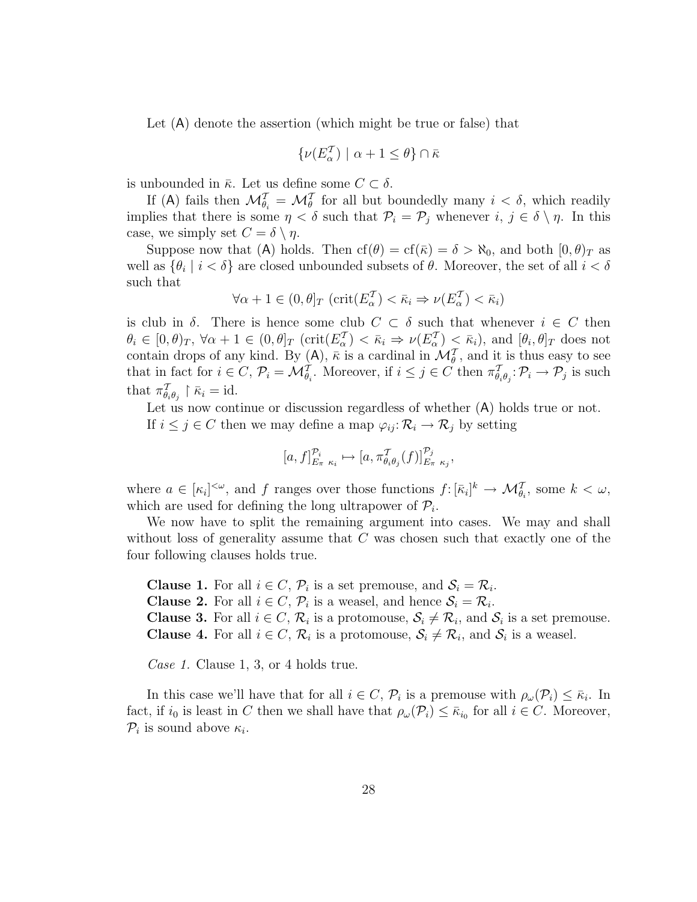Let (A) denote the assertion (which might be true or false) that

$$\{\nu(E^{\mathcal{T}}_\alpha) \mid \alpha+1 \leq \theta\} \cap \bar{\kappa}$$

is unbounded in $\bar{\kappa}$. Let us define some $C \subset \delta$.

If (A) fails then $\mathcal{M}^{\mathcal{T}}_{\theta_i} = \mathcal{M}^{\mathcal{T}}_{\theta}$ for all but boundedly many $i < \delta$, which readily implies that there is some $\eta < \delta$ such that $\mathcal{P}_i = \mathcal{P}_j$ whenever $i, j \in \delta \setminus \eta$. In this case, we simply set $C = \delta \setminus \eta$.

Suppose now that (A) holds. Then $\mathrm{cf}(\theta) = \mathrm{cf}(\bar{\kappa}) = \delta > \aleph_0$, and both $[0,\theta)_T$ as well as $\{\theta_i \mid i < \delta\}$ are closed unbounded subsets of $\theta$. Moreover, the set of all $i < \delta$ such that

$$\forall \alpha+1 \in (0,\theta]_T \; (\mathrm{crit}(E^{\mathcal{T}}_\alpha) < \bar{\kappa}_i \Rightarrow \nu(E^{\mathcal{T}}_\alpha) < \bar{\kappa}_i)$$

is club in $\delta$. There is hence some club $C \subset \delta$ such that whenever $i \in C$ then $\theta_i \in [0,\theta)_T$, $\forall \alpha+1 \in (0,\theta]_T$ $(\mathrm{crit}(E^{\mathcal{T}}_\alpha) < \bar{\kappa}_i \Rightarrow \nu(E^{\mathcal{T}}_\alpha) < \bar{\kappa}_i)$, and $[\theta_i, \theta]_T$ does not contain drops of any kind. By (A), $\bar{\kappa}$ is a cardinal in $\mathcal{M}^{\mathcal{T}}_\theta$, and it is thus easy to see that in fact for $i \in C$, $\mathcal{P}_i = \mathcal{M}^{\mathcal{T}}_{\theta_i}$. Moreover, if $i \leq j \in C$ then $\pi^{\mathcal{T}}_{\theta_i \theta_j} \colon \mathcal{P}_i \to \mathcal{P}_j$ is such that $\pi^{\mathcal{T}}_{\theta_i\theta_j} \restriction \bar{\kappa}_i = \mathrm{id}$.

Let us now continue or discussion regardless of whether (A) holds true or not.

If $i \leq j \in C$ then we may define a map $\varphi_{ij} \colon \mathcal{R}_i \to \mathcal{R}_j$ by setting

$$[a, f]^{\mathcal{P}_i}_{E_\pi \restriction \kappa_i} \mapsto [a, \pi^{\mathcal{T}}_{\theta_i\theta_j}(f)]^{\mathcal{P}_j}_{E_\pi \restriction \kappa_j},$$

where $a \in [\kappa_i]^{<\omega}$, and $f$ ranges over those functions $f \colon [\bar{\kappa}_i]^k \to \mathcal{M}^{\mathcal{T}}_{\theta_i}$, some $k < \omega$, which are used for defining the long ultrapower of $\mathcal{P}_i$.

We now have to split the remaining argument into cases. We may and shall without loss of generality assume that $C$ was chosen such that exactly one of the four following clauses holds true.

**Clause 1.** For all $i \in C$, $\mathcal{P}_i$ is a set premouse, and $\mathcal{S}_i = \mathcal{R}_i$.
**Clause 2.** For all $i \in C$, $\mathcal{P}_i$ is a weasel, and hence $\mathcal{S}_i = \mathcal{R}_i$.
**Clause 3.** For all $i \in C$, $\mathcal{R}_i$ is a protomouse, $\mathcal{S}_i \neq \mathcal{R}_i$, and $\mathcal{S}_i$ is a set premouse.
**Clause 4.** For all $i \in C$, $\mathcal{R}_i$ is a protomouse, $\mathcal{S}_i \neq \mathcal{R}_i$, and $\mathcal{S}_i$ is a weasel.

*Case 1.* Clause 1, 3, or 4 holds true.

In this case we'll have that for all $i \in C$, $\mathcal{P}_i$ is a premouse with $\rho_\omega(\mathcal{P}_i) \leq \bar{\kappa}_i$. In fact, if $i_0$ is least in $C$ then we shall have that $\rho_\omega(\mathcal{P}_i) \leq \bar{\kappa}_{i_0}$ for all $i \in C$. Moreover, $\mathcal{P}_i$ is sound above $\kappa_i$.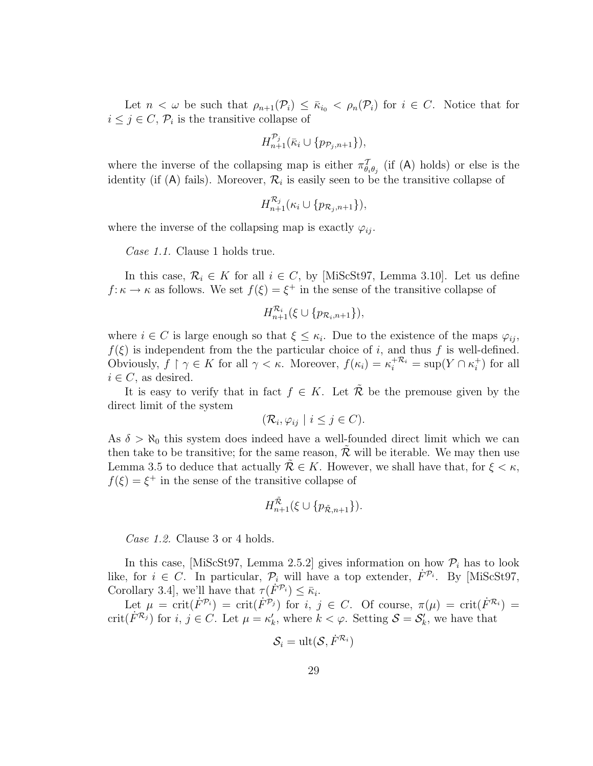Let $n < \omega$ be such that $\rho_{n+1}(\mathcal{P}_i) \leq \bar{\kappa}_{i_0} < \rho_n(\mathcal{P}_i)$ for $i \in C$. Notice that for $i \leq j \in C$, $\mathcal{P}_i$ is the transitive collapse of

$$H^{\mathcal{P}_j}_{n+1}(\bar{\kappa}_i \cup \{p_{\mathcal{P}_j,n+1}\}),$$

where the inverse of the collapsing map is either $\pi^{\mathcal{T}}_{\theta_i\theta_j}$ (if (A) holds) or else is the identity (if (A) fails). Moreover, $\mathcal{R}_i$ is easily seen to be the transitive collapse of

$$H^{\mathcal{R}_j}_{n+1}(\kappa_i \cup \{p_{\mathcal{R}_j,n+1}\}),$$

where the inverse of the collapsing map is exactly $\varphi_{ij}$.

*Case 1.1.* Clause 1 holds true.

In this case, $\mathcal{R}_i \in K$ for all $i \in C$, by [MiScSt97, Lemma 3.10]. Let us define $f\colon \kappa \to \kappa$ as follows. We set $f(\xi) = \xi^+$ in the sense of the transitive collapse of

$$H^{\mathcal{R}_i}_{n+1}(\xi \cup \{p_{\mathcal{R}_i,n+1}\}),$$

where $i \in C$ is large enough so that $\xi \leq \kappa_i$. Due to the existence of the maps $\varphi_{ij}$, $f(\xi)$ is independent from the the particular choice of $i$, and thus $f$ is well-defined. Obviously, $f \restriction \gamma \in K$ for all $\gamma < \kappa$. Moreover, $f(\kappa_i) = \kappa_i^{+\mathcal{R}_i} = \sup(Y \cap \kappa_i^+)$ for all $i \in C$, as desired.

It is easy to verify that in fact $f \in K$. Let $\tilde{\mathcal{R}}$ be the premouse given by the direct limit of the system

$$(\mathcal{R}_i, \varphi_{ij} \mid i \leq j \in C).$$

As $\delta > \aleph_0$ this system does indeed have a well-founded direct limit which we can then take to be transitive; for the same reason, $\tilde{\mathcal{R}}$ will be iterable. We may then use Lemma 3.5 to deduce that actually $\tilde{\mathcal{R}} \in K$. However, we shall have that, for $\xi < \kappa$, $f(\xi) = \xi^+$ in the sense of the transitive collapse of

$$H^{\tilde{\mathcal{R}}}_{n+1}(\xi \cup \{p_{\tilde{\mathcal{R}},n+1}\}).$$

*Case 1.2.* Clause 3 or 4 holds.

In this case, [MiScSt97, Lemma 2.5.2] gives information on how $\mathcal{P}_i$ has to look like, for $i \in C$. In particular, $\mathcal{P}_i$ will have a top extender, $\dot{F}^{\mathcal{P}_i}$. By [MiScSt97, Corollary 3.4], we'll have that $\tau(\dot{F}^{\mathcal{P}_i}) \leq \bar{\kappa}_i$.

Let $\mu = \text{crit}(\dot{F}^{\mathcal{P}_i}) = \text{crit}(\dot{F}^{\mathcal{P}_j})$ for $i$, $j \in C$. Of course, $\pi(\mu) = \text{crit}(\dot{F}^{\mathcal{R}_i}) = \text{crit}(\dot{F}^{\mathcal{R}_j})$ for $i$, $j \in C$. Let $\mu = \kappa'_k$, where $k < \varphi$. Setting $\mathcal{S} = \mathcal{S}'_k$, we have that

$$\mathcal{S}_i = \text{ult}(\mathcal{S}, \dot{F}^{\mathcal{R}_i})$$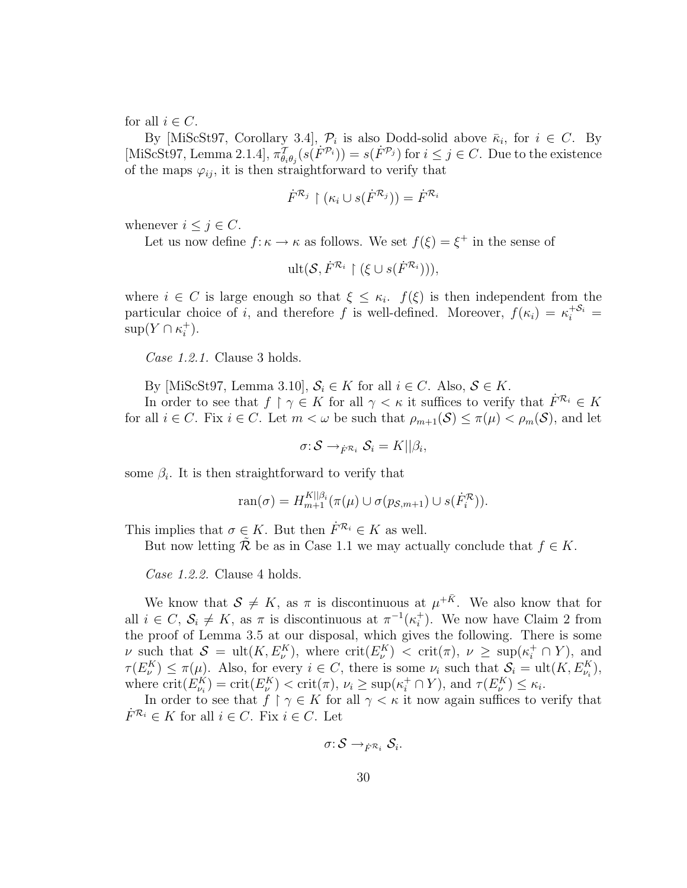for all $i \in C$.

By [MiScSt97, Corollary 3.4], $\mathcal{P}_i$ is also Dodd-solid above $\bar{\kappa}_i$, for $i \in C$. By [MiScSt97, Lemma 2.1.4], $\pi^{\mathcal{T}}_{\theta_i\theta_j}(s(\dot{F}^{\mathcal{P}_i})) = s(\dot{F}^{\mathcal{P}_j})$ for $i \leq j \in C$. Due to the existence of the maps $\varphi_{ij}$, it is then straightforward to verify that

$$\dot{F}^{\mathcal{R}_j} \restriction (\kappa_i \cup s(\dot{F}^{\mathcal{R}_j})) = \dot{F}^{\mathcal{R}_i}$$

whenever $i \leq j \in C$.

Let us now define $f\colon \kappa \to \kappa$ as follows. We set $f(\xi) = \xi^+$ in the sense of

$$\text{ult}(\mathcal{S}, \dot{F}^{\mathcal{R}_i} \restriction (\xi \cup s(\dot{F}^{\mathcal{R}_i}))),$$

where $i \in C$ is large enough so that $\xi \leq \kappa_i$. $f(\xi)$ is then independent from the particular choice of $i$, and therefore $f$ is well-defined. Moreover, $f(\kappa_i) = \kappa_i^{+\mathcal{S}_i} = \sup(Y \cap \kappa_i^+)$.

*Case 1.2.1.* Clause 3 holds.

By [MiScSt97, Lemma 3.10], $\mathcal{S}_i \in K$ for all $i \in C$. Also, $\mathcal{S} \in K$.

In order to see that $f \restriction \gamma \in K$ for all $\gamma < \kappa$ it suffices to verify that $\dot{F}^{\mathcal{R}_i} \in K$ for all $i \in C$. Fix $i \in C$. Let $m < \omega$ be such that $\rho_{m+1}(\mathcal{S}) \leq \pi(\mu) < \rho_m(\mathcal{S})$, and let

$$\sigma\colon \mathcal{S} \to_{\dot{F}^{\mathcal{R}_i}} \mathcal{S}_i = K||\beta_i,$$

some $\beta_i$. It is then straightforward to verify that

$$\text{ran}(\sigma) = H^{K||\beta_i}_{m+1}(\pi(\mu) \cup \sigma(p_{\mathcal{S},m+1}) \cup s(\dot{F}^{\mathcal{R}}_i)).$$

This implies that $\sigma \in K$. But then $\dot{F}^{\mathcal{R}_i} \in K$ as well.

But now letting $\tilde{\mathcal{R}}$ be as in Case 1.1 we may actually conclude that $f \in K$.

*Case 1.2.2.* Clause 4 holds.

We know that $\mathcal{S} \neq K$, as $\pi$ is discontinuous at $\mu^{+\bar{K}}$. We also know that for all $i \in C$, $\mathcal{S}_i \neq K$, as $\pi$ is discontinuous at $\pi^{-1}(\kappa_i^+)$. We now have Claim 2 from the proof of Lemma 3.5 at our disposal, which gives the following. There is some $\nu$ such that $\mathcal{S} = \text{ult}(K, E^K_\nu)$, where $\text{crit}(E^K_\nu) < \text{crit}(\pi)$, $\nu \geq \sup(\kappa_i^+ \cap Y)$, and $\tau(E^K_\nu) \leq \pi(\mu)$. Also, for every $i \in C$, there is some $\nu_i$ such that $\mathcal{S}_i = \text{ult}(K, E^K_{\nu_i})$, where $\text{crit}(E^K_{\nu_i}) = \text{crit}(E^K_\nu) < \text{crit}(\pi)$, $\nu_i \geq \sup(\kappa_i^+ \cap Y)$, and $\tau(E^K_\nu) \leq \kappa_i$.

In order to see that $f \restriction \gamma \in K$ for all $\gamma < \kappa$ it now again suffices to verify that $\dot{F}^{\mathcal{R}_i} \in K$ for all $i \in C$. Fix $i \in C$. Let

$$\sigma\colon \mathcal{S} \to_{\dot{F}^{\mathcal{R}_i}} \mathcal{S}_i.$$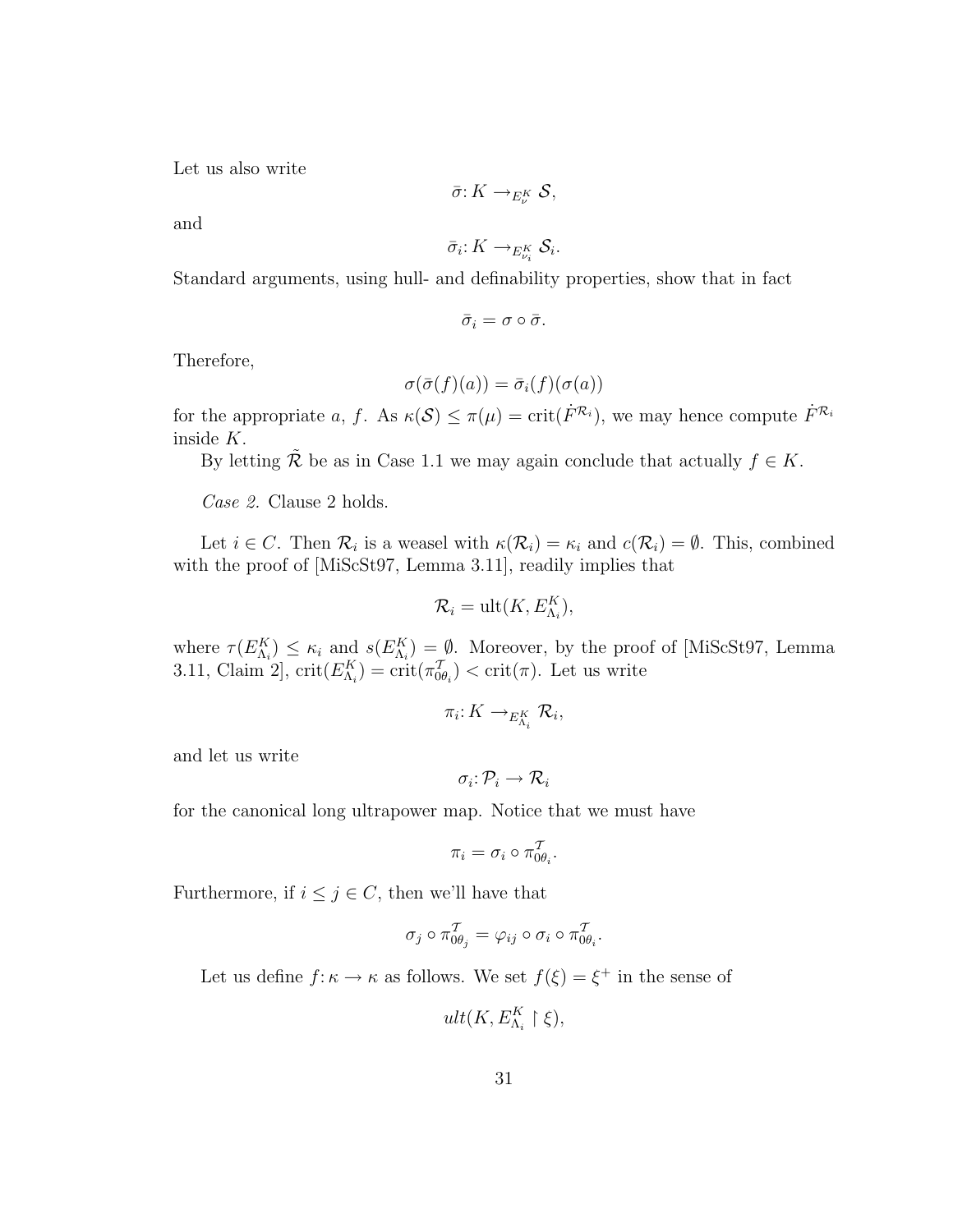Let us also write

$$\bar{\sigma}: K \to_{E^K_\nu} \mathcal{S},$$

and

$$\bar{\sigma}_i: K \to_{E^K_{\nu_i}} \mathcal{S}_i.$$

Standard arguments, using hull- and definability properties, show that in fact

$$\bar{\sigma}_i = \sigma \circ \bar{\sigma}.$$

Therefore,

$$\sigma(\bar{\sigma}(f)(a)) = \bar{\sigma}_i(f)(\sigma(a))$$

for the appropriate $a$, $f$. As $\kappa(\mathcal{S}) \leq \pi(\mu) = \text{crit}(\dot{F}^{\mathcal{R}_i})$, we may hence compute $\dot{F}^{\mathcal{R}_i}$ inside $K$.

By letting $\tilde{\mathcal{R}}$ be as in Case 1.1 we may again conclude that actually $f \in K$.

*Case 2.* Clause 2 holds.

Let $i \in C$. Then $\mathcal{R}_i$ is a weasel with $\kappa(\mathcal{R}_i) = \kappa_i$ and $c(\mathcal{R}_i) = \emptyset$. This, combined with the proof of [MiScSt97, Lemma 3.11], readily implies that

$$\mathcal{R}_i = \text{ult}(K, E^K_{\Lambda_i}),$$

where $\tau(E^K_{\Lambda_i}) \leq \kappa_i$ and $s(E^K_{\Lambda_i}) = \emptyset$. Moreover, by the proof of [MiScSt97, Lemma 3.11, Claim 2], $\text{crit}(E^K_{\Lambda_i}) = \text{crit}(\pi^{\mathcal{T}}_{0\theta_i}) < \text{crit}(\pi)$. Let us write

$$\pi_i: K \to_{E^K_{\Lambda_i}} \mathcal{R}_i,$$

and let us write

$$\sigma_i: \mathcal{P}_i \to \mathcal{R}_i$$

for the canonical long ultrapower map. Notice that we must have

$$\pi_i = \sigma_i \circ \pi^{\mathcal{T}}_{0\theta_i}.$$

Furthermore, if $i \leq j \in C$, then we'll have that

$$\sigma_j \circ \pi^{\mathcal{T}}_{0\theta_j} = \varphi_{ij} \circ \sigma_i \circ \pi^{\mathcal{T}}_{0\theta_i}.$$

Let us define $f: \kappa \to \kappa$ as follows. We set $f(\xi) = \xi^+$ in the sense of

$$ult(K, E^K_{\Lambda_i} \restriction \xi),$$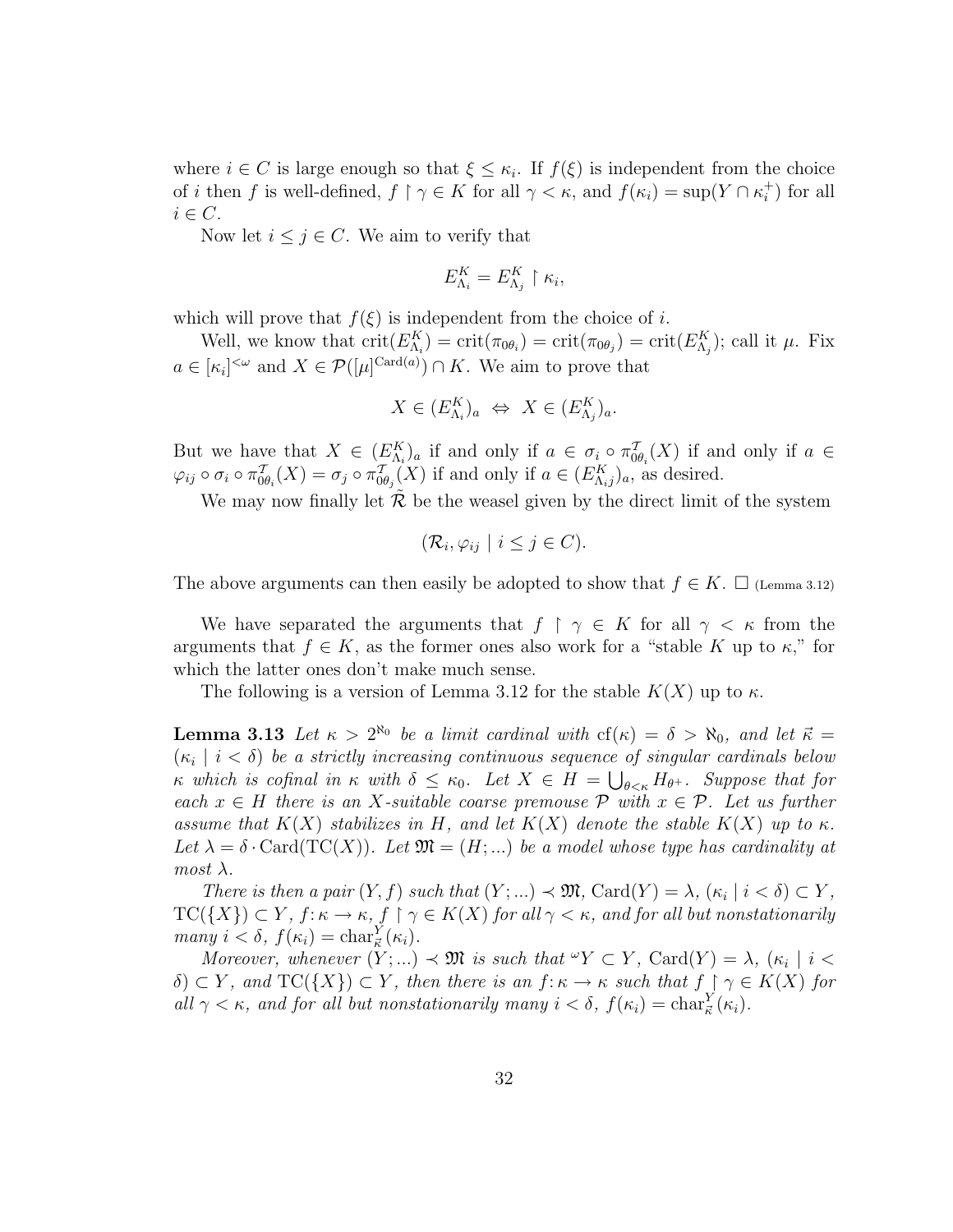where $i \in C$ is large enough so that $\xi \leq \kappa_i$. If $f(\xi)$ is independent from the choice of $i$ then $f$ is well-defined, $f \restriction \gamma \in K$ for all $\gamma < \kappa$, and $f(\kappa_i) = \sup(Y \cap \kappa_i^+)$ for all $i \in C$.

Now let $i \leq j \in C$. We aim to verify that

$$E^K_{\Lambda_i} = E^K_{\Lambda_j} \restriction \kappa_i,$$

which will prove that $f(\xi)$ is independent from the choice of $i$.

Well, we know that $\operatorname{crit}(E^K_{\Lambda_i}) = \operatorname{crit}(\pi_{0\theta_i}) = \operatorname{crit}(\pi_{0\theta_j}) = \operatorname{crit}(E^K_{\Lambda_j})$; call it $\mu$. Fix $a \in [\kappa_i]^{<\omega}$ and $X \in \mathcal{P}([\mu]^{\operatorname{Card}(a)}) \cap K$. We aim to prove that

$$X \in (E^K_{\Lambda_i})_a \;\Leftrightarrow\; X \in (E^K_{\Lambda_j})_a.$$

But we have that $X \in (E^K_{\Lambda_i})_a$ if and only if $a \in \sigma_i \circ \pi^{\mathcal{T}}_{0\theta_i}(X)$ if and only if $a \in \varphi_{ij} \circ \sigma_i \circ \pi^{\mathcal{T}}_{0\theta_i}(X) = \sigma_j \circ \pi^{\mathcal{T}}_{0\theta_j}(X)$ if and only if $a \in (E^K_{\Lambda_{ij}})_a$, as desired.

We may now finally let $\tilde{\mathcal{R}}$ be the weasel given by the direct limit of the system

$$(\mathcal{R}_i, \varphi_{ij} \mid i \leq j \in C).$$

The above arguments can then easily be adopted to show that $f \in K$. $\square$ (Lemma 3.12)

We have separated the arguments that $f \restriction \gamma \in K$ for all $\gamma < \kappa$ from the arguments that $f \in K$, as the former ones also work for a "stable $K$ up to $\kappa$," for which the latter ones don't make much sense.

The following is a version of Lemma 3.12 for the stable $K(X)$ up to $\kappa$.

**Lemma 3.13** *Let $\kappa > 2^{\aleph_0}$ be a limit cardinal with $\operatorname{cf}(\kappa) = \delta > \aleph_0$, and let $\vec{\kappa} = (\kappa_i \mid i < \delta)$ be a strictly increasing continuous sequence of singular cardinals below $\kappa$ which is cofinal in $\kappa$ with $\delta \leq \kappa_0$. Let $X \in H = \bigcup_{\theta<\kappa} H_{\theta^+}$. Suppose that for each $x \in H$ there is an $X$-suitable coarse premouse $\mathcal{P}$ with $x \in \mathcal{P}$. Let us further assume that $K(X)$ stabilizes in $H$, and let $K(X)$ denote the stable $K(X)$ up to $\kappa$. Let $\lambda = \delta \cdot \operatorname{Card}(\operatorname{TC}(X))$. Let $\mathfrak{M} = (H; ...)$ be a model whose type has cardinality at most $\lambda$.*

*There is then a pair $(Y, f)$ such that $(Y; ...) \prec \mathfrak{M}$, $\operatorname{Card}(Y) = \lambda$, $(\kappa_i \mid i < \delta) \subset Y$, $\operatorname{TC}(\{X\}) \subset Y$, $f \colon \kappa \to \kappa$, $f \restriction \gamma \in K(X)$ for all $\gamma < \kappa$, and for all but nonstationarily many $i < \delta$, $f(\kappa_i) = \operatorname{char}^Y_{\vec{\kappa}}(\kappa_i)$.*

*Moreover, whenever $(Y; ...) \prec \mathfrak{M}$ is such that ${}^\omega Y \subset Y$, $\operatorname{Card}(Y) = \lambda$, $(\kappa_i \mid i < \delta) \subset Y$, and $\operatorname{TC}(\{X\}) \subset Y$, then there is an $f \colon \kappa \to \kappa$ such that $f \restriction \gamma \in K(X)$ for all $\gamma < \kappa$, and for all but nonstationarily many $i < \delta$, $f(\kappa_i) = \operatorname{char}^Y_{\vec{\kappa}}(\kappa_i)$.*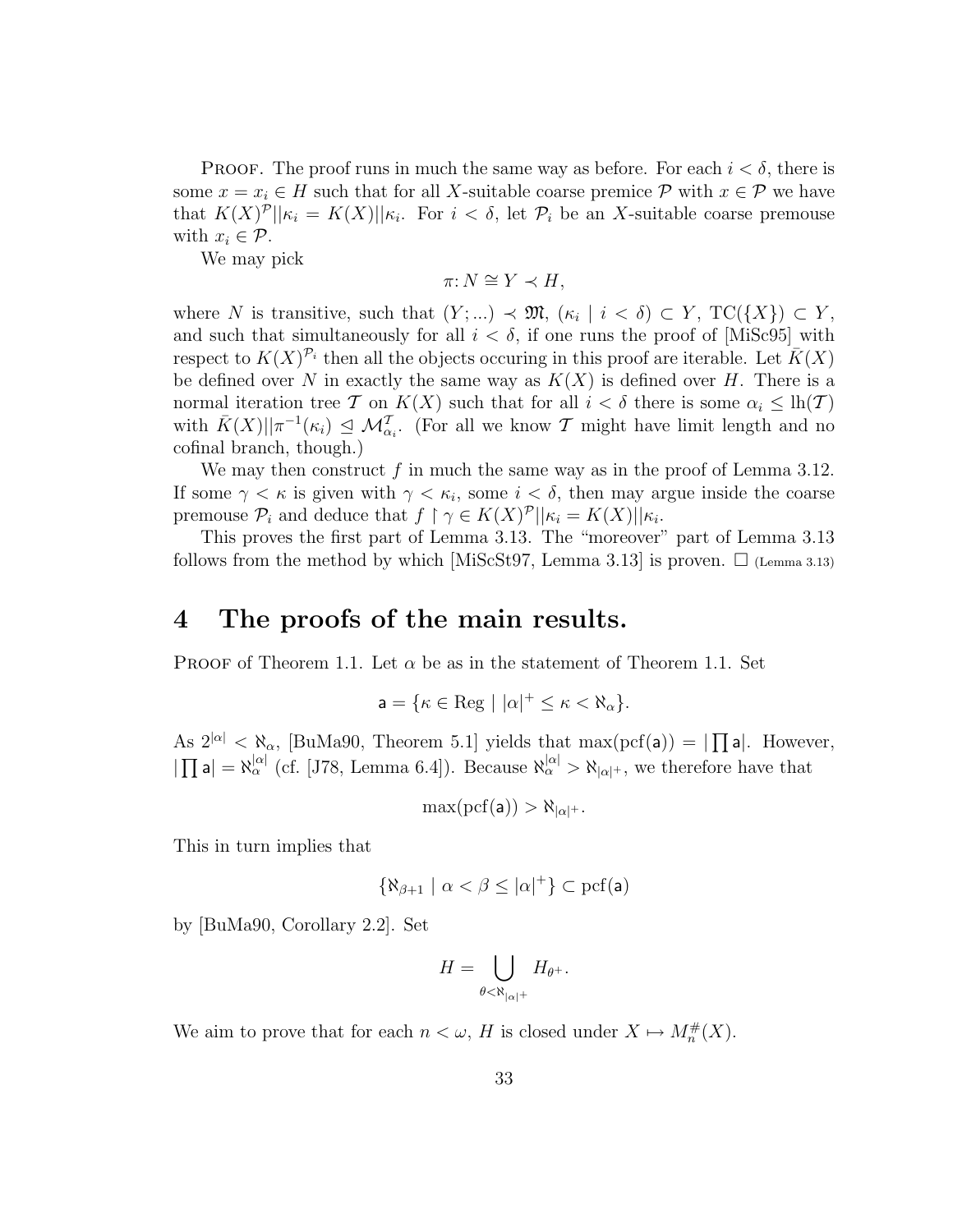PROOF. The proof runs in much the same way as before. For each $i < \delta$, there is some $x = x_i \in H$ such that for all $X$-suitable coarse premice $\mathcal{P}$ with $x \in \mathcal{P}$ we have that $K(X)^{\mathcal{P}}||\kappa_i = K(X)||\kappa_i$. For $i < \delta$, let $\mathcal{P}_i$ be an $X$-suitable coarse premouse with $x_i \in \mathcal{P}$.

We may pick

$$\pi \colon N \cong Y \prec H,$$

where $N$ is transitive, such that $(Y; ...) \prec \mathfrak{M}$, $(\kappa_i \mid i < \delta) \subset Y$, $\mathrm{TC}(\{X\}) \subset Y$, and such that simultaneously for all $i < \delta$, if one runs the proof of [MiSc95] with respect to $K(X)^{\mathcal{P}_i}$ then all the objects occuring in this proof are iterable. Let $\bar{K}(X)$ be defined over $N$ in exactly the same way as $K(X)$ is defined over $H$. There is a normal iteration tree $\mathcal{T}$ on $K(X)$ such that for all $i < \delta$ there is some $\alpha_i \leq \mathrm{lh}(\mathcal{T})$ with $\bar{K}(X)||\pi^{-1}(\kappa_i) \trianglelefteq \mathcal{M}^{\mathcal{T}}_{\alpha_i}$. (For all we know $\mathcal{T}$ might have limit length and no cofinal branch, though.)

We may then construct $f$ in much the same way as in the proof of Lemma 3.12. If some $\gamma < \kappa$ is given with $\gamma < \kappa_i$, some $i < \delta$, then may argue inside the coarse premouse $\mathcal{P}_i$ and deduce that $f \restriction \gamma \in K(X)^{\mathcal{P}}||\kappa_i = K(X)||\kappa_i$.

This proves the first part of Lemma 3.13. The "moreover" part of Lemma 3.13 follows from the method by which [MiScSt97, Lemma 3.13] is proven. $\square$ (Lemma 3.13)

# 4 The proofs of the main results.

PROOF of Theorem 1.1. Let $\alpha$ be as in the statement of Theorem 1.1. Set

$$\mathsf{a} = \{\kappa \in \mathrm{Reg} \mid |\alpha|^+ \leq \kappa < \aleph_\alpha\}.$$

As $2^{|\alpha|} < \aleph_\alpha$, [BuMa90, Theorem 5.1] yields that $\max(\mathrm{pcf}(\mathsf{a})) = |\prod \mathsf{a}|$. However, $|\prod \mathsf{a}| = \aleph_\alpha^{|\alpha|}$ (cf. [J78, Lemma 6.4]). Because $\aleph_\alpha^{|\alpha|} > \aleph_{|\alpha|^+}$, we therefore have that

$$\max(\mathrm{pcf}(\mathsf{a})) > \aleph_{|\alpha|^+}.$$

This in turn implies that

$$\{\aleph_{\beta+1} \mid \alpha < \beta \leq |\alpha|^+\} \subset \mathrm{pcf}(\mathsf{a})$$

by [BuMa90, Corollary 2.2]. Set

$$H = \bigcup_{\theta < \aleph_{|\alpha|^+}} H_{\theta^+}.$$

We aim to prove that for each $n < \omega$, $H$ is closed under $X \mapsto M_n^\#(X)$.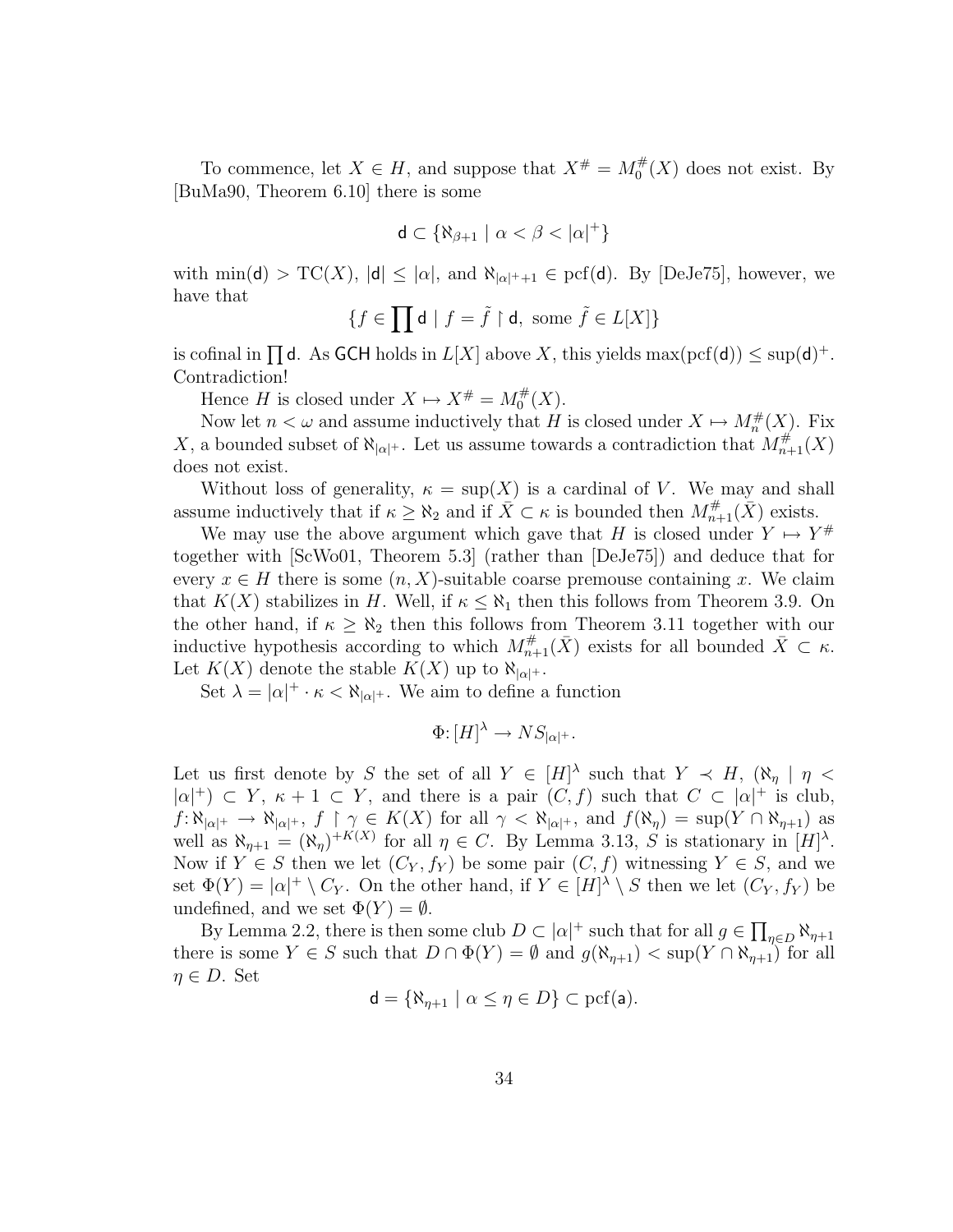To commence, let $X \in H$, and suppose that $X^{\#} = M_0^{\#}(X)$ does not exist. By [BuMa90, Theorem 6.10] there is some

$$\mathsf{d} \subset \{\aleph_{\beta+1} \mid \alpha < \beta < |\alpha|^+\}$$

with $\min(\mathsf{d}) > \mathrm{TC}(X)$, $|\mathsf{d}| \leq |\alpha|$, and $\aleph_{|\alpha|^++1} \in \mathrm{pcf}(\mathsf{d})$. By [DeJe75], however, we have that

$$\{f \in \prod \mathsf{d} \mid f = \tilde{f} \upharpoonright \mathsf{d}, \text{ some } \tilde{f} \in L[X]\}$$

is cofinal in $\prod \mathsf{d}$. As $\mathsf{GCH}$ holds in $L[X]$ above $X$, this yields $\max(\mathrm{pcf}(\mathsf{d})) \leq \sup(\mathsf{d})^+$. Contradiction!

Hence $H$ is closed under $X \mapsto X^{\#} = M_0^{\#}(X)$.

Now let $n < \omega$ and assume inductively that $H$ is closed under $X \mapsto M_n^{\#}(X)$. Fix $X$, a bounded subset of $\aleph_{|\alpha|^+}$. Let us assume towards a contradiction that $M_{n+1}^{\#}(X)$ does not exist.

Without loss of generality, $\kappa = \sup(X)$ is a cardinal of $V$. We may and shall assume inductively that if $\kappa \geq \aleph_2$ and if $\bar{X} \subset \kappa$ is bounded then $M_{n+1}^{\#}(\bar{X})$ exists.

We may use the above argument which gave that $H$ is closed under $Y \mapsto Y^{\#}$ together with [ScWo01, Theorem 5.3] (rather than [DeJe75]) and deduce that for every $x \in H$ there is some $(n, X)$-suitable coarse premouse containing $x$. We claim that $K(X)$ stabilizes in $H$. Well, if $\kappa \leq \aleph_1$ then this follows from Theorem 3.9. On the other hand, if $\kappa \geq \aleph_2$ then this follows from Theorem 3.11 together with our inductive hypothesis according to which $M_{n+1}^{\#}(\bar{X})$ exists for all bounded $\bar{X} \subset \kappa$. Let $K(X)$ denote the stable $K(X)$ up to $\aleph_{|\alpha|^+}$.

Set $\lambda = |\alpha|^+ \cdot \kappa < \aleph_{|\alpha|^+}$. We aim to define a function

$$\Phi \colon [H]^\lambda \to NS_{|\alpha|^+}.$$

Let us first denote by $S$ the set of all $Y \in [H]^\lambda$ such that $Y \prec H$, $(\aleph_\eta \mid \eta < |\alpha|^+) \subset Y$, $\kappa + 1 \subset Y$, and there is a pair $(C, f)$ such that $C \subset |\alpha|^+$ is club, $f \colon \aleph_{|\alpha|^+} \to \aleph_{|\alpha|^+}$, $f \upharpoonright \gamma \in K(X)$ for all $\gamma < \aleph_{|\alpha|^+}$, and $f(\aleph_\eta) = \sup(Y \cap \aleph_{\eta+1})$ as well as $\aleph_{\eta+1} = (\aleph_\eta)^{+K(X)}$ for all $\eta \in C$. By Lemma 3.13, $S$ is stationary in $[H]^\lambda$. Now if $Y \in S$ then we let $(C_Y, f_Y)$ be some pair $(C, f)$ witnessing $Y \in S$, and we set $\Phi(Y) = |\alpha|^+ \setminus C_Y$. On the other hand, if $Y \in [H]^\lambda \setminus S$ then we let $(C_Y, f_Y)$ be undefined, and we set $\Phi(Y) = \emptyset$.

By Lemma 2.2, there is then some club $D \subset |\alpha|^+$ such that for all $g \in \prod_{\eta \in D} \aleph_{\eta+1}$ there is some $Y \in S$ such that $D \cap \Phi(Y) = \emptyset$ and $g(\aleph_{\eta+1}) < \sup(Y \cap \aleph_{\eta+1})$ for all $\eta \in D$. Set

$$\mathsf{d} = \{\aleph_{\eta+1} \mid \alpha \leq \eta \in D\} \subset \mathrm{pcf}(\mathsf{a}).$$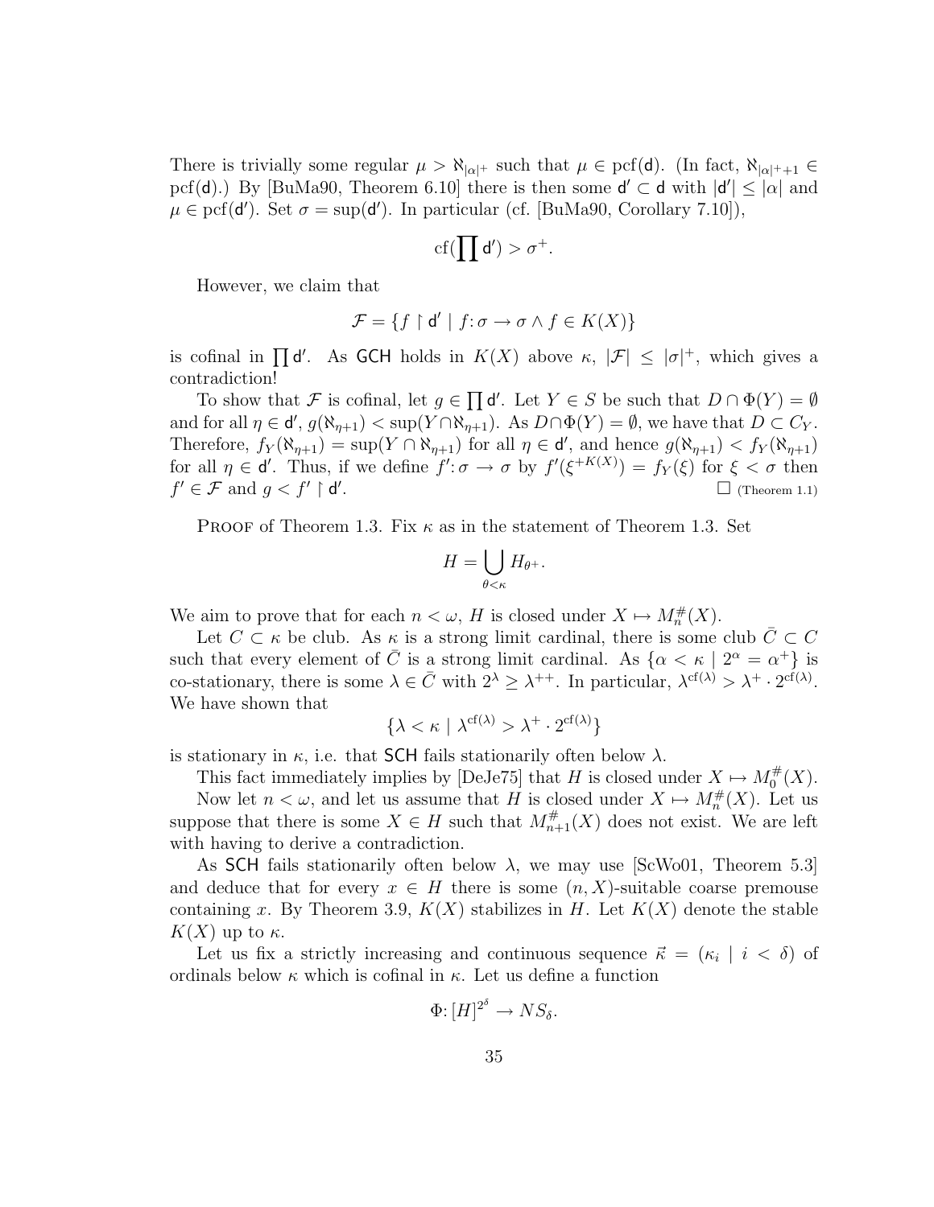There is trivially some regular $\mu > \aleph_{|\alpha|^+}$ such that $\mu \in \mathrm{pcf}(\mathsf{d})$. (In fact, $\aleph_{|\alpha|^++1} \in \mathrm{pcf}(\mathsf{d})$.) By [BuMa90, Theorem 6.10] there is then some $\mathsf{d}' \subset \mathsf{d}$ with $|\mathsf{d}'| \leq |\alpha|$ and $\mu \in \mathrm{pcf}(\mathsf{d}')$. Set $\sigma = \sup(\mathsf{d}')$. In particular (cf. [BuMa90, Corollary 7.10]),

$$\mathrm{cf}(\prod \mathsf{d}') > \sigma^+.$$

However, we claim that

$$\mathcal{F} = \{f \restriction \mathsf{d}' \mid f\colon \sigma \to \sigma \wedge f \in K(X)\}$$

is cofinal in $\prod \mathsf{d}'$. As $\mathsf{GCH}$ holds in $K(X)$ above $\kappa$, $|\mathcal{F}| \leq |\sigma|^+$, which gives a contradiction!

To show that $\mathcal{F}$ is cofinal, let $g \in \prod \mathsf{d}'$. Let $Y \in S$ be such that $D \cap \Phi(Y) = \emptyset$ and for all $\eta \in \mathsf{d}'$, $g(\aleph_{\eta+1}) < \sup(Y \cap \aleph_{\eta+1})$. As $D \cap \Phi(Y) = \emptyset$, we have that $D \subset C_Y$. Therefore, $f_Y(\aleph_{\eta+1}) = \sup(Y \cap \aleph_{\eta+1})$ for all $\eta \in \mathsf{d}'$, and hence $g(\aleph_{\eta+1}) < f_Y(\aleph_{\eta+1})$ for all $\eta \in \mathsf{d}'$. Thus, if we define $f'\colon \sigma \to \sigma$ by $f'(\xi^{+K(X)}) = f_Y(\xi)$ for $\xi < \sigma$ then $f' \in \mathcal{F}$ and $g < f' \restriction \mathsf{d}'$. □ (Theorem 1.1)

Proof of Theorem 1.3. Fix $\kappa$ as in the statement of Theorem 1.3. Set

$$H = \bigcup_{\theta < \kappa} H_{\theta^+}.$$

We aim to prove that for each $n < \omega$, $H$ is closed under $X \mapsto M_n^\#(X)$.

Let $C \subset \kappa$ be club. As $\kappa$ is a strong limit cardinal, there is some club $\bar{C} \subset C$ such that every element of $\bar{C}$ is a strong limit cardinal. As $\{\alpha < \kappa \mid 2^\alpha = \alpha^+\}$ is co-stationary, there is some $\lambda \in \bar{C}$ with $2^\lambda \geq \lambda^{++}$. In particular, $\lambda^{\mathrm{cf}(\lambda)} > \lambda^+ \cdot 2^{\mathrm{cf}(\lambda)}$. We have shown that

$$\{\lambda < \kappa \mid \lambda^{\mathrm{cf}(\lambda)} > \lambda^+ \cdot 2^{\mathrm{cf}(\lambda)}\}$$

is stationary in $\kappa$, i.e. that $\mathsf{SCH}$ fails stationarily often below $\lambda$.

This fact immediately implies by [DeJe75] that $H$ is closed under $X \mapsto M_0^\#(X)$.

Now let $n < \omega$, and let us assume that $H$ is closed under $X \mapsto M_n^\#(X)$. Let us suppose that there is some $X \in H$ such that $M_{n+1}^\#(X)$ does not exist. We are left with having to derive a contradiction.

As $\mathsf{SCH}$ fails stationarily often below $\lambda$, we may use [ScWo01, Theorem 5.3] and deduce that for every $x \in H$ there is some $(n, X)$-suitable coarse premouse containing $x$. By Theorem 3.9, $K(X)$ stabilizes in $H$. Let $K(X)$ denote the stable $K(X)$ up to $\kappa$.

Let us fix a strictly increasing and continuous sequence $\vec{\kappa} = (\kappa_i \mid i < \delta)$ of ordinals below $\kappa$ which is cofinal in $\kappa$. Let us define a function

$$\Phi\colon [H]^{2^\delta} \to NS_\delta.$$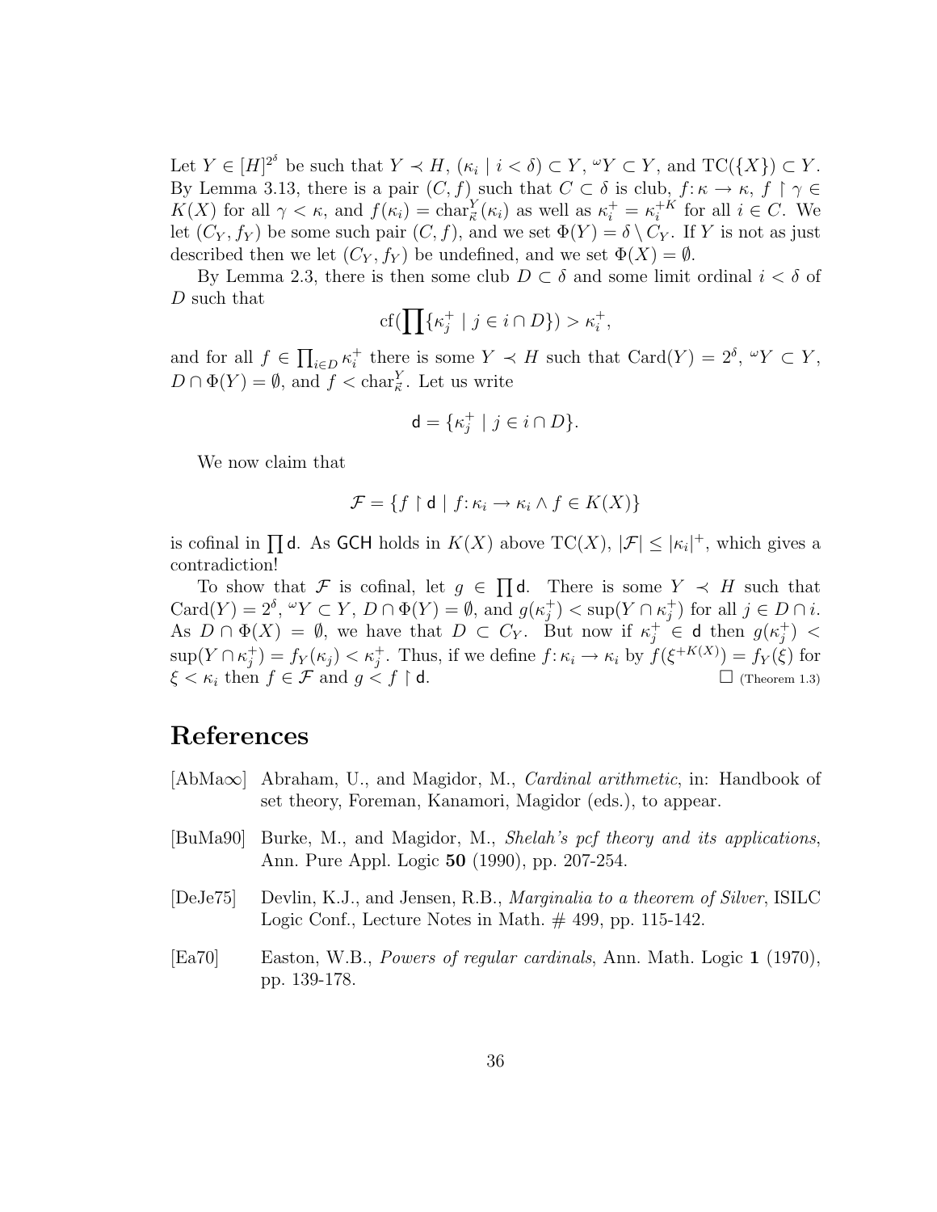Let $Y \in [H]^{2^\delta}$ be such that $Y \prec H$, $(\kappa_i \mid i < \delta) \subset Y$, ${}^\omega Y \subset Y$, and $\mathrm{TC}(\{X\}) \subset Y$. By Lemma 3.13, there is a pair $(C, f)$ such that $C \subset \delta$ is club, $f\colon \kappa \to \kappa$, $f \upharpoonright \gamma \in K(X)$ for all $\gamma < \kappa$, and $f(\kappa_i) = \mathrm{char}^Y_{\vec{\kappa}}(\kappa_i)$ as well as $\kappa_i^+ = \kappa_i^{+K}$ for all $i \in C$. We let $(C_Y, f_Y)$ be some such pair $(C, f)$, and we set $\Phi(Y) = \delta \setminus C_Y$. If $Y$ is not as just described then we let $(C_Y, f_Y)$ be undefined, and we set $\Phi(X) = \emptyset$.

By Lemma 2.3, there is then some club $D \subset \delta$ and some limit ordinal $i < \delta$ of $D$ such that

$$\mathrm{cf}(\prod\{\kappa_j^+ \mid j \in i \cap D\}) > \kappa_i^+,$$

and for all $f \in \prod_{i \in D} \kappa_i^+$ there is some $Y \prec H$ such that $\mathrm{Card}(Y) = 2^\delta$, ${}^\omega Y \subset Y$, $D \cap \Phi(Y) = \emptyset$, and $f < \mathrm{char}^Y_{\vec{\kappa}}$. Let us write

$$\mathsf{d} = \{\kappa_j^+ \mid j \in i \cap D\}.$$

We now claim that

$$\mathcal{F} = \{f \upharpoonright \mathsf{d} \mid f\colon \kappa_i \to \kappa_i \wedge f \in K(X)\}$$

is cofinal in $\prod \mathsf{d}$. As $\mathsf{GCH}$ holds in $K(X)$ above $\mathrm{TC}(X)$, $|\mathcal{F}| \leq |\kappa_i|^+$, which gives a contradiction!

To show that $\mathcal{F}$ is cofinal, let $g \in \prod \mathsf{d}$. There is some $Y \prec H$ such that $\mathrm{Card}(Y) = 2^\delta$, ${}^\omega Y \subset Y$, $D \cap \Phi(Y) = \emptyset$, and $g(\kappa_j^+) < \sup(Y \cap \kappa_j^+)$ for all $j \in D \cap i$. As $D \cap \Phi(X) = \emptyset$, we have that $D \subset C_Y$. But now if $\kappa_j^+ \in \mathsf{d}$ then $g(\kappa_j^+) < \sup(Y \cap \kappa_j^+) = f_Y(\kappa_j) < \kappa_j^+$. Thus, if we define $f\colon \kappa_i \to \kappa_i$ by $f(\xi^{+K(X)}) = f_Y(\xi)$ for $\xi < \kappa_i$ then $f \in \mathcal{F}$ and $g < f \upharpoonright \mathsf{d}$. $\square$ (Theorem 1.3)

# References

[AbMa∞] Abraham, U., and Magidor, M., *Cardinal arithmetic*, in: Handbook of set theory, Foreman, Kanamori, Magidor (eds.), to appear.

[BuMa90] Burke, M., and Magidor, M., *Shelah's pcf theory and its applications*, Ann. Pure Appl. Logic **50** (1990), pp. 207-254.

[DeJe75] Devlin, K.J., and Jensen, R.B., *Marginalia to a theorem of Silver*, ISILC Logic Conf., Lecture Notes in Math. # 499, pp. 115-142.

[Ea70] Easton, W.B., *Powers of regular cardinals*, Ann. Math. Logic **1** (1970), pp. 139-178.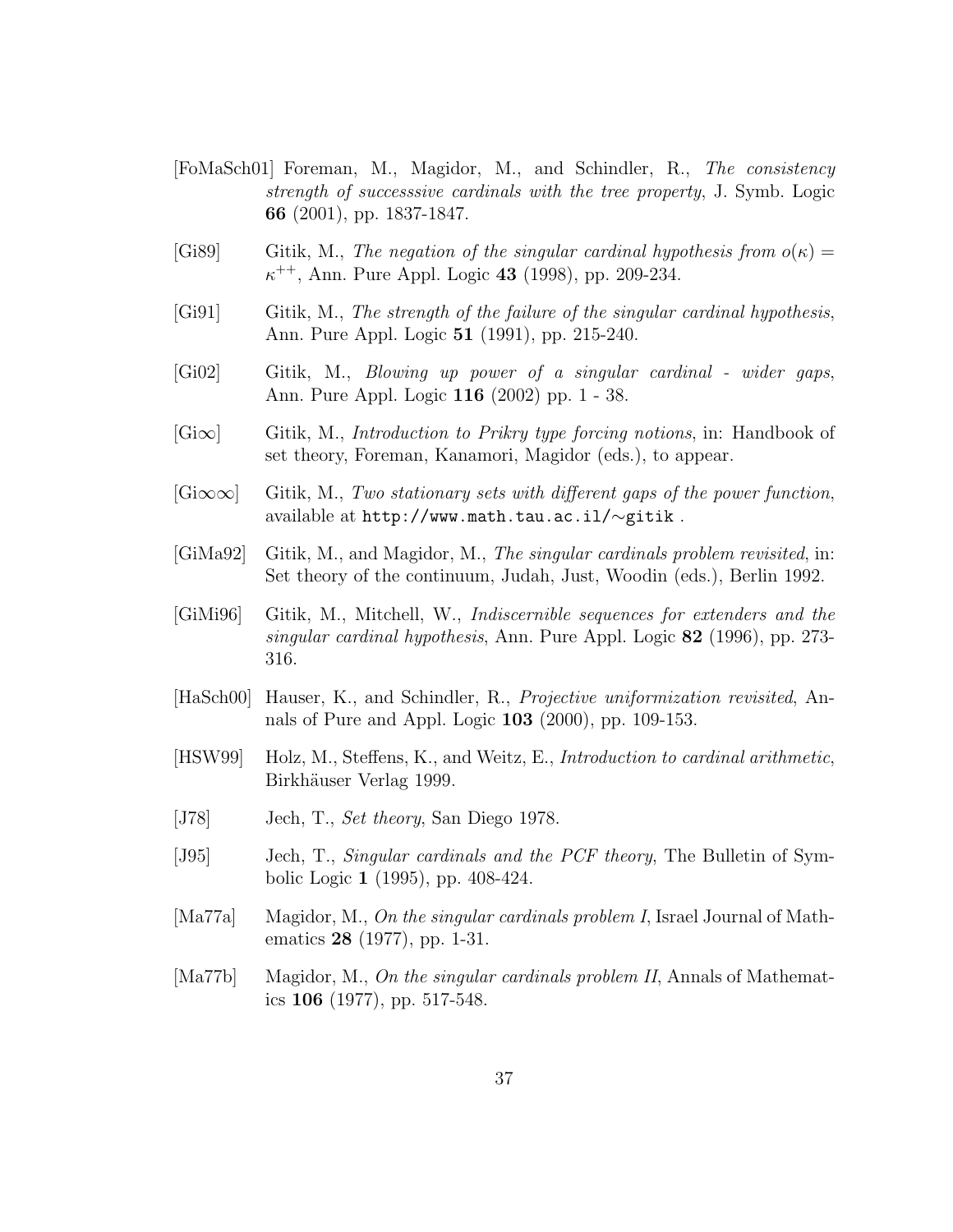[FoMaSch01] Foreman, M., Magidor, M., and Schindler, R., *The consistency strength of successsive cardinals with the tree property*, J. Symb. Logic **66** (2001), pp. 1837-1847.

[Gi89] Gitik, M., *The negation of the singular cardinal hypothesis from $o(\kappa) = \kappa^{++}$*, Ann. Pure Appl. Logic **43** (1998), pp. 209-234.

[Gi91] Gitik, M., *The strength of the failure of the singular cardinal hypothesis*, Ann. Pure Appl. Logic **51** (1991), pp. 215-240.

[Gi02] Gitik, M., *Blowing up power of a singular cardinal - wider gaps*, Ann. Pure Appl. Logic **116** (2002) pp. 1 - 38.

[Gi$\infty$] Gitik, M., *Introduction to Prikry type forcing notions*, in: Handbook of set theory, Foreman, Kanamori, Magidor (eds.), to appear.

[Gi$\infty\infty$] Gitik, M., *Two stationary sets with different gaps of the power function*, available at `http://www.math.tau.ac.il/~gitik` .

[GiMa92] Gitik, M., and Magidor, M., *The singular cardinals problem revisited*, in: Set theory of the continuum, Judah, Just, Woodin (eds.), Berlin 1992.

[GiMi96] Gitik, M., Mitchell, W., *Indiscernible sequences for extenders and the singular cardinal hypothesis*, Ann. Pure Appl. Logic **82** (1996), pp. 273-316.

[HaSch00] Hauser, K., and Schindler, R., *Projective uniformization revisited*, Annals of Pure and Appl. Logic **103** (2000), pp. 109-153.

[HSW99] Holz, M., Steffens, K., and Weitz, E., *Introduction to cardinal arithmetic*, Birkhäuser Verlag 1999.

[J78] Jech, T., *Set theory*, San Diego 1978.

[J95] Jech, T., *Singular cardinals and the PCF theory*, The Bulletin of Symbolic Logic **1** (1995), pp. 408-424.

[Ma77a] Magidor, M., *On the singular cardinals problem I*, Israel Journal of Mathematics **28** (1977), pp. 1-31.

[Ma77b] Magidor, M., *On the singular cardinals problem II*, Annals of Mathematics **106** (1977), pp. 517-548.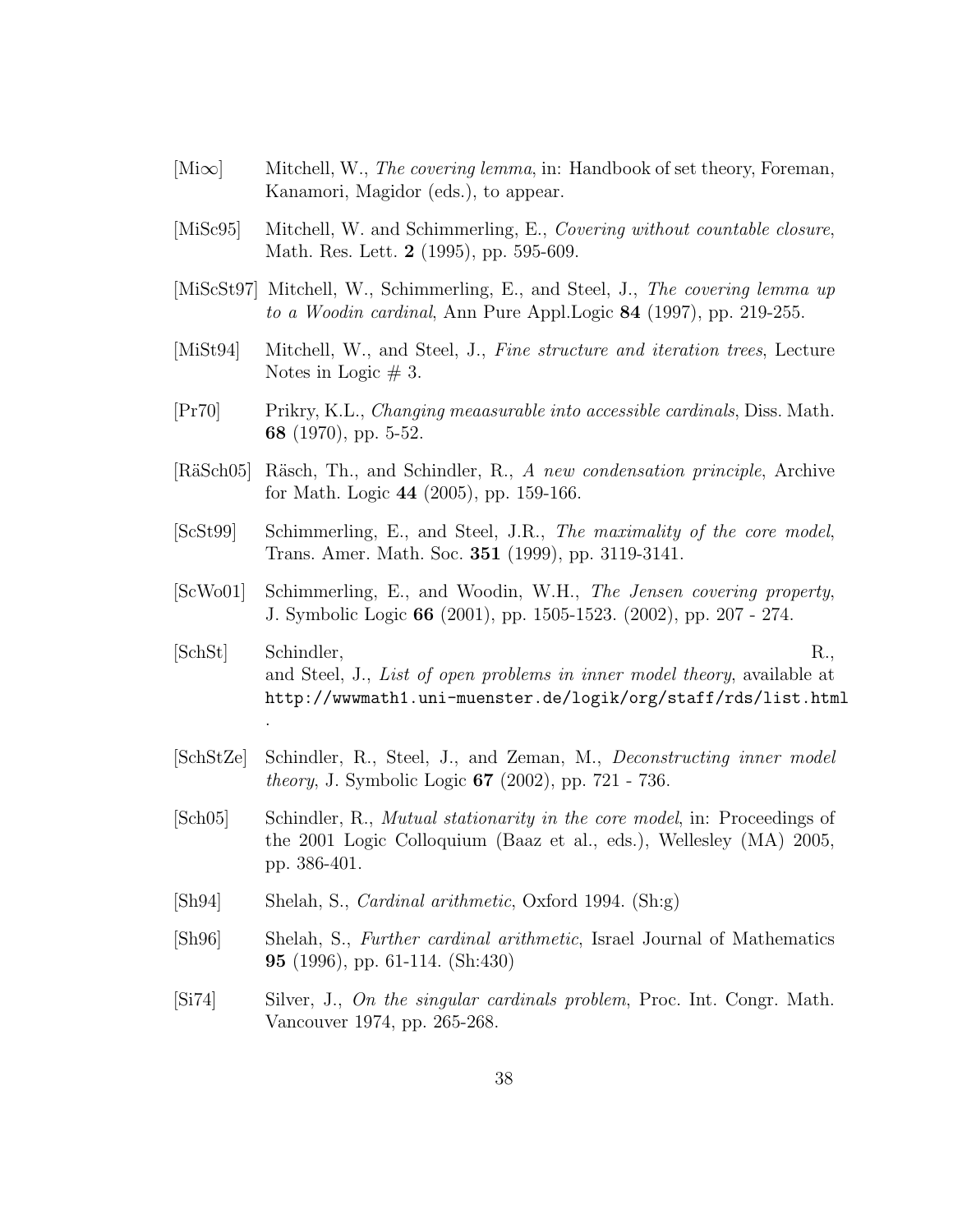[Mi∞] Mitchell, W., *The covering lemma*, in: Handbook of set theory, Foreman, Kanamori, Magidor (eds.), to appear.

[MiSc95] Mitchell, W. and Schimmerling, E., *Covering without countable closure*, Math. Res. Lett. **2** (1995), pp. 595-609.

[MiScSt97] Mitchell, W., Schimmerling, E., and Steel, J., *The covering lemma up to a Woodin cardinal*, Ann Pure Appl.Logic **84** (1997), pp. 219-255.

[MiSt94] Mitchell, W., and Steel, J., *Fine structure and iteration trees*, Lecture Notes in Logic # 3.

[Pr70] Prikry, K.L., *Changing meaasurable into accessible cardinals*, Diss. Math. **68** (1970), pp. 5-52.

[RäSch05] Räsch, Th., and Schindler, R., *A new condensation principle*, Archive for Math. Logic **44** (2005), pp. 159-166.

[ScSt99] Schimmerling, E., and Steel, J.R., *The maximality of the core model*, Trans. Amer. Math. Soc. **351** (1999), pp. 3119-3141.

[ScWo01] Schimmerling, E., and Woodin, W.H., *The Jensen covering property*, J. Symbolic Logic **66** (2001), pp. 1505-1523. (2002), pp. 207 - 274.

[SchSt] Schindler, R., and Steel, J., *List of open problems in inner model theory*, available at `http://wwwmath1.uni-muenster.de/logik/org/staff/rds/list.html` .

[SchStZe] Schindler, R., Steel, J., and Zeman, M., *Deconstructing inner model theory*, J. Symbolic Logic **67** (2002), pp. 721 - 736.

[Sch05] Schindler, R., *Mutual stationarity in the core model*, in: Proceedings of the 2001 Logic Colloquium (Baaz et al., eds.), Wellesley (MA) 2005, pp. 386-401.

[Sh94] Shelah, S., *Cardinal arithmetic*, Oxford 1994. (Sh:g)

[Sh96] Shelah, S., *Further cardinal arithmetic*, Israel Journal of Mathematics **95** (1996), pp. 61-114. (Sh:430)

[Si74] Silver, J., *On the singular cardinals problem*, Proc. Int. Congr. Math. Vancouver 1974, pp. 265-268.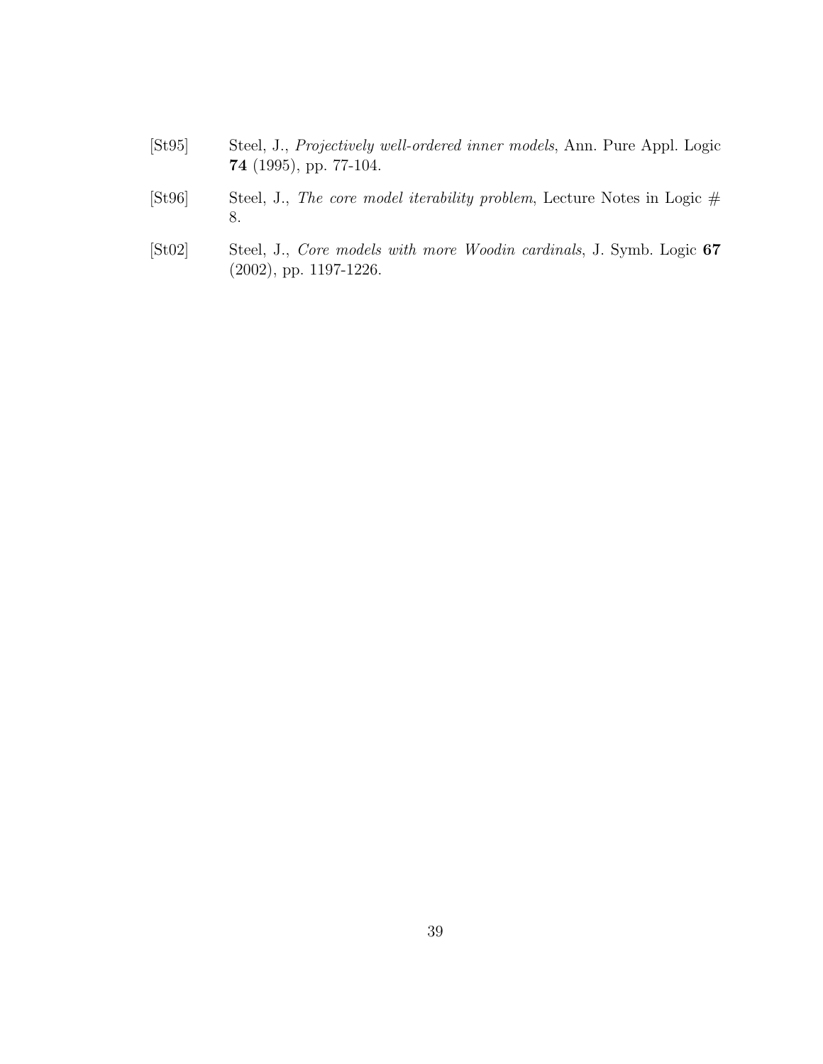[St95] Steel, J., *Projectively well-ordered inner models*, Ann. Pure Appl. Logic **74** (1995), pp. 77-104.

[St96] Steel, J., *The core model iterability problem*, Lecture Notes in Logic # 8.

[St02] Steel, J., *Core models with more Woodin cardinals*, J. Symb. Logic **67** (2002), pp. 1197-1226.